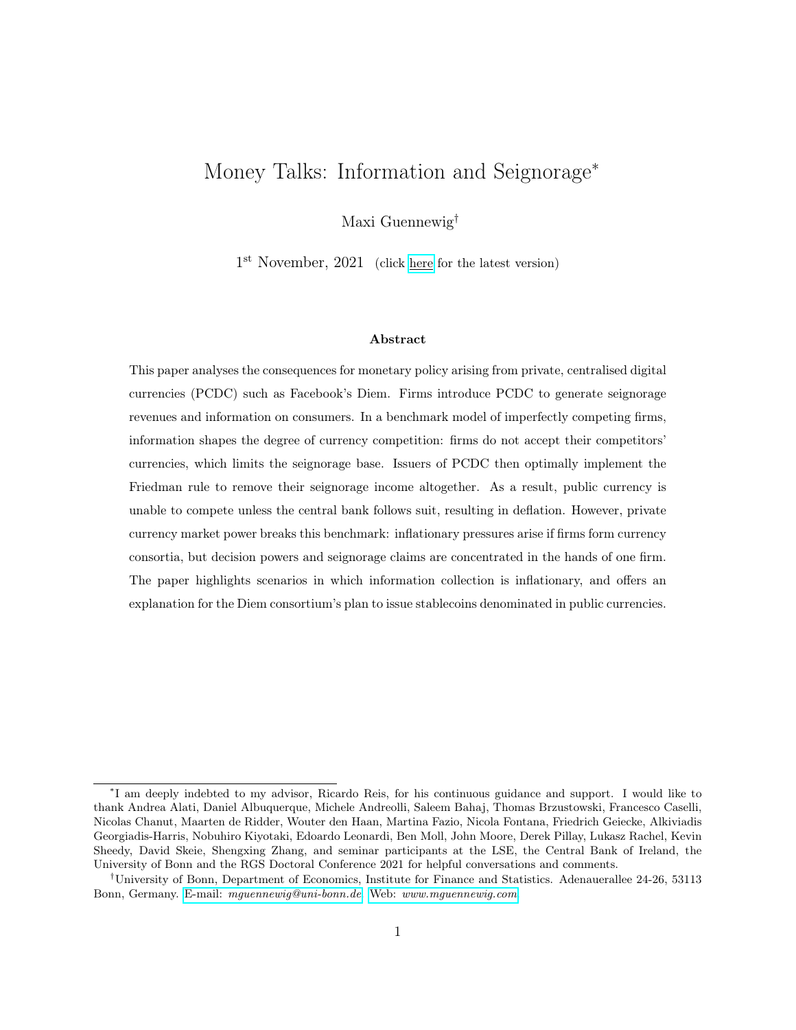# Money Talks: Information and Seignorage[*]

Maxi Guennewig[†]

1st November, 2021 (click here for the latest version)

### Abstract

This paper analyses the consequences for monetary policy arising from private, centralised digital currencies (PCDC) such as Facebook's Diem. Firms introduce PCDC to generate seignorage revenues and information on consumers. In a benchmark model of imperfectly competing firms, information shapes the degree of currency competition: firms do not accept their competitors' currencies, which limits the seignorage base. Issuers of PCDC then optimally implement the Friedman rule to remove their seignorage income altogether. As a result, public currency is unable to compete unless the central bank follows suit, resulting in deflation. However, private currency market power breaks this benchmark: inflationary pressures arise if firms form currency consortia, but decision powers and seignorage claims are concentrated in the hands of one firm. The paper highlights scenarios in which information collection is inflationary, and offers an explanation for the Diem consortium's plan to issue stablecoins denominated in public currencies.

---

[*] I am deeply indebted to my advisor, Ricardo Reis, for his continuous guidance and support. I would like to thank Andrea Alati, Daniel Albuquerque, Michele Andreolli, Saleem Bahaj, Thomas Brzustowski, Francesco Caselli, Nicolas Chanut, Maarten de Ridder, Wouter den Haan, Martina Fazio, Nicola Fontana, Friedrich Geiecke, Alkiviadis Georgiadis-Harris, Nobuhiro Kiyotaki, Edoardo Leonardi, Ben Moll, John Moore, Derek Pillay, Lukasz Rachel, Kevin Sheedy, David Skeie, Shengxing Zhang, and seminar participants at the LSE, the Central Bank of Ireland, the University of Bonn and the RGS Doctoral Conference 2021 for helpful conversations and comments.

[†] University of Bonn, Department of Economics, Institute for Finance and Statistics. Adenauerallee 24-26, 53113 Bonn, Germany. E-mail: *mguennewig@uni-bonn.de* Web: *www.mguennewig.com*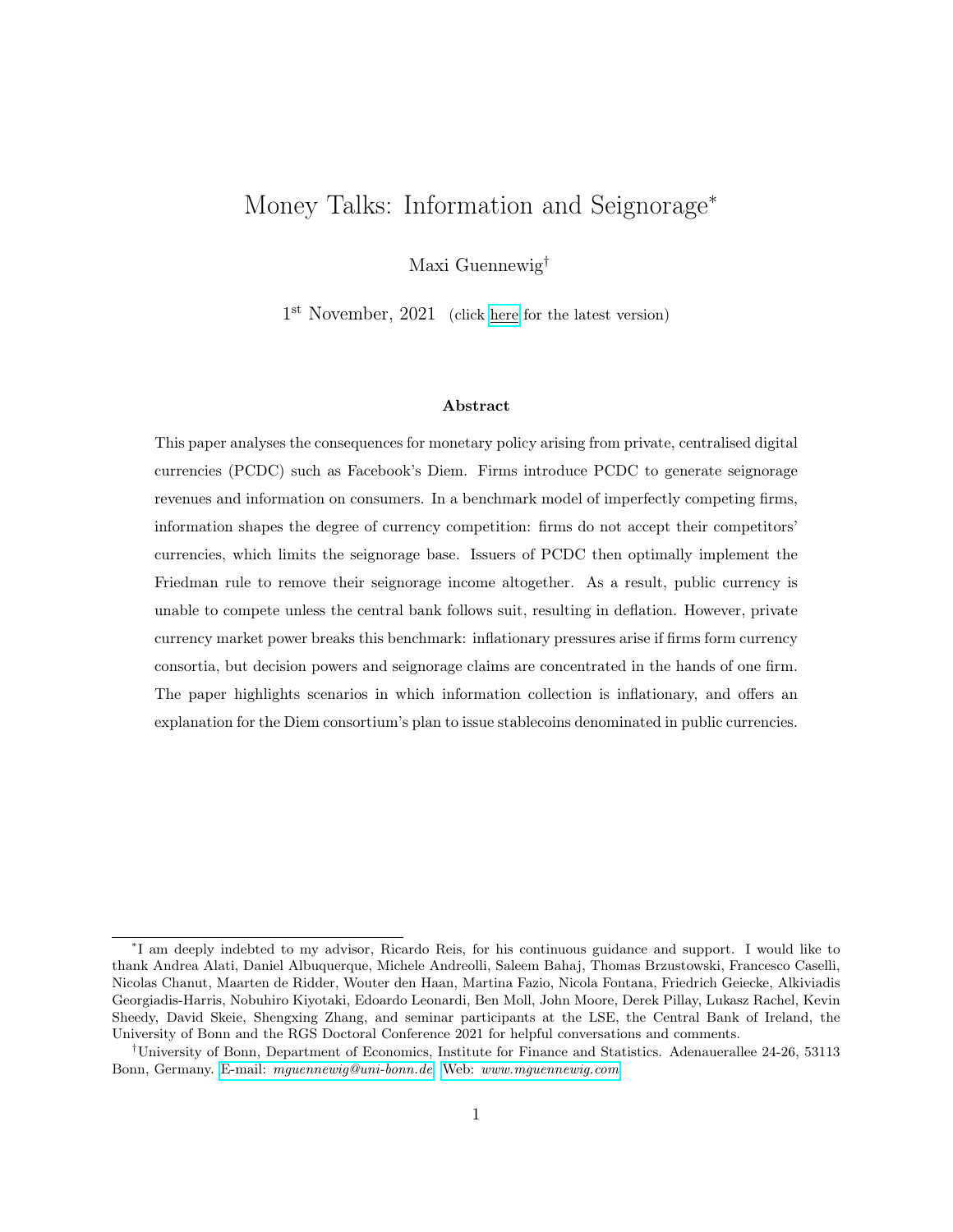# Money Talks: Information and Seignorage[*]

Maxi Guennewig[†]

1[st] November, 2021 (click here for the latest version)

### Abstract

This paper analyses the consequences for monetary policy arising from private, centralised digital currencies (PCDC) such as Facebook's Diem. Firms introduce PCDC to generate seignorage revenues and information on consumers. In a benchmark model of imperfectly competing firms, information shapes the degree of currency competition: firms do not accept their competitors' currencies, which limits the seignorage base. Issuers of PCDC then optimally implement the Friedman rule to remove their seignorage income altogether. As a result, public currency is unable to compete unless the central bank follows suit, resulting in deflation. However, private currency market power breaks this benchmark: inflationary pressures arise if firms form currency consortia, but decision powers and seignorage claims are concentrated in the hands of one firm. The paper highlights scenarios in which information collection is inflationary, and offers an explanation for the Diem consortium's plan to issue stablecoins denominated in public currencies.

---

[*]I am deeply indebted to my advisor, Ricardo Reis, for his continuous guidance and support. I would like to thank Andrea Alati, Daniel Albuquerque, Michele Andreolli, Saleem Bahaj, Thomas Brzustowski, Francesco Caselli, Nicolas Chanut, Maarten de Ridder, Wouter den Haan, Martina Fazio, Nicola Fontana, Friedrich Geiecke, Alkiviadis Georgiadis-Harris, Nobuhiro Kiyotaki, Edoardo Leonardi, Ben Moll, John Moore, Derek Pillay, Lukasz Rachel, Kevin Sheedy, David Skeie, Shengxing Zhang, and seminar participants at the LSE, the Central Bank of Ireland, the University of Bonn and the RGS Doctoral Conference 2021 for helpful conversations and comments.

[†]University of Bonn, Department of Economics, Institute for Finance and Statistics. Adenauerallee 24-26, 53113 Bonn, Germany. E-mail: *mguennewig@uni-bonn.de* Web: *www.mguennewig.com*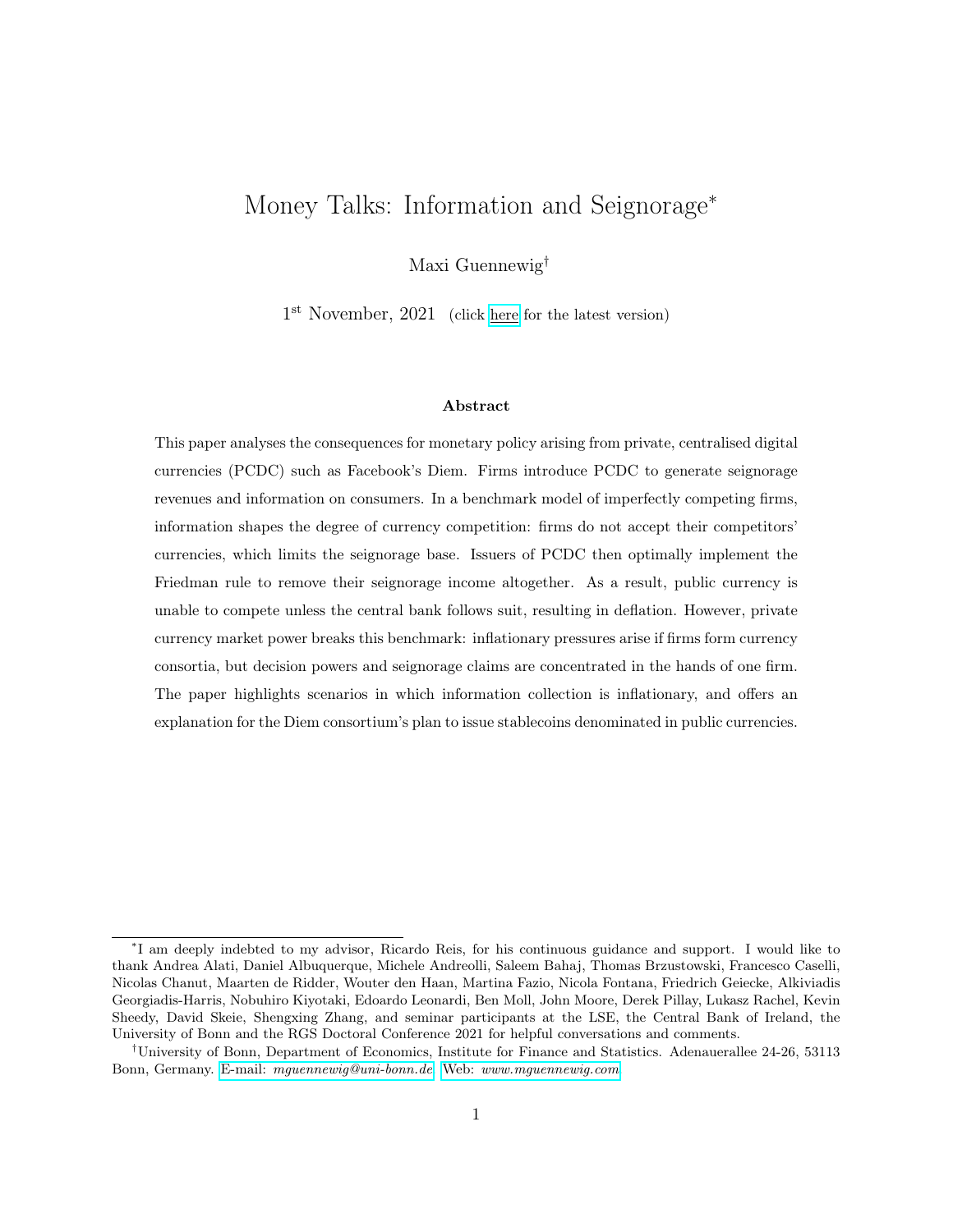# Money Talks: Information and Seignorage[*]

Maxi Guennewig[†]

1[st] November, 2021 (click here for the latest version)

### Abstract

This paper analyses the consequences for monetary policy arising from private, centralised digital currencies (PCDC) such as Facebook's Diem. Firms introduce PCDC to generate seignorage revenues and information on consumers. In a benchmark model of imperfectly competing firms, information shapes the degree of currency competition: firms do not accept their competitors' currencies, which limits the seignorage base. Issuers of PCDC then optimally implement the Friedman rule to remove their seignorage income altogether. As a result, public currency is unable to compete unless the central bank follows suit, resulting in deflation. However, private currency market power breaks this benchmark: inflationary pressures arise if firms form currency consortia, but decision powers and seignorage claims are concentrated in the hands of one firm. The paper highlights scenarios in which information collection is inflationary, and offers an explanation for the Diem consortium's plan to issue stablecoins denominated in public currencies.

---

[*]I am deeply indebted to my advisor, Ricardo Reis, for his continuous guidance and support. I would like to thank Andrea Alati, Daniel Albuquerque, Michele Andreolli, Saleem Bahaj, Thomas Brzustowski, Francesco Caselli, Nicolas Chanut, Maarten de Ridder, Wouter den Haan, Martina Fazio, Nicola Fontana, Friedrich Geiecke, Alkiviadis Georgiadis-Harris, Nobuhiro Kiyotaki, Edoardo Leonardi, Ben Moll, John Moore, Derek Pillay, Lukasz Rachel, Kevin Sheedy, David Skeie, Shengxing Zhang, and seminar participants at the LSE, the Central Bank of Ireland, the University of Bonn and the RGS Doctoral Conference 2021 for helpful conversations and comments.

[†]University of Bonn, Department of Economics, Institute for Finance and Statistics. Adenauerallee 24-26, 53113 Bonn, Germany. E-mail: *mguennewig@uni-bonn.de* Web: *www.mguennewig.com*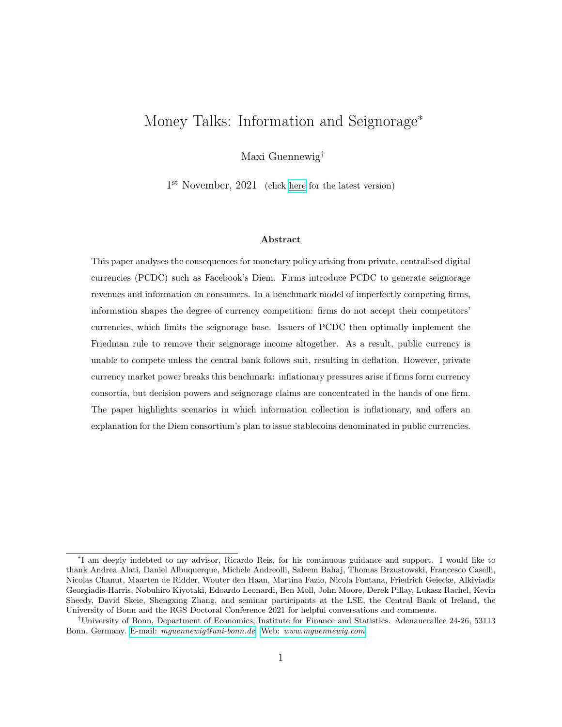# Money Talks: Information and Seignorage*

Maxi Guennewig†

1st November, 2021 (click here for the latest version)

### Abstract

This paper analyses the consequences for monetary policy arising from private, centralised digital currencies (PCDC) such as Facebook's Diem. Firms introduce PCDC to generate seignorage revenues and information on consumers. In a benchmark model of imperfectly competing firms, information shapes the degree of currency competition: firms do not accept their competitors' currencies, which limits the seignorage base. Issuers of PCDC then optimally implement the Friedman rule to remove their seignorage income altogether. As a result, public currency is unable to compete unless the central bank follows suit, resulting in deflation. However, private currency market power breaks this benchmark: inflationary pressures arise if firms form currency consortia, but decision powers and seignorage claims are concentrated in the hands of one firm. The paper highlights scenarios in which information collection is inflationary, and offers an explanation for the Diem consortium's plan to issue stablecoins denominated in public currencies.

---

*I am deeply indebted to my advisor, Ricardo Reis, for his continuous guidance and support. I would like to thank Andrea Alati, Daniel Albuquerque, Michele Andreolli, Saleem Bahaj, Thomas Brzustowski, Francesco Caselli, Nicolas Chanut, Maarten de Ridder, Wouter den Haan, Martina Fazio, Nicola Fontana, Friedrich Geiecke, Alkiviadis Georgiadis-Harris, Nobuhiro Kiyotaki, Edoardo Leonardi, Ben Moll, John Moore, Derek Pillay, Lukasz Rachel, Kevin Sheedy, David Skeie, Shengxing Zhang, and seminar participants at the LSE, the Central Bank of Ireland, the University of Bonn and the RGS Doctoral Conference 2021 for helpful conversations and comments.

†University of Bonn, Department of Economics, Institute for Finance and Statistics. Adenauerallee 24-26, 53113 Bonn, Germany. E-mail: *mguennewig@uni-bonn.de* Web: *www.mguennewig.com*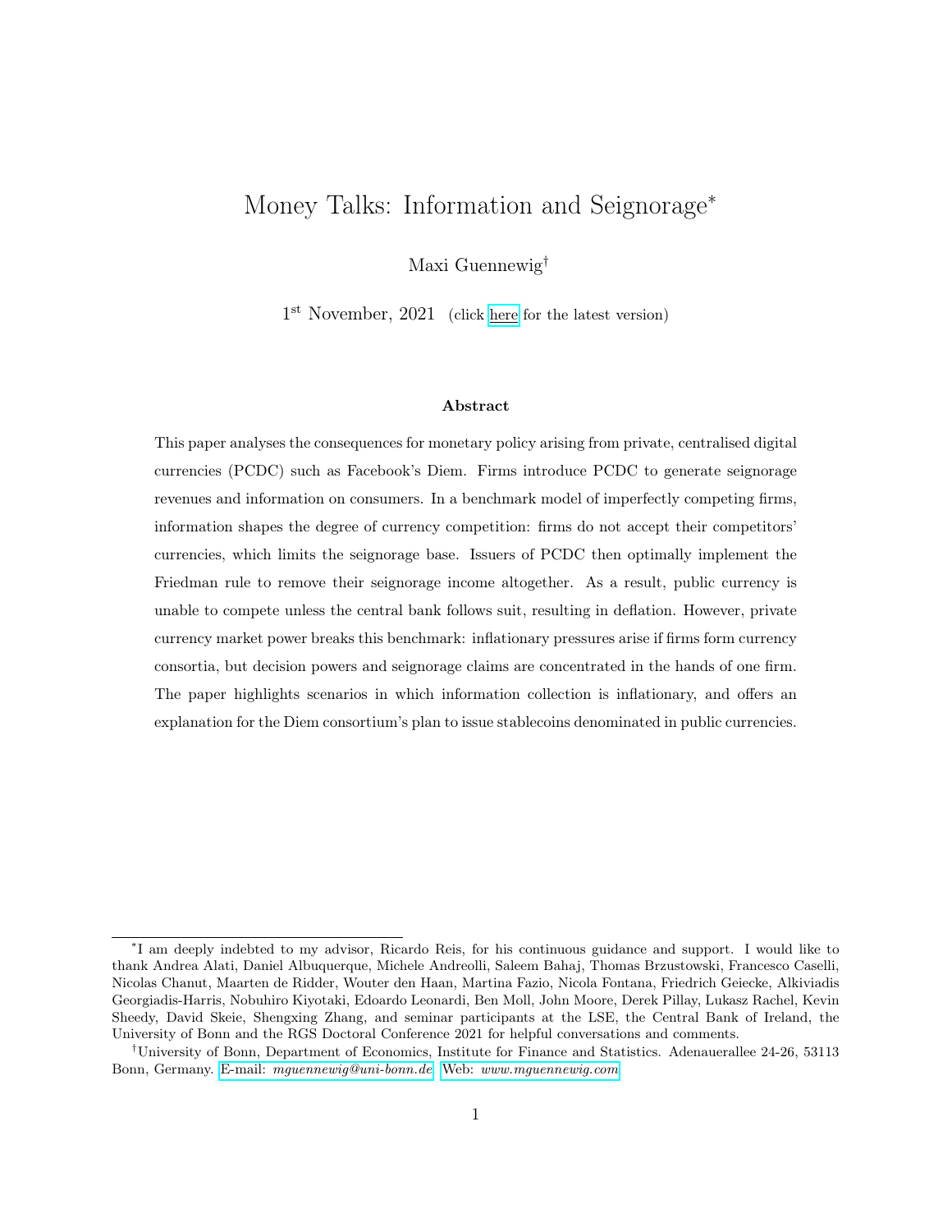# Money Talks: Information and Seignorage*

Maxi Guennewig†

1st November, 2021 (click here for the latest version)

### Abstract

This paper analyses the consequences for monetary policy arising from private, centralised digital currencies (PCDC) such as Facebook's Diem. Firms introduce PCDC to generate seignorage revenues and information on consumers. In a benchmark model of imperfectly competing firms, information shapes the degree of currency competition: firms do not accept their competitors' currencies, which limits the seignorage base. Issuers of PCDC then optimally implement the Friedman rule to remove their seignorage income altogether. As a result, public currency is unable to compete unless the central bank follows suit, resulting in deflation. However, private currency market power breaks this benchmark: inflationary pressures arise if firms form currency consortia, but decision powers and seignorage claims are concentrated in the hands of one firm. The paper highlights scenarios in which information collection is inflationary, and offers an explanation for the Diem consortium's plan to issue stablecoins denominated in public currencies.

---

*I am deeply indebted to my advisor, Ricardo Reis, for his continuous guidance and support. I would like to thank Andrea Alati, Daniel Albuquerque, Michele Andreolli, Saleem Bahaj, Thomas Brzustowski, Francesco Caselli, Nicolas Chanut, Maarten de Ridder, Wouter den Haan, Martina Fazio, Nicola Fontana, Friedrich Geiecke, Alkiviadis Georgiadis-Harris, Nobuhiro Kiyotaki, Edoardo Leonardi, Ben Moll, John Moore, Derek Pillay, Lukasz Rachel, Kevin Sheedy, David Skeie, Shengxing Zhang, and seminar participants at the LSE, the Central Bank of Ireland, the University of Bonn and the RGS Doctoral Conference 2021 for helpful conversations and comments.

†University of Bonn, Department of Economics, Institute for Finance and Statistics. Adenauerallee 24-26, 53113 Bonn, Germany. E-mail: *mguennewig@uni-bonn.de* Web: *www.mguennewig.com*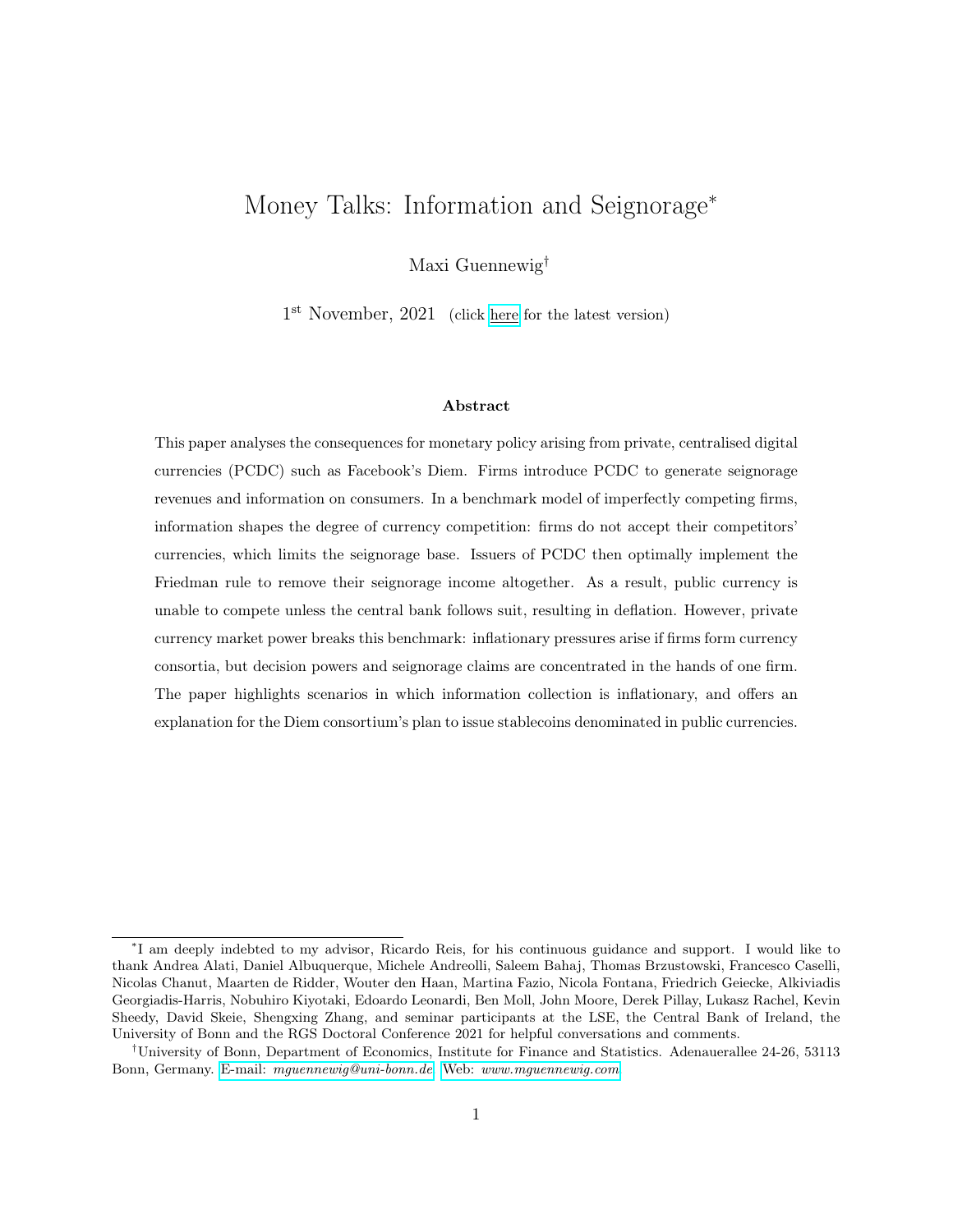# Money Talks: Information and Seignorage*

Maxi Guennewig†

1st November, 2021 (click here for the latest version)

### Abstract

This paper analyses the consequences for monetary policy arising from private, centralised digital currencies (PCDC) such as Facebook's Diem. Firms introduce PCDC to generate seignorage revenues and information on consumers. In a benchmark model of imperfectly competing firms, information shapes the degree of currency competition: firms do not accept their competitors' currencies, which limits the seignorage base. Issuers of PCDC then optimally implement the Friedman rule to remove their seignorage income altogether. As a result, public currency is unable to compete unless the central bank follows suit, resulting in deflation. However, private currency market power breaks this benchmark: inflationary pressures arise if firms form currency consortia, but decision powers and seignorage claims are concentrated in the hands of one firm. The paper highlights scenarios in which information collection is inflationary, and offers an explanation for the Diem consortium's plan to issue stablecoins denominated in public currencies.

---

*I am deeply indebted to my advisor, Ricardo Reis, for his continuous guidance and support. I would like to thank Andrea Alati, Daniel Albuquerque, Michele Andreolli, Saleem Bahaj, Thomas Brzustowski, Francesco Caselli, Nicolas Chanut, Maarten de Ridder, Wouter den Haan, Martina Fazio, Nicola Fontana, Friedrich Geiecke, Alkiviadis Georgiadis-Harris, Nobuhiro Kiyotaki, Edoardo Leonardi, Ben Moll, John Moore, Derek Pillay, Lukasz Rachel, Kevin Sheedy, David Skeie, Shengxing Zhang, and seminar participants at the LSE, the Central Bank of Ireland, the University of Bonn and the RGS Doctoral Conference 2021 for helpful conversations and comments.

†University of Bonn, Department of Economics, Institute for Finance and Statistics. Adenauerallee 24-26, 53113 Bonn, Germany. E-mail: *mguennewig@uni-bonn.de* Web: *www.mguennewig.com*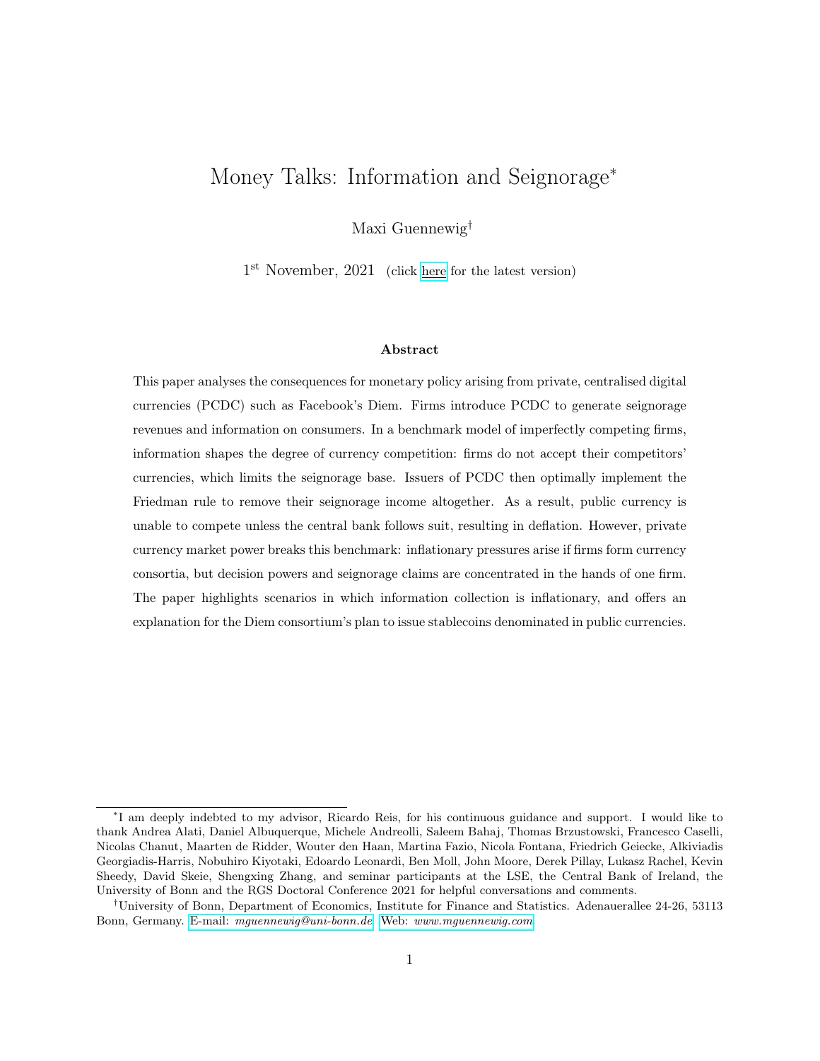# Money Talks: Information and Seignorage[*]

Maxi Guennewig[†]

1[st] November, 2021 (click here for the latest version)

### Abstract

This paper analyses the consequences for monetary policy arising from private, centralised digital currencies (PCDC) such as Facebook's Diem. Firms introduce PCDC to generate seignorage revenues and information on consumers. In a benchmark model of imperfectly competing firms, information shapes the degree of currency competition: firms do not accept their competitors' currencies, which limits the seignorage base. Issuers of PCDC then optimally implement the Friedman rule to remove their seignorage income altogether. As a result, public currency is unable to compete unless the central bank follows suit, resulting in deflation. However, private currency market power breaks this benchmark: inflationary pressures arise if firms form currency consortia, but decision powers and seignorage claims are concentrated in the hands of one firm. The paper highlights scenarios in which information collection is inflationary, and offers an explanation for the Diem consortium's plan to issue stablecoins denominated in public currencies.

---

[*] I am deeply indebted to my advisor, Ricardo Reis, for his continuous guidance and support. I would like to thank Andrea Alati, Daniel Albuquerque, Michele Andreolli, Saleem Bahaj, Thomas Brzustowski, Francesco Caselli, Nicolas Chanut, Maarten de Ridder, Wouter den Haan, Martina Fazio, Nicola Fontana, Friedrich Geiecke, Alkiviadis Georgiadis-Harris, Nobuhiro Kiyotaki, Edoardo Leonardi, Ben Moll, John Moore, Derek Pillay, Lukasz Rachel, Kevin Sheedy, David Skeie, Shengxing Zhang, and seminar participants at the LSE, the Central Bank of Ireland, the University of Bonn and the RGS Doctoral Conference 2021 for helpful conversations and comments.

[†] University of Bonn, Department of Economics, Institute for Finance and Statistics. Adenauerallee 24-26, 53113 Bonn, Germany. E-mail: *mguennewig@uni-bonn.de* Web: *www.mguennewig.com*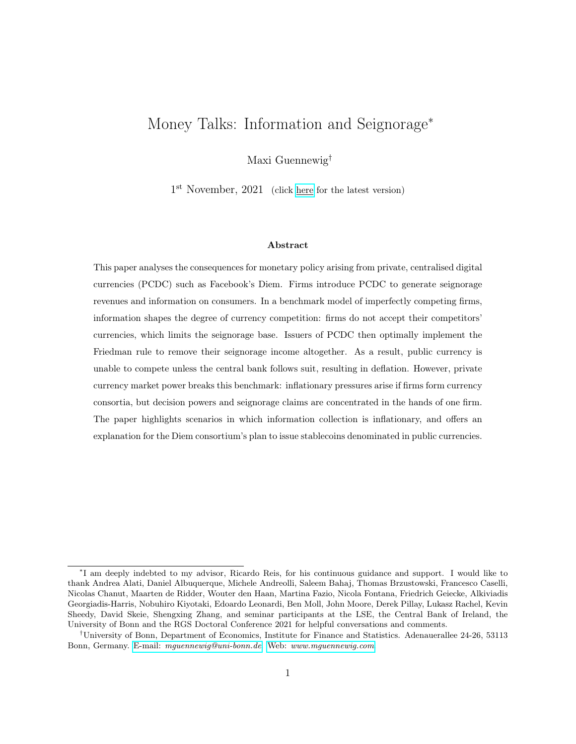# Money Talks: Information and Seignorage[*]

Maxi Guennewig[†]

1[st] November, 2021 (click here for the latest version)

### Abstract

This paper analyses the consequences for monetary policy arising from private, centralised digital currencies (PCDC) such as Facebook's Diem. Firms introduce PCDC to generate seignorage revenues and information on consumers. In a benchmark model of imperfectly competing firms, information shapes the degree of currency competition: firms do not accept their competitors' currencies, which limits the seignorage base. Issuers of PCDC then optimally implement the Friedman rule to remove their seignorage income altogether. As a result, public currency is unable to compete unless the central bank follows suit, resulting in deflation. However, private currency market power breaks this benchmark: inflationary pressures arise if firms form currency consortia, but decision powers and seignorage claims are concentrated in the hands of one firm. The paper highlights scenarios in which information collection is inflationary, and offers an explanation for the Diem consortium's plan to issue stablecoins denominated in public currencies.

---

[*] I am deeply indebted to my advisor, Ricardo Reis, for his continuous guidance and support. I would like to thank Andrea Alati, Daniel Albuquerque, Michele Andreolli, Saleem Bahaj, Thomas Brzustowski, Francesco Caselli, Nicolas Chanut, Maarten de Ridder, Wouter den Haan, Martina Fazio, Nicola Fontana, Friedrich Geiecke, Alkiviadis Georgiadis-Harris, Nobuhiro Kiyotaki, Edoardo Leonardi, Ben Moll, John Moore, Derek Pillay, Lukasz Rachel, Kevin Sheedy, David Skeie, Shengxing Zhang, and seminar participants at the LSE, the Central Bank of Ireland, the University of Bonn and the RGS Doctoral Conference 2021 for helpful conversations and comments.

[†] University of Bonn, Department of Economics, Institute for Finance and Statistics. Adenauerallee 24-26, 53113 Bonn, Germany. E-mail: *mguennewig@uni-bonn.de* Web: *www.mguennewig.com*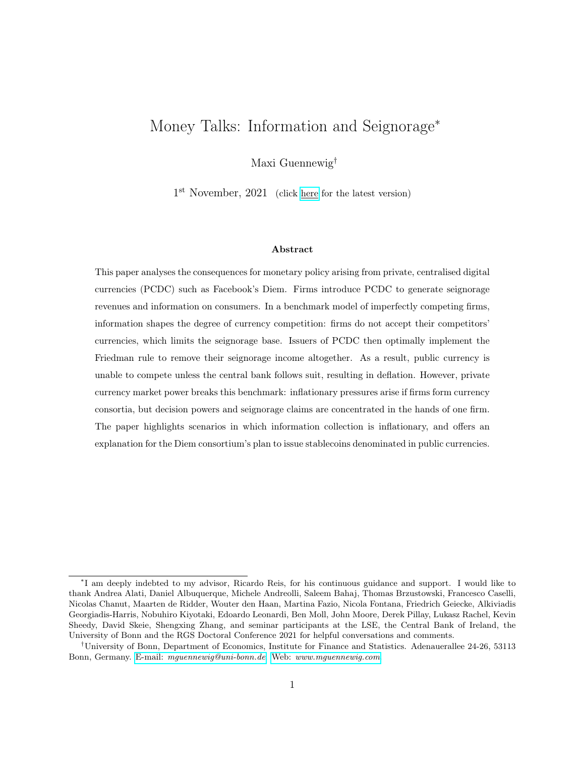# Money Talks: Information and Seignorage[*]

Maxi Guennewig[†]

1[st] November, 2021 (click here for the latest version)

### Abstract

This paper analyses the consequences for monetary policy arising from private, centralised digital currencies (PCDC) such as Facebook's Diem. Firms introduce PCDC to generate seignorage revenues and information on consumers. In a benchmark model of imperfectly competing firms, information shapes the degree of currency competition: firms do not accept their competitors' currencies, which limits the seignorage base. Issuers of PCDC then optimally implement the Friedman rule to remove their seignorage income altogether. As a result, public currency is unable to compete unless the central bank follows suit, resulting in deflation. However, private currency market power breaks this benchmark: inflationary pressures arise if firms form currency consortia, but decision powers and seignorage claims are concentrated in the hands of one firm. The paper highlights scenarios in which information collection is inflationary, and offers an explanation for the Diem consortium's plan to issue stablecoins denominated in public currencies.

---

[*] I am deeply indebted to my advisor, Ricardo Reis, for his continuous guidance and support. I would like to thank Andrea Alati, Daniel Albuquerque, Michele Andreolli, Saleem Bahaj, Thomas Brzustowski, Francesco Caselli, Nicolas Chanut, Maarten de Ridder, Wouter den Haan, Martina Fazio, Nicola Fontana, Friedrich Geiecke, Alkiviadis Georgiadis-Harris, Nobuhiro Kiyotaki, Edoardo Leonardi, Ben Moll, John Moore, Derek Pillay, Lukasz Rachel, Kevin Sheedy, David Skeie, Shengxing Zhang, and seminar participants at the LSE, the Central Bank of Ireland, the University of Bonn and the RGS Doctoral Conference 2021 for helpful conversations and comments.

[†] University of Bonn, Department of Economics, Institute for Finance and Statistics. Adenauerallee 24-26, 53113 Bonn, Germany. E-mail: *mguennewig@uni-bonn.de* Web: *www.mguennewig.com*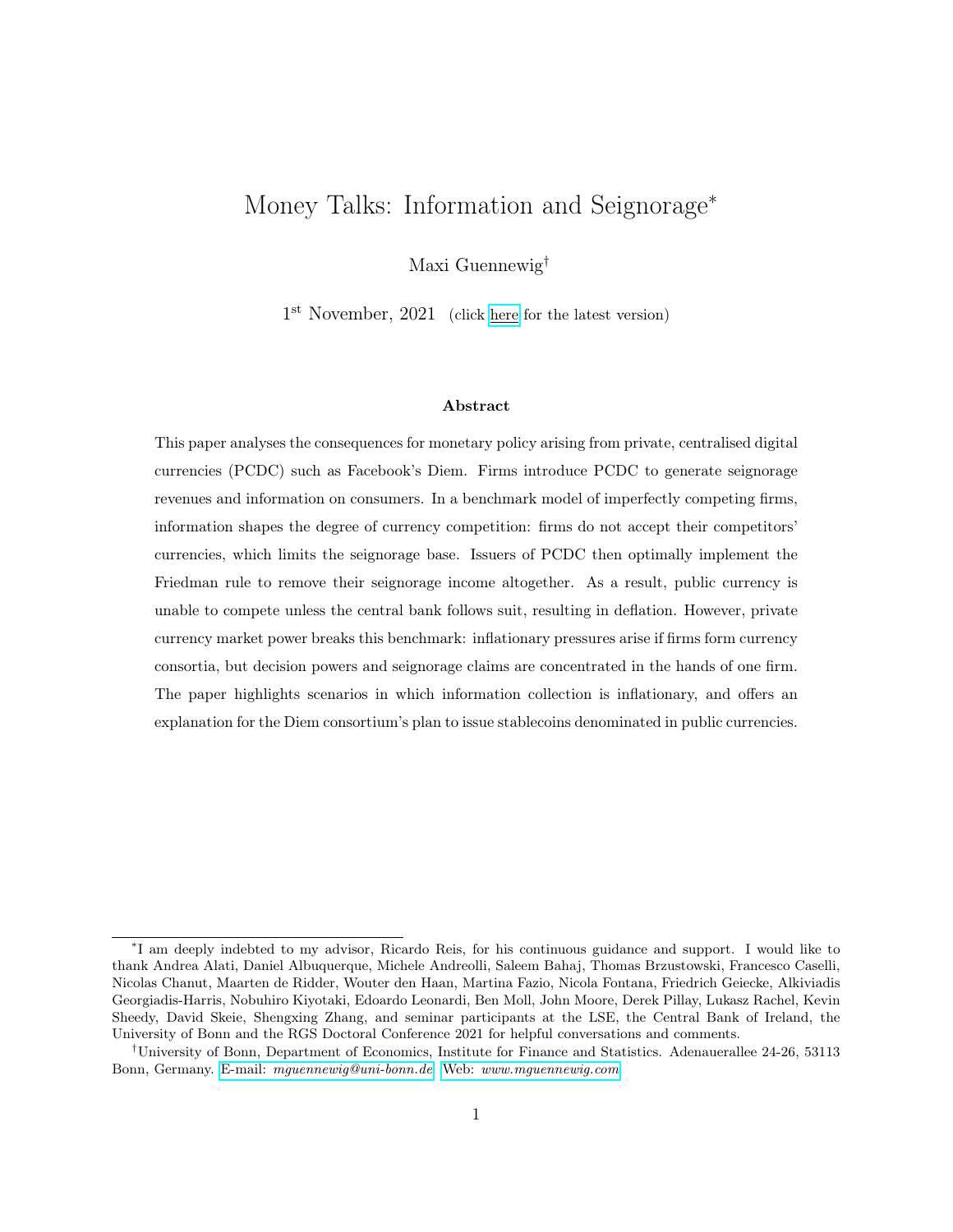# Money Talks: Information and Seignorage*

Maxi Guennewig†

1st November, 2021 (click here for the latest version)

**Abstract**

This paper analyses the consequences for monetary policy arising from private, centralised digital currencies (PCDC) such as Facebook's Diem. Firms introduce PCDC to generate seignorage revenues and information on consumers. In a benchmark model of imperfectly competing firms, information shapes the degree of currency competition: firms do not accept their competitors' currencies, which limits the seignorage base. Issuers of PCDC then optimally implement the Friedman rule to remove their seignorage income altogether. As a result, public currency is unable to compete unless the central bank follows suit, resulting in deflation. However, private currency market power breaks this benchmark: inflationary pressures arise if firms form currency consortia, but decision powers and seignorage claims are concentrated in the hands of one firm. The paper highlights scenarios in which information collection is inflationary, and offers an explanation for the Diem consortium's plan to issue stablecoins denominated in public currencies.

---

*I am deeply indebted to my advisor, Ricardo Reis, for his continuous guidance and support. I would like to thank Andrea Alati, Daniel Albuquerque, Michele Andreolli, Saleem Bahaj, Thomas Brzustowski, Francesco Caselli, Nicolas Chanut, Maarten de Ridder, Wouter den Haan, Martina Fazio, Nicola Fontana, Friedrich Geiecke, Alkiviadis Georgiadis-Harris, Nobuhiro Kiyotaki, Edoardo Leonardi, Ben Moll, John Moore, Derek Pillay, Lukasz Rachel, Kevin Sheedy, David Skeie, Shengxing Zhang, and seminar participants at the LSE, the Central Bank of Ireland, the University of Bonn and the RGS Doctoral Conference 2021 for helpful conversations and comments.

†University of Bonn, Department of Economics, Institute for Finance and Statistics. Adenauerallee 24-26, 53113 Bonn, Germany. E-mail: *mguennewig@uni-bonn.de* Web: *www.mguennewig.com*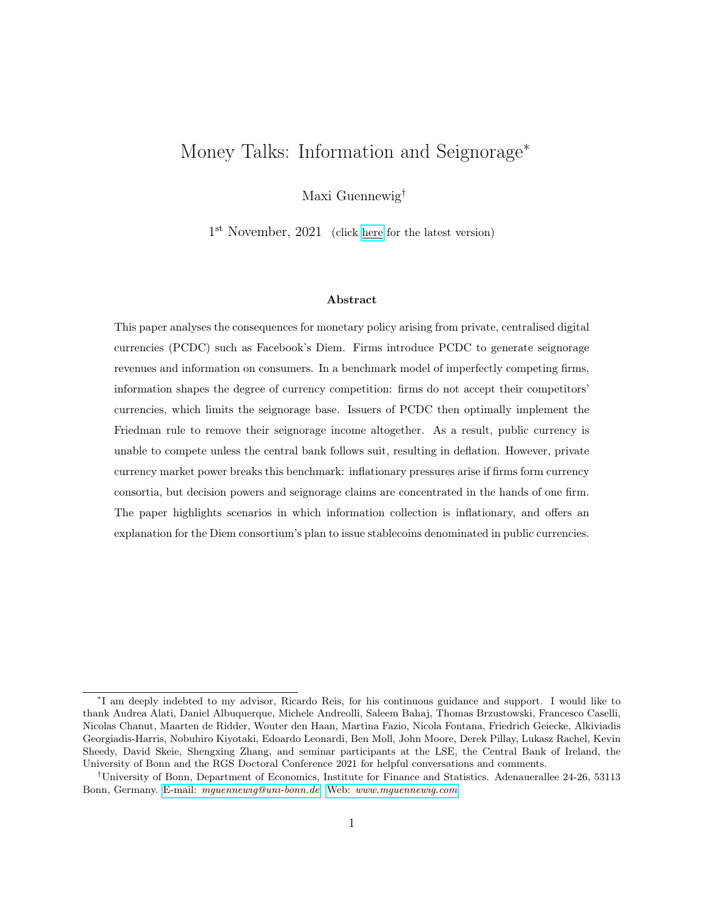# Money Talks: Information and Seignorage[*]

Maxi Guennewig[†]

1[st] November, 2021 (click here for the latest version)

### Abstract

This paper analyses the consequences for monetary policy arising from private, centralised digital currencies (PCDC) such as Facebook's Diem. Firms introduce PCDC to generate seignorage revenues and information on consumers. In a benchmark model of imperfectly competing firms, information shapes the degree of currency competition: firms do not accept their competitors' currencies, which limits the seignorage base. Issuers of PCDC then optimally implement the Friedman rule to remove their seignorage income altogether. As a result, public currency is unable to compete unless the central bank follows suit, resulting in deflation. However, private currency market power breaks this benchmark: inflationary pressures arise if firms form currency consortia, but decision powers and seignorage claims are concentrated in the hands of one firm. The paper highlights scenarios in which information collection is inflationary, and offers an explanation for the Diem consortium's plan to issue stablecoins denominated in public currencies.

---

[*] I am deeply indebted to my advisor, Ricardo Reis, for his continuous guidance and support. I would like to thank Andrea Alati, Daniel Albuquerque, Michele Andreolli, Saleem Bahaj, Thomas Brzustowski, Francesco Caselli, Nicolas Chanut, Maarten de Ridder, Wouter den Haan, Martina Fazio, Nicola Fontana, Friedrich Geiecke, Alkiviadis Georgiadis-Harris, Nobuhiro Kiyotaki, Edoardo Leonardi, Ben Moll, John Moore, Derek Pillay, Lukasz Rachel, Kevin Sheedy, David Skeie, Shengxing Zhang, and seminar participants at the LSE, the Central Bank of Ireland, the University of Bonn and the RGS Doctoral Conference 2021 for helpful conversations and comments.

[†] University of Bonn, Department of Economics, Institute for Finance and Statistics. Adenauerallee 24-26, 53113 Bonn, Germany. E-mail: *mguennewig@uni-bonn.de* Web: *www.mguennewig.com*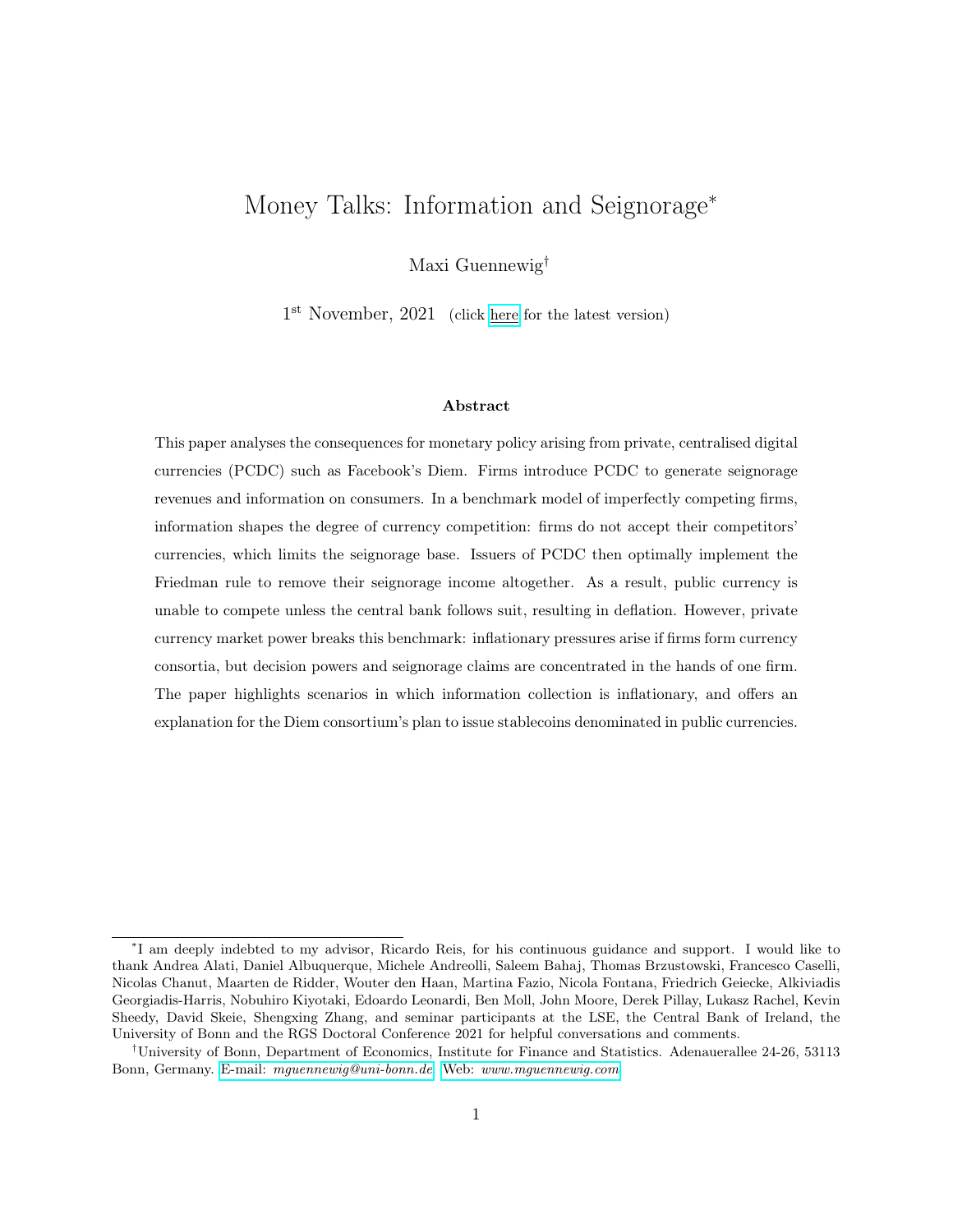# Money Talks: Information and Seignorage*

Maxi Guennewig†

1st November, 2021 (click here for the latest version)

### Abstract

This paper analyses the consequences for monetary policy arising from private, centralised digital currencies (PCDC) such as Facebook's Diem. Firms introduce PCDC to generate seignorage revenues and information on consumers. In a benchmark model of imperfectly competing firms, information shapes the degree of currency competition: firms do not accept their competitors' currencies, which limits the seignorage base. Issuers of PCDC then optimally implement the Friedman rule to remove their seignorage income altogether. As a result, public currency is unable to compete unless the central bank follows suit, resulting in deflation. However, private currency market power breaks this benchmark: inflationary pressures arise if firms form currency consortia, but decision powers and seignorage claims are concentrated in the hands of one firm. The paper highlights scenarios in which information collection is inflationary, and offers an explanation for the Diem consortium's plan to issue stablecoins denominated in public currencies.

---

*I am deeply indebted to my advisor, Ricardo Reis, for his continuous guidance and support. I would like to thank Andrea Alati, Daniel Albuquerque, Michele Andreolli, Saleem Bahaj, Thomas Brzustowski, Francesco Caselli, Nicolas Chanut, Maarten de Ridder, Wouter den Haan, Martina Fazio, Nicola Fontana, Friedrich Geiecke, Alkiviadis Georgiadis-Harris, Nobuhiro Kiyotaki, Edoardo Leonardi, Ben Moll, John Moore, Derek Pillay, Lukasz Rachel, Kevin Sheedy, David Skeie, Shengxing Zhang, and seminar participants at the LSE, the Central Bank of Ireland, the University of Bonn and the RGS Doctoral Conference 2021 for helpful conversations and comments.

†University of Bonn, Department of Economics, Institute for Finance and Statistics. Adenauerallee 24-26, 53113 Bonn, Germany. E-mail: *mguennewig@uni-bonn.de* Web: *www.mguennewig.com*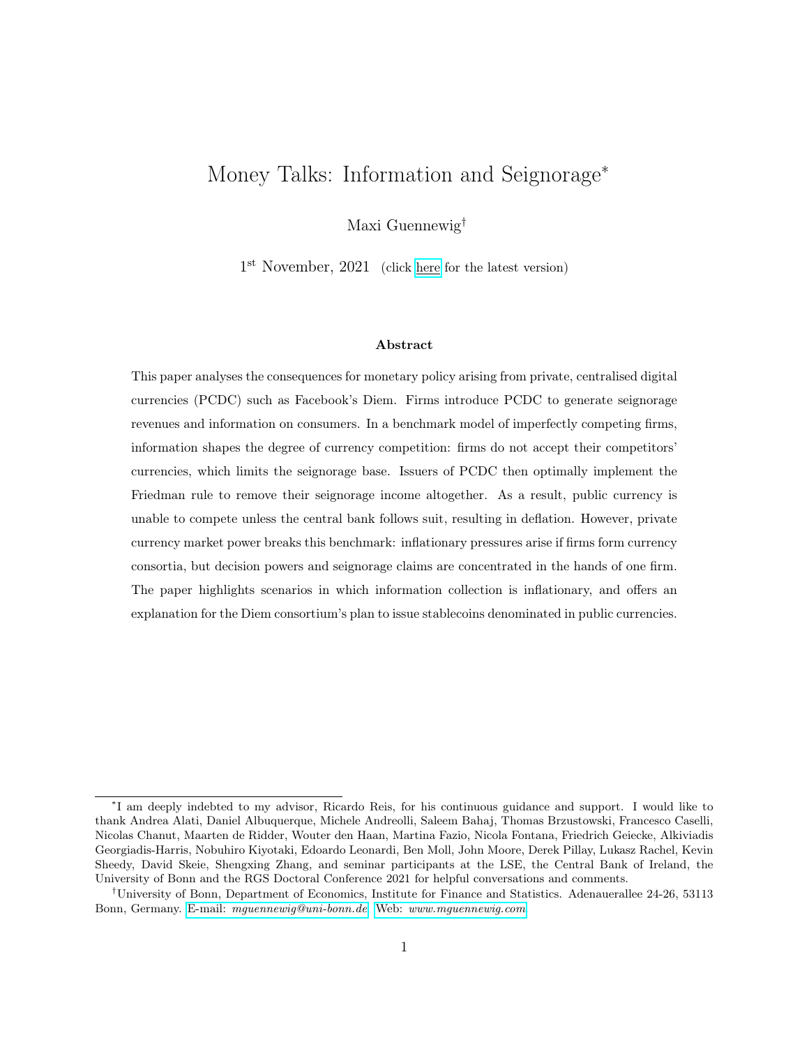# Money Talks: Information and Seignorage*

Maxi Guennewig†

1st November, 2021 (click here for the latest version)

### Abstract

This paper analyses the consequences for monetary policy arising from private, centralised digital currencies (PCDC) such as Facebook's Diem. Firms introduce PCDC to generate seignorage revenues and information on consumers. In a benchmark model of imperfectly competing firms, information shapes the degree of currency competition: firms do not accept their competitors' currencies, which limits the seignorage base. Issuers of PCDC then optimally implement the Friedman rule to remove their seignorage income altogether. As a result, public currency is unable to compete unless the central bank follows suit, resulting in deflation. However, private currency market power breaks this benchmark: inflationary pressures arise if firms form currency consortia, but decision powers and seignorage claims are concentrated in the hands of one firm. The paper highlights scenarios in which information collection is inflationary, and offers an explanation for the Diem consortium's plan to issue stablecoins denominated in public currencies.

---

*I am deeply indebted to my advisor, Ricardo Reis, for his continuous guidance and support. I would like to thank Andrea Alati, Daniel Albuquerque, Michele Andreolli, Saleem Bahaj, Thomas Brzustowski, Francesco Caselli, Nicolas Chanut, Maarten de Ridder, Wouter den Haan, Martina Fazio, Nicola Fontana, Friedrich Geiecke, Alkiviadis Georgiadis-Harris, Nobuhiro Kiyotaki, Edoardo Leonardi, Ben Moll, John Moore, Derek Pillay, Lukasz Rachel, Kevin Sheedy, David Skeie, Shengxing Zhang, and seminar participants at the LSE, the Central Bank of Ireland, the University of Bonn and the RGS Doctoral Conference 2021 for helpful conversations and comments.

†University of Bonn, Department of Economics, Institute for Finance and Statistics. Adenauerallee 24-26, 53113 Bonn, Germany. E-mail: *mguennewig@uni-bonn.de* Web: *www.mguennewig.com*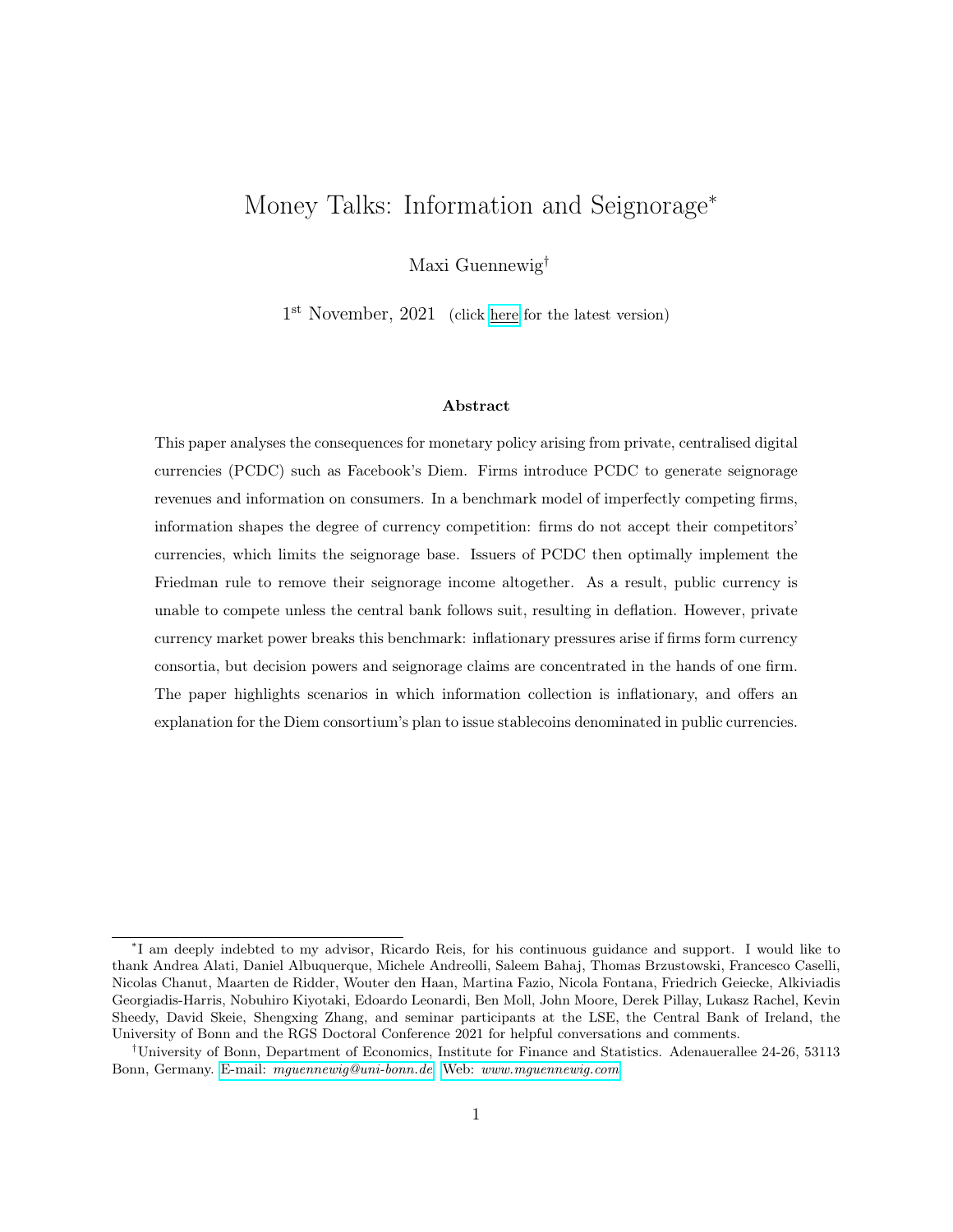# Money Talks: Information and Seignorage*

Maxi Guennewig†

1st November, 2021 (click here for the latest version)

### Abstract

This paper analyses the consequences for monetary policy arising from private, centralised digital currencies (PCDC) such as Facebook's Diem. Firms introduce PCDC to generate seignorage revenues and information on consumers. In a benchmark model of imperfectly competing firms, information shapes the degree of currency competition: firms do not accept their competitors' currencies, which limits the seignorage base. Issuers of PCDC then optimally implement the Friedman rule to remove their seignorage income altogether. As a result, public currency is unable to compete unless the central bank follows suit, resulting in deflation. However, private currency market power breaks this benchmark: inflationary pressures arise if firms form currency consortia, but decision powers and seignorage claims are concentrated in the hands of one firm. The paper highlights scenarios in which information collection is inflationary, and offers an explanation for the Diem consortium's plan to issue stablecoins denominated in public currencies.

---

*I am deeply indebted to my advisor, Ricardo Reis, for his continuous guidance and support. I would like to thank Andrea Alati, Daniel Albuquerque, Michele Andreolli, Saleem Bahaj, Thomas Brzustowski, Francesco Caselli, Nicolas Chanut, Maarten de Ridder, Wouter den Haan, Martina Fazio, Nicola Fontana, Friedrich Geiecke, Alkiviadis Georgiadis-Harris, Nobuhiro Kiyotaki, Edoardo Leonardi, Ben Moll, John Moore, Derek Pillay, Lukasz Rachel, Kevin Sheedy, David Skeie, Shengxing Zhang, and seminar participants at the LSE, the Central Bank of Ireland, the University of Bonn and the RGS Doctoral Conference 2021 for helpful conversations and comments.

†University of Bonn, Department of Economics, Institute for Finance and Statistics. Adenauerallee 24-26, 53113 Bonn, Germany. E-mail: *mguennewig@uni-bonn.de* Web: *www.mguennewig.com*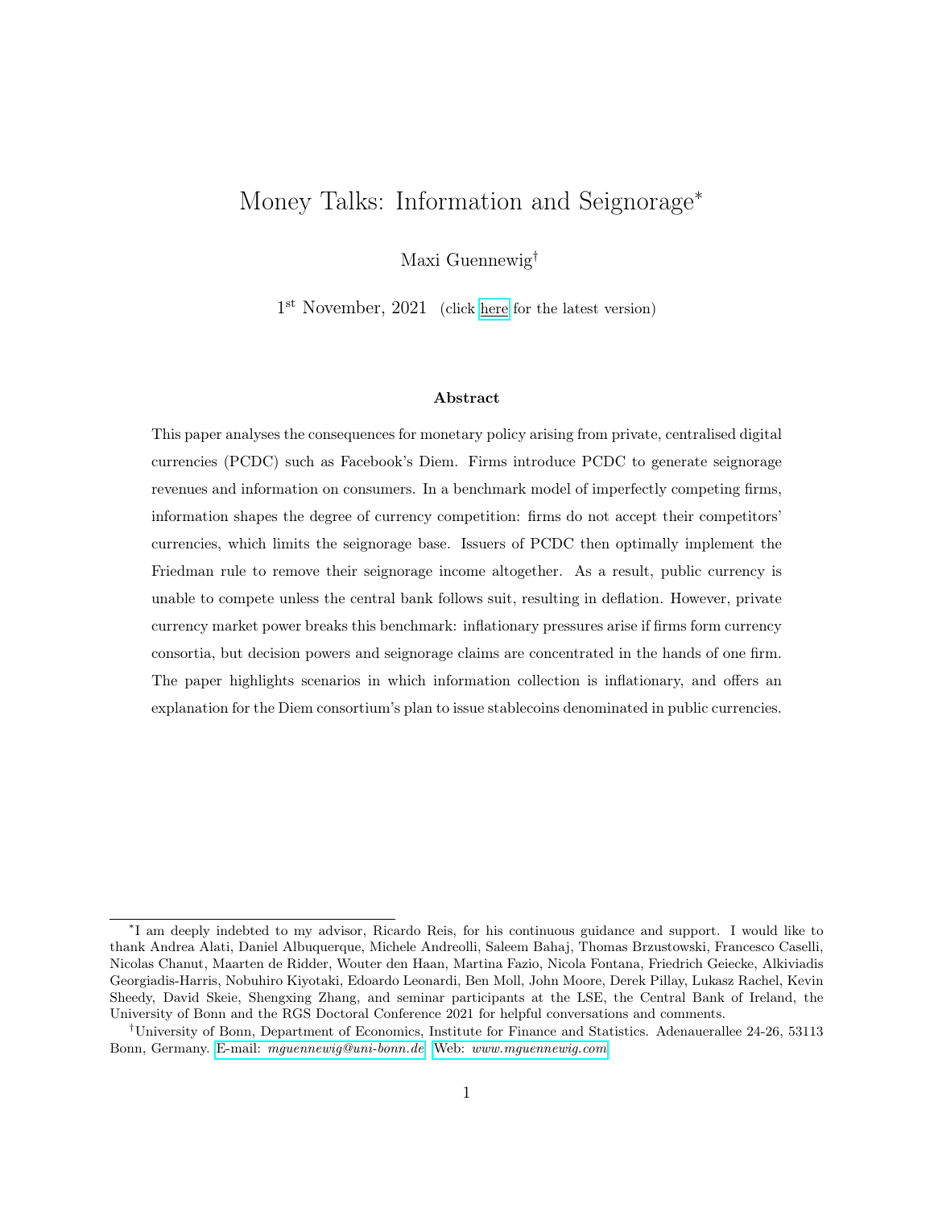# Money Talks: Information and Seignorage*

Maxi Guennewig†

1st November, 2021 (click here for the latest version)

### Abstract

This paper analyses the consequences for monetary policy arising from private, centralised digital currencies (PCDC) such as Facebook's Diem. Firms introduce PCDC to generate seignorage revenues and information on consumers. In a benchmark model of imperfectly competing firms, information shapes the degree of currency competition: firms do not accept their competitors' currencies, which limits the seignorage base. Issuers of PCDC then optimally implement the Friedman rule to remove their seignorage income altogether. As a result, public currency is unable to compete unless the central bank follows suit, resulting in deflation. However, private currency market power breaks this benchmark: inflationary pressures arise if firms form currency consortia, but decision powers and seignorage claims are concentrated in the hands of one firm. The paper highlights scenarios in which information collection is inflationary, and offers an explanation for the Diem consortium's plan to issue stablecoins denominated in public currencies.

---

*I am deeply indebted to my advisor, Ricardo Reis, for his continuous guidance and support. I would like to thank Andrea Alati, Daniel Albuquerque, Michele Andreolli, Saleem Bahaj, Thomas Brzustowski, Francesco Caselli, Nicolas Chanut, Maarten de Ridder, Wouter den Haan, Martina Fazio, Nicola Fontana, Friedrich Geiecke, Alkiviadis Georgiadis-Harris, Nobuhiro Kiyotaki, Edoardo Leonardi, Ben Moll, John Moore, Derek Pillay, Lukasz Rachel, Kevin Sheedy, David Skeie, Shengxing Zhang, and seminar participants at the LSE, the Central Bank of Ireland, the University of Bonn and the RGS Doctoral Conference 2021 for helpful conversations and comments.

†University of Bonn, Department of Economics, Institute for Finance and Statistics. Adenauerallee 24-26, 53113 Bonn, Germany. E-mail: *mguennewig@uni-bonn.de* Web: *www.mguennewig.com*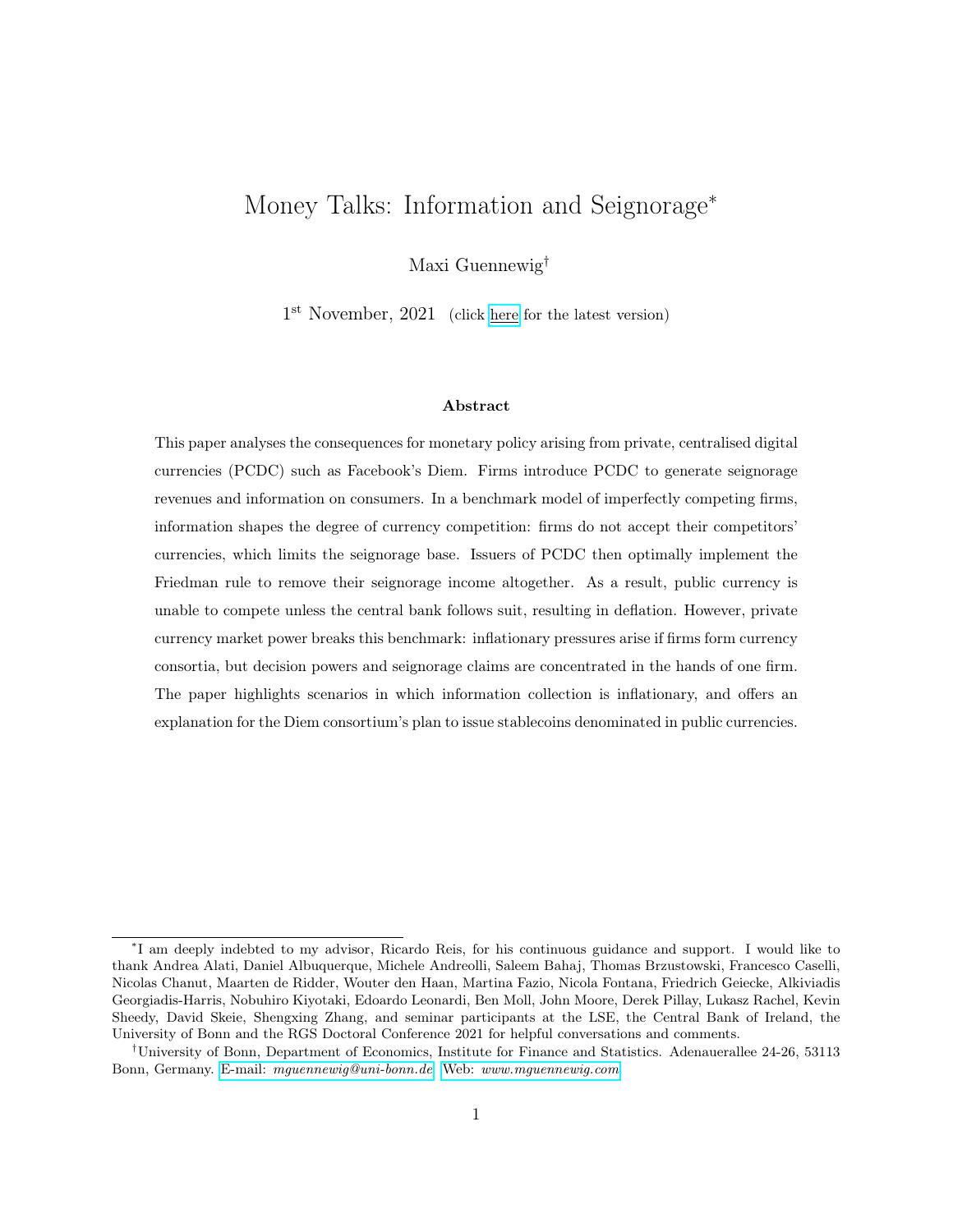# Money Talks: Information and Seignorage*

Maxi Guennewig[†]

1[st] November, 2021 (click here for the latest version)

### Abstract

This paper analyses the consequences for monetary policy arising from private, centralised digital currencies (PCDC) such as Facebook's Diem. Firms introduce PCDC to generate seignorage revenues and information on consumers. In a benchmark model of imperfectly competing firms, information shapes the degree of currency competition: firms do not accept their competitors' currencies, which limits the seignorage base. Issuers of PCDC then optimally implement the Friedman rule to remove their seignorage income altogether. As a result, public currency is unable to compete unless the central bank follows suit, resulting in deflation. However, private currency market power breaks this benchmark: inflationary pressures arise if firms form currency consortia, but decision powers and seignorage claims are concentrated in the hands of one firm. The paper highlights scenarios in which information collection is inflationary, and offers an explanation for the Diem consortium's plan to issue stablecoins denominated in public currencies.

---

*I am deeply indebted to my advisor, Ricardo Reis, for his continuous guidance and support. I would like to thank Andrea Alati, Daniel Albuquerque, Michele Andreolli, Saleem Bahaj, Thomas Brzustowski, Francesco Caselli, Nicolas Chanut, Maarten de Ridder, Wouter den Haan, Martina Fazio, Nicola Fontana, Friedrich Geiecke, Alkiviadis Georgiadis-Harris, Nobuhiro Kiyotaki, Edoardo Leonardi, Ben Moll, John Moore, Derek Pillay, Lukasz Rachel, Kevin Sheedy, David Skeie, Shengxing Zhang, and seminar participants at the LSE, the Central Bank of Ireland, the University of Bonn and the RGS Doctoral Conference 2021 for helpful conversations and comments.

†University of Bonn, Department of Economics, Institute for Finance and Statistics. Adenauerallee 24-26, 53113 Bonn, Germany. E-mail: *mguennewig@uni-bonn.de* Web: *www.mguennewig.com*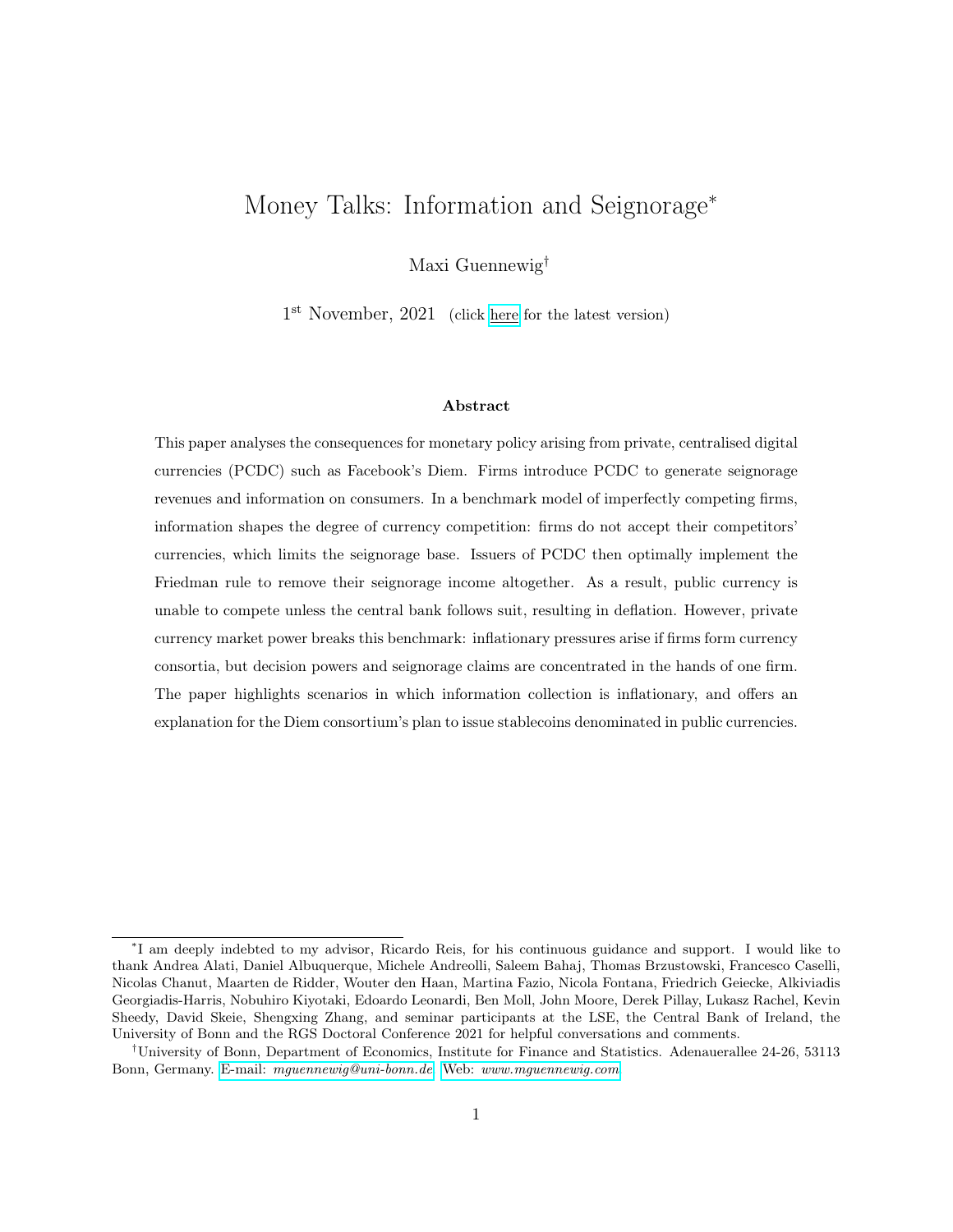# Money Talks: Information and Seignorage[*]

Maxi Guennewig[†]

1[st] November, 2021 (click here for the latest version)

### Abstract

This paper analyses the consequences for monetary policy arising from private, centralised digital currencies (PCDC) such as Facebook's Diem. Firms introduce PCDC to generate seignorage revenues and information on consumers. In a benchmark model of imperfectly competing firms, information shapes the degree of currency competition: firms do not accept their competitors' currencies, which limits the seignorage base. Issuers of PCDC then optimally implement the Friedman rule to remove their seignorage income altogether. As a result, public currency is unable to compete unless the central bank follows suit, resulting in deflation. However, private currency market power breaks this benchmark: inflationary pressures arise if firms form currency consortia, but decision powers and seignorage claims are concentrated in the hands of one firm. The paper highlights scenarios in which information collection is inflationary, and offers an explanation for the Diem consortium's plan to issue stablecoins denominated in public currencies.

---

[*] I am deeply indebted to my advisor, Ricardo Reis, for his continuous guidance and support. I would like to thank Andrea Alati, Daniel Albuquerque, Michele Andreolli, Saleem Bahaj, Thomas Brzustowski, Francesco Caselli, Nicolas Chanut, Maarten de Ridder, Wouter den Haan, Martina Fazio, Nicola Fontana, Friedrich Geiecke, Alkiviadis Georgiadis-Harris, Nobuhiro Kiyotaki, Edoardo Leonardi, Ben Moll, John Moore, Derek Pillay, Lukasz Rachel, Kevin Sheedy, David Skeie, Shengxing Zhang, and seminar participants at the LSE, the Central Bank of Ireland, the University of Bonn and the RGS Doctoral Conference 2021 for helpful conversations and comments.

[†] University of Bonn, Department of Economics, Institute for Finance and Statistics. Adenauerallee 24-26, 53113 Bonn, Germany. E-mail: *mguennewig@uni-bonn.de* Web: *www.mguennewig.com*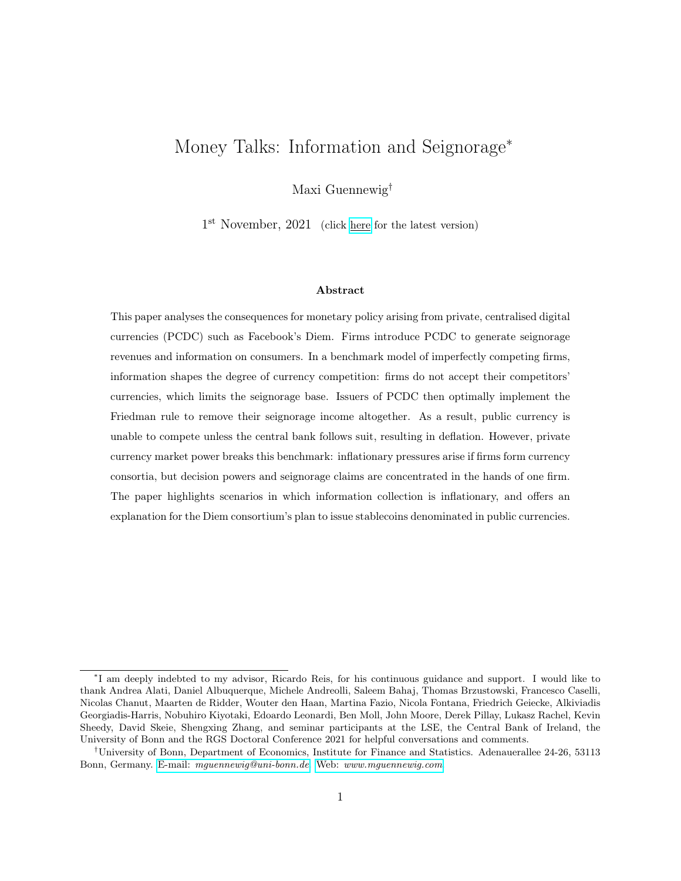# Money Talks: Information and Seignorage*

Maxi Guennewig†

1st November, 2021 (click here for the latest version)

### Abstract

This paper analyses the consequences for monetary policy arising from private, centralised digital currencies (PCDC) such as Facebook's Diem. Firms introduce PCDC to generate seignorage revenues and information on consumers. In a benchmark model of imperfectly competing firms, information shapes the degree of currency competition: firms do not accept their competitors' currencies, which limits the seignorage base. Issuers of PCDC then optimally implement the Friedman rule to remove their seignorage income altogether. As a result, public currency is unable to compete unless the central bank follows suit, resulting in deflation. However, private currency market power breaks this benchmark: inflationary pressures arise if firms form currency consortia, but decision powers and seignorage claims are concentrated in the hands of one firm. The paper highlights scenarios in which information collection is inflationary, and offers an explanation for the Diem consortium's plan to issue stablecoins denominated in public currencies.

---

*I am deeply indebted to my advisor, Ricardo Reis, for his continuous guidance and support. I would like to thank Andrea Alati, Daniel Albuquerque, Michele Andreolli, Saleem Bahaj, Thomas Brzustowski, Francesco Caselli, Nicolas Chanut, Maarten de Ridder, Wouter den Haan, Martina Fazio, Nicola Fontana, Friedrich Geiecke, Alkiviadis Georgiadis-Harris, Nobuhiro Kiyotaki, Edoardo Leonardi, Ben Moll, John Moore, Derek Pillay, Lukasz Rachel, Kevin Sheedy, David Skeie, Shengxing Zhang, and seminar participants at the LSE, the Central Bank of Ireland, the University of Bonn and the RGS Doctoral Conference 2021 for helpful conversations and comments.

†University of Bonn, Department of Economics, Institute for Finance and Statistics. Adenauerallee 24-26, 53113 Bonn, Germany. E-mail: *mguennewig@uni-bonn.de* Web: *www.mguennewig.com*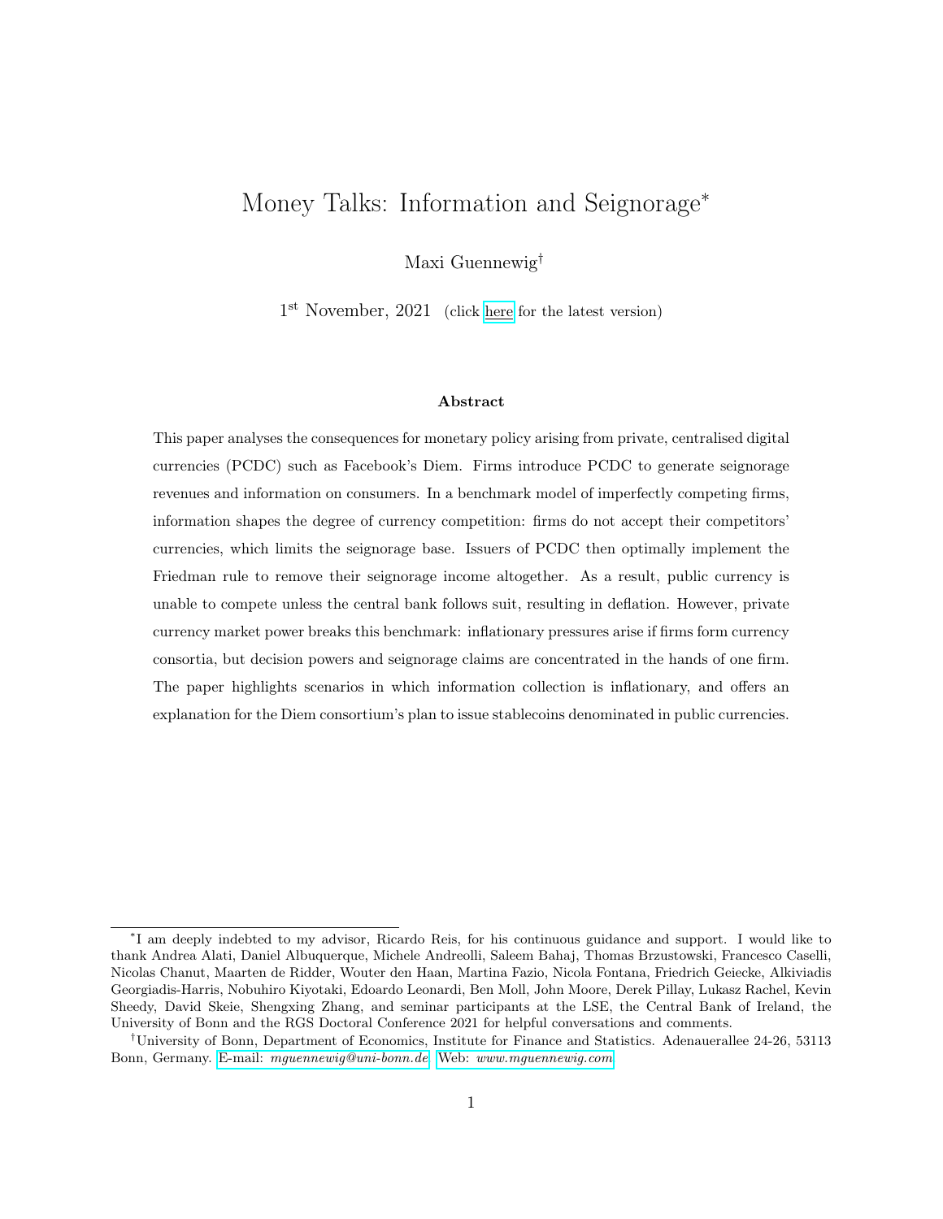# Money Talks: Information and Seignorage*

Maxi Guennewig†

1st November, 2021 (click here for the latest version)

### Abstract

This paper analyses the consequences for monetary policy arising from private, centralised digital currencies (PCDC) such as Facebook's Diem. Firms introduce PCDC to generate seignorage revenues and information on consumers. In a benchmark model of imperfectly competing firms, information shapes the degree of currency competition: firms do not accept their competitors' currencies, which limits the seignorage base. Issuers of PCDC then optimally implement the Friedman rule to remove their seignorage income altogether. As a result, public currency is unable to compete unless the central bank follows suit, resulting in deflation. However, private currency market power breaks this benchmark: inflationary pressures arise if firms form currency consortia, but decision powers and seignorage claims are concentrated in the hands of one firm. The paper highlights scenarios in which information collection is inflationary, and offers an explanation for the Diem consortium's plan to issue stablecoins denominated in public currencies.

---

*I am deeply indebted to my advisor, Ricardo Reis, for his continuous guidance and support. I would like to thank Andrea Alati, Daniel Albuquerque, Michele Andreolli, Saleem Bahaj, Thomas Brzustowski, Francesco Caselli, Nicolas Chanut, Maarten de Ridder, Wouter den Haan, Martina Fazio, Nicola Fontana, Friedrich Geiecke, Alkiviadis Georgiadis-Harris, Nobuhiro Kiyotaki, Edoardo Leonardi, Ben Moll, John Moore, Derek Pillay, Lukasz Rachel, Kevin Sheedy, David Skeie, Shengxing Zhang, and seminar participants at the LSE, the Central Bank of Ireland, the University of Bonn and the RGS Doctoral Conference 2021 for helpful conversations and comments.

†University of Bonn, Department of Economics, Institute for Finance and Statistics. Adenauerallee 24-26, 53113 Bonn, Germany. E-mail: *mguennewig@uni-bonn.de* Web: *www.mguennewig.com*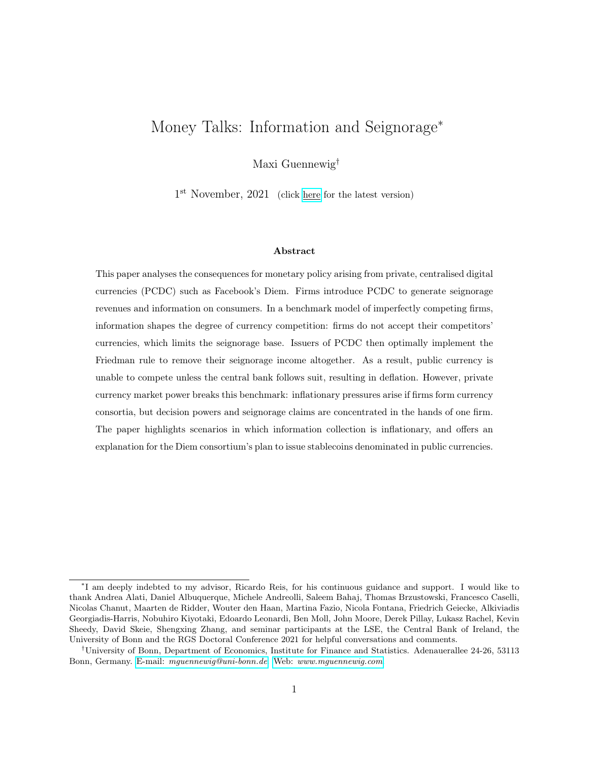# Money Talks: Information and Seignorage[*]

Maxi Guennewig[†]

1[st] November, 2021 (click here for the latest version)

### Abstract

This paper analyses the consequences for monetary policy arising from private, centralised digital currencies (PCDC) such as Facebook's Diem. Firms introduce PCDC to generate seignorage revenues and information on consumers. In a benchmark model of imperfectly competing firms, information shapes the degree of currency competition: firms do not accept their competitors' currencies, which limits the seignorage base. Issuers of PCDC then optimally implement the Friedman rule to remove their seignorage income altogether. As a result, public currency is unable to compete unless the central bank follows suit, resulting in deflation. However, private currency market power breaks this benchmark: inflationary pressures arise if firms form currency consortia, but decision powers and seignorage claims are concentrated in the hands of one firm. The paper highlights scenarios in which information collection is inflationary, and offers an explanation for the Diem consortium's plan to issue stablecoins denominated in public currencies.

---

[*] I am deeply indebted to my advisor, Ricardo Reis, for his continuous guidance and support. I would like to thank Andrea Alati, Daniel Albuquerque, Michele Andreolli, Saleem Bahaj, Thomas Brzustowski, Francesco Caselli, Nicolas Chanut, Maarten de Ridder, Wouter den Haan, Martina Fazio, Nicola Fontana, Friedrich Geiecke, Alkiviadis Georgiadis-Harris, Nobuhiro Kiyotaki, Edoardo Leonardi, Ben Moll, John Moore, Derek Pillay, Lukasz Rachel, Kevin Sheedy, David Skeie, Shengxing Zhang, and seminar participants at the LSE, the Central Bank of Ireland, the University of Bonn and the RGS Doctoral Conference 2021 for helpful conversations and comments.

[†] University of Bonn, Department of Economics, Institute for Finance and Statistics. Adenauerallee 24-26, 53113 Bonn, Germany. E-mail: *mguennewig@uni-bonn.de* Web: *www.mguennewig.com*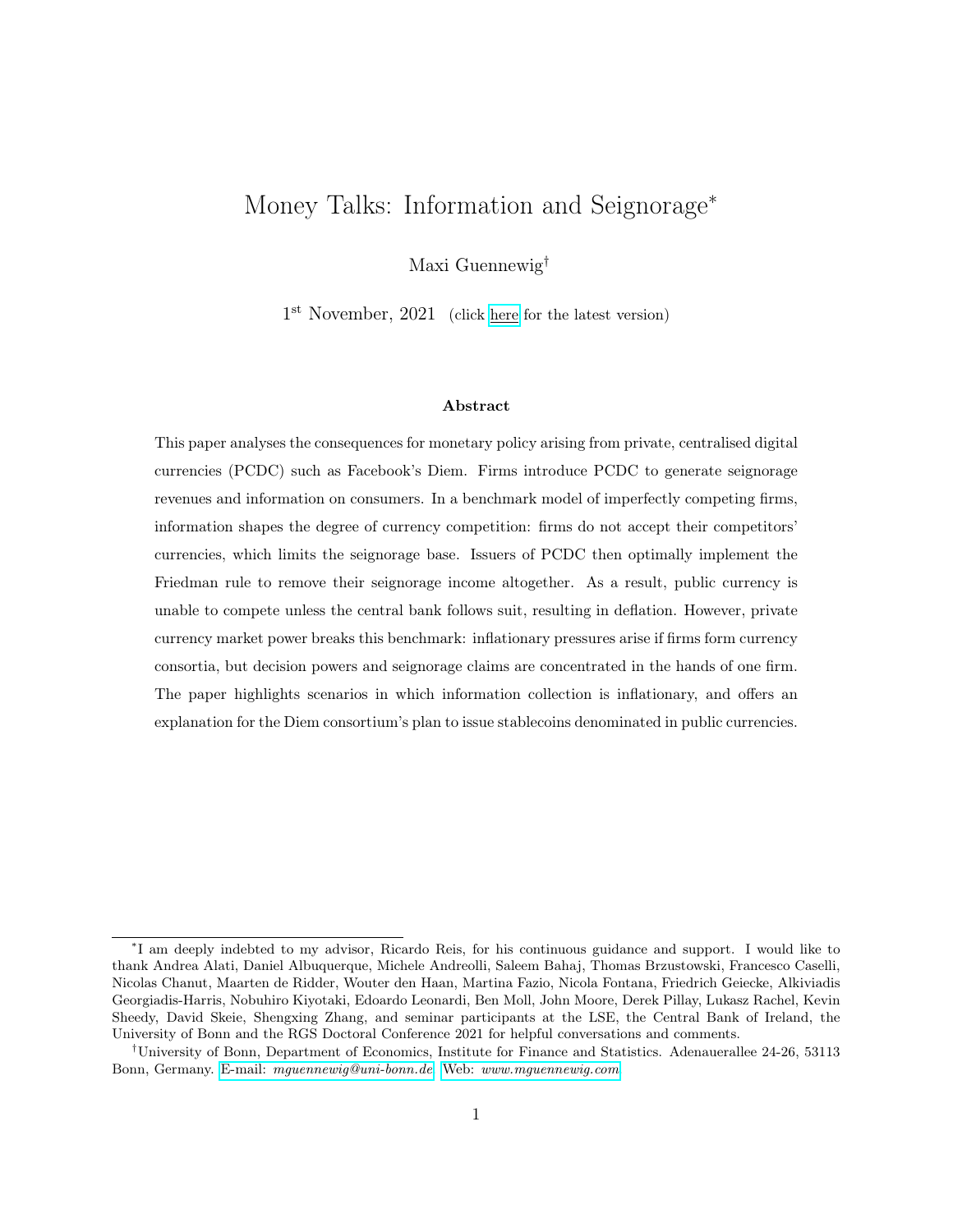# Money Talks: Information and Seignorage[*]

Maxi Guennewig[†]

1[st] November, 2021 (click here for the latest version)

### Abstract

This paper analyses the consequences for monetary policy arising from private, centralised digital currencies (PCDC) such as Facebook's Diem. Firms introduce PCDC to generate seignorage revenues and information on consumers. In a benchmark model of imperfectly competing firms, information shapes the degree of currency competition: firms do not accept their competitors' currencies, which limits the seignorage base. Issuers of PCDC then optimally implement the Friedman rule to remove their seignorage income altogether. As a result, public currency is unable to compete unless the central bank follows suit, resulting in deflation. However, private currency market power breaks this benchmark: inflationary pressures arise if firms form currency consortia, but decision powers and seignorage claims are concentrated in the hands of one firm. The paper highlights scenarios in which information collection is inflationary, and offers an explanation for the Diem consortium's plan to issue stablecoins denominated in public currencies.

---

[*] I am deeply indebted to my advisor, Ricardo Reis, for his continuous guidance and support. I would like to thank Andrea Alati, Daniel Albuquerque, Michele Andreolli, Saleem Bahaj, Thomas Brzustowski, Francesco Caselli, Nicolas Chanut, Maarten de Ridder, Wouter den Haan, Martina Fazio, Nicola Fontana, Friedrich Geiecke, Alkiviadis Georgiadis-Harris, Nobuhiro Kiyotaki, Edoardo Leonardi, Ben Moll, John Moore, Derek Pillay, Lukasz Rachel, Kevin Sheedy, David Skeie, Shengxing Zhang, and seminar participants at the LSE, the Central Bank of Ireland, the University of Bonn and the RGS Doctoral Conference 2021 for helpful conversations and comments.

[†] University of Bonn, Department of Economics, Institute for Finance and Statistics. Adenauerallee 24-26, 53113 Bonn, Germany. E-mail: *mguennewig@uni-bonn.de* Web: *www.mguennewig.com*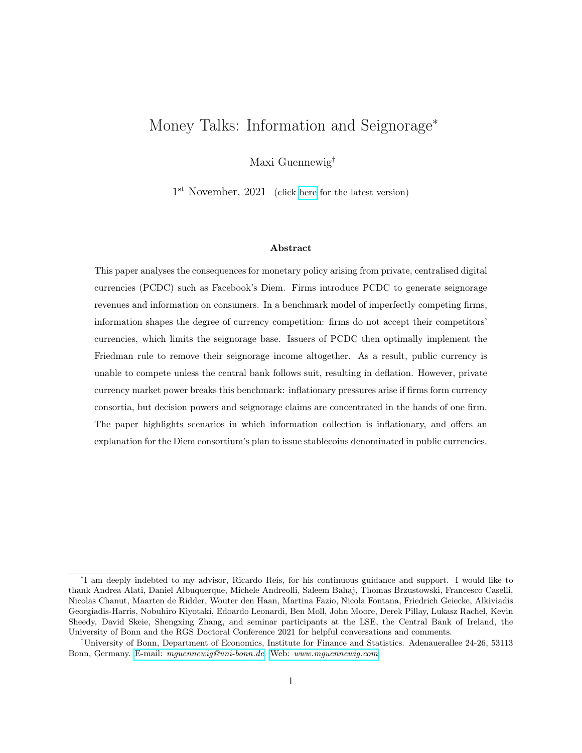# Money Talks: Information and Seignorage*

Maxi Guennewig†

1st November, 2021 (click here for the latest version)

### Abstract

This paper analyses the consequences for monetary policy arising from private, centralised digital currencies (PCDC) such as Facebook's Diem. Firms introduce PCDC to generate seignorage revenues and information on consumers. In a benchmark model of imperfectly competing firms, information shapes the degree of currency competition: firms do not accept their competitors' currencies, which limits the seignorage base. Issuers of PCDC then optimally implement the Friedman rule to remove their seignorage income altogether. As a result, public currency is unable to compete unless the central bank follows suit, resulting in deflation. However, private currency market power breaks this benchmark: inflationary pressures arise if firms form currency consortia, but decision powers and seignorage claims are concentrated in the hands of one firm. The paper highlights scenarios in which information collection is inflationary, and offers an explanation for the Diem consortium's plan to issue stablecoins denominated in public currencies.

---

*I am deeply indebted to my advisor, Ricardo Reis, for his continuous guidance and support. I would like to thank Andrea Alati, Daniel Albuquerque, Michele Andreolli, Saleem Bahaj, Thomas Brzustowski, Francesco Caselli, Nicolas Chanut, Maarten de Ridder, Wouter den Haan, Martina Fazio, Nicola Fontana, Friedrich Geiecke, Alkiviadis Georgiadis-Harris, Nobuhiro Kiyotaki, Edoardo Leonardi, Ben Moll, John Moore, Derek Pillay, Lukasz Rachel, Kevin Sheedy, David Skeie, Shengxing Zhang, and seminar participants at the LSE, the Central Bank of Ireland, the University of Bonn and the RGS Doctoral Conference 2021 for helpful conversations and comments.

†University of Bonn, Department of Economics, Institute for Finance and Statistics. Adenauerallee 24-26, 53113 Bonn, Germany. E-mail: *mguennewig@uni-bonn.de* Web: *www.mguennewig.com*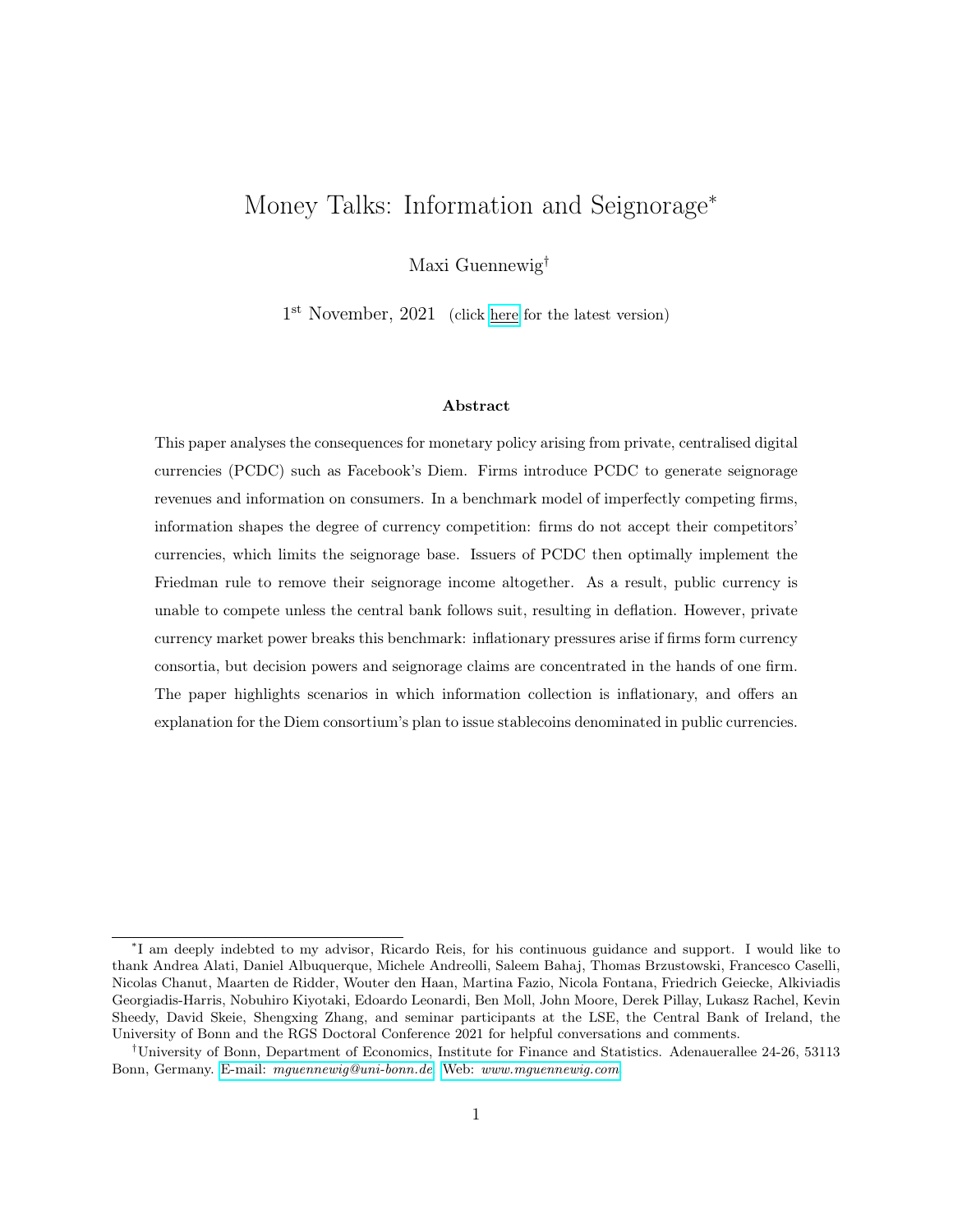# Money Talks: Information and Seignorage[*]

Maxi Guennewig[†]

1[st] November, 2021 (click here for the latest version)

### Abstract

This paper analyses the consequences for monetary policy arising from private, centralised digital currencies (PCDC) such as Facebook's Diem. Firms introduce PCDC to generate seignorage revenues and information on consumers. In a benchmark model of imperfectly competing firms, information shapes the degree of currency competition: firms do not accept their competitors' currencies, which limits the seignorage base. Issuers of PCDC then optimally implement the Friedman rule to remove their seignorage income altogether. As a result, public currency is unable to compete unless the central bank follows suit, resulting in deflation. However, private currency market power breaks this benchmark: inflationary pressures arise if firms form currency consortia, but decision powers and seignorage claims are concentrated in the hands of one firm. The paper highlights scenarios in which information collection is inflationary, and offers an explanation for the Diem consortium's plan to issue stablecoins denominated in public currencies.

[*] I am deeply indebted to my advisor, Ricardo Reis, for his continuous guidance and support. I would like to thank Andrea Alati, Daniel Albuquerque, Michele Andreolli, Saleem Bahaj, Thomas Brzustowski, Francesco Caselli, Nicolas Chanut, Maarten de Ridder, Wouter den Haan, Martina Fazio, Nicola Fontana, Friedrich Geiecke, Alkiviadis Georgiadis-Harris, Nobuhiro Kiyotaki, Edoardo Leonardi, Ben Moll, John Moore, Derek Pillay, Lukasz Rachel, Kevin Sheedy, David Skeie, Shengxing Zhang, and seminar participants at the LSE, the Central Bank of Ireland, the University of Bonn and the RGS Doctoral Conference 2021 for helpful conversations and comments.

[†] University of Bonn, Department of Economics, Institute for Finance and Statistics. Adenauerallee 24-26, 53113 Bonn, Germany. E-mail: *mguennewig@uni-bonn.de* Web: *www.mguennewig.com*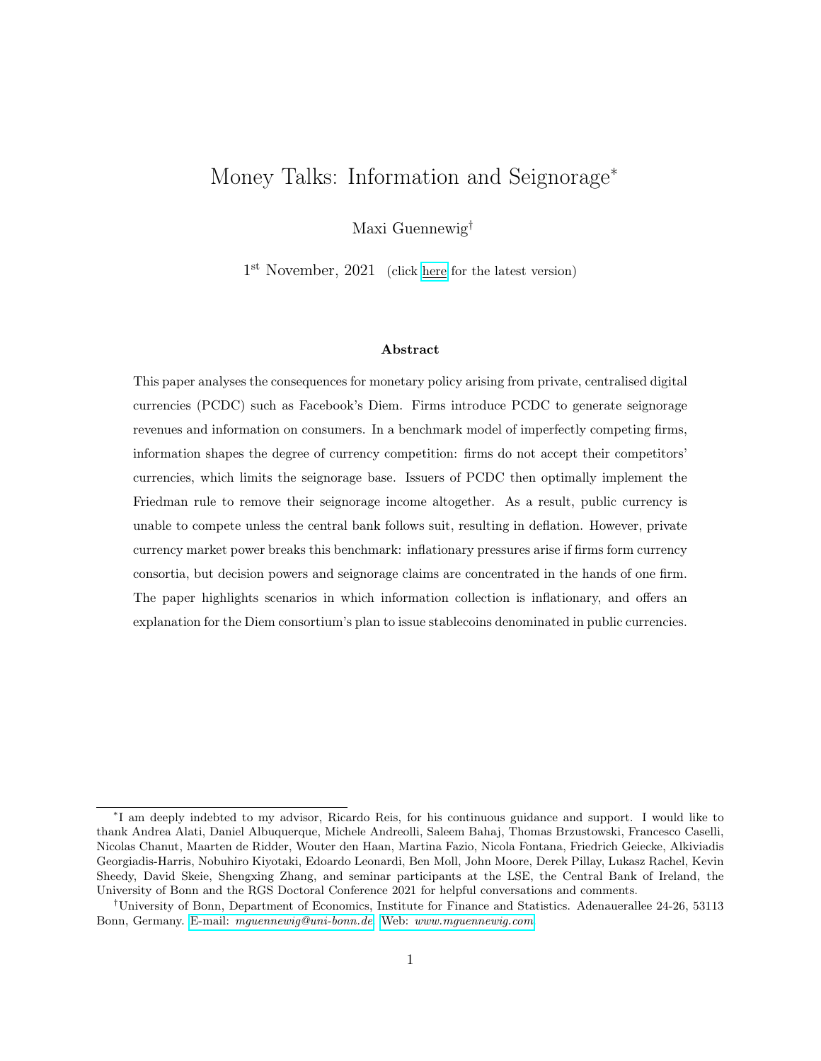# Money Talks: Information and Seignorage*

Maxi Guennewig†

1st November, 2021 (click here for the latest version)

### Abstract

This paper analyses the consequences for monetary policy arising from private, centralised digital currencies (PCDC) such as Facebook's Diem. Firms introduce PCDC to generate seignorage revenues and information on consumers. In a benchmark model of imperfectly competing firms, information shapes the degree of currency competition: firms do not accept their competitors' currencies, which limits the seignorage base. Issuers of PCDC then optimally implement the Friedman rule to remove their seignorage income altogether. As a result, public currency is unable to compete unless the central bank follows suit, resulting in deflation. However, private currency market power breaks this benchmark: inflationary pressures arise if firms form currency consortia, but decision powers and seignorage claims are concentrated in the hands of one firm. The paper highlights scenarios in which information collection is inflationary, and offers an explanation for the Diem consortium's plan to issue stablecoins denominated in public currencies.

---

*I am deeply indebted to my advisor, Ricardo Reis, for his continuous guidance and support. I would like to thank Andrea Alati, Daniel Albuquerque, Michele Andreolli, Saleem Bahaj, Thomas Brzustowski, Francesco Caselli, Nicolas Chanut, Maarten de Ridder, Wouter den Haan, Martina Fazio, Nicola Fontana, Friedrich Geiecke, Alkiviadis Georgiadis-Harris, Nobuhiro Kiyotaki, Edoardo Leonardi, Ben Moll, John Moore, Derek Pillay, Lukasz Rachel, Kevin Sheedy, David Skeie, Shengxing Zhang, and seminar participants at the LSE, the Central Bank of Ireland, the University of Bonn and the RGS Doctoral Conference 2021 for helpful conversations and comments.

†University of Bonn, Department of Economics, Institute for Finance and Statistics. Adenauerallee 24-26, 53113 Bonn, Germany. E-mail: *mguennewig@uni-bonn.de* Web: *www.mguennewig.com*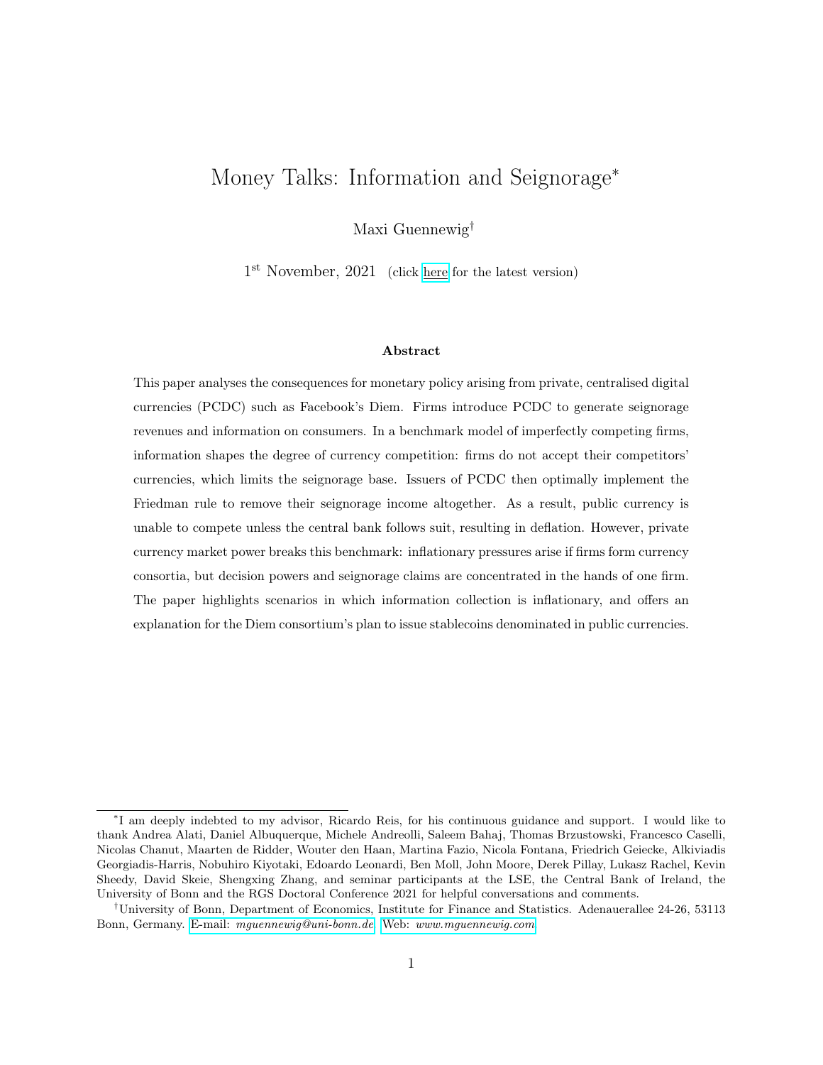# Money Talks: Information and Seignorage[*]

Maxi Guennewig[†]

1[st] November, 2021 (click here for the latest version)

### Abstract

This paper analyses the consequences for monetary policy arising from private, centralised digital currencies (PCDC) such as Facebook's Diem. Firms introduce PCDC to generate seignorage revenues and information on consumers. In a benchmark model of imperfectly competing firms, information shapes the degree of currency competition: firms do not accept their competitors' currencies, which limits the seignorage base. Issuers of PCDC then optimally implement the Friedman rule to remove their seignorage income altogether. As a result, public currency is unable to compete unless the central bank follows suit, resulting in deflation. However, private currency market power breaks this benchmark: inflationary pressures arise if firms form currency consortia, but decision powers and seignorage claims are concentrated in the hands of one firm. The paper highlights scenarios in which information collection is inflationary, and offers an explanation for the Diem consortium's plan to issue stablecoins denominated in public currencies.

---

[*] I am deeply indebted to my advisor, Ricardo Reis, for his continuous guidance and support. I would like to thank Andrea Alati, Daniel Albuquerque, Michele Andreolli, Saleem Bahaj, Thomas Brzustowski, Francesco Caselli, Nicolas Chanut, Maarten de Ridder, Wouter den Haan, Martina Fazio, Nicola Fontana, Friedrich Geiecke, Alkiviadis Georgiadis-Harris, Nobuhiro Kiyotaki, Edoardo Leonardi, Ben Moll, John Moore, Derek Pillay, Lukasz Rachel, Kevin Sheedy, David Skeie, Shengxing Zhang, and seminar participants at the LSE, the Central Bank of Ireland, the University of Bonn and the RGS Doctoral Conference 2021 for helpful conversations and comments.

[†] University of Bonn, Department of Economics, Institute for Finance and Statistics. Adenauerallee 24-26, 53113 Bonn, Germany. E-mail: *mguennewig@uni-bonn.de* Web: *www.mguennewig.com*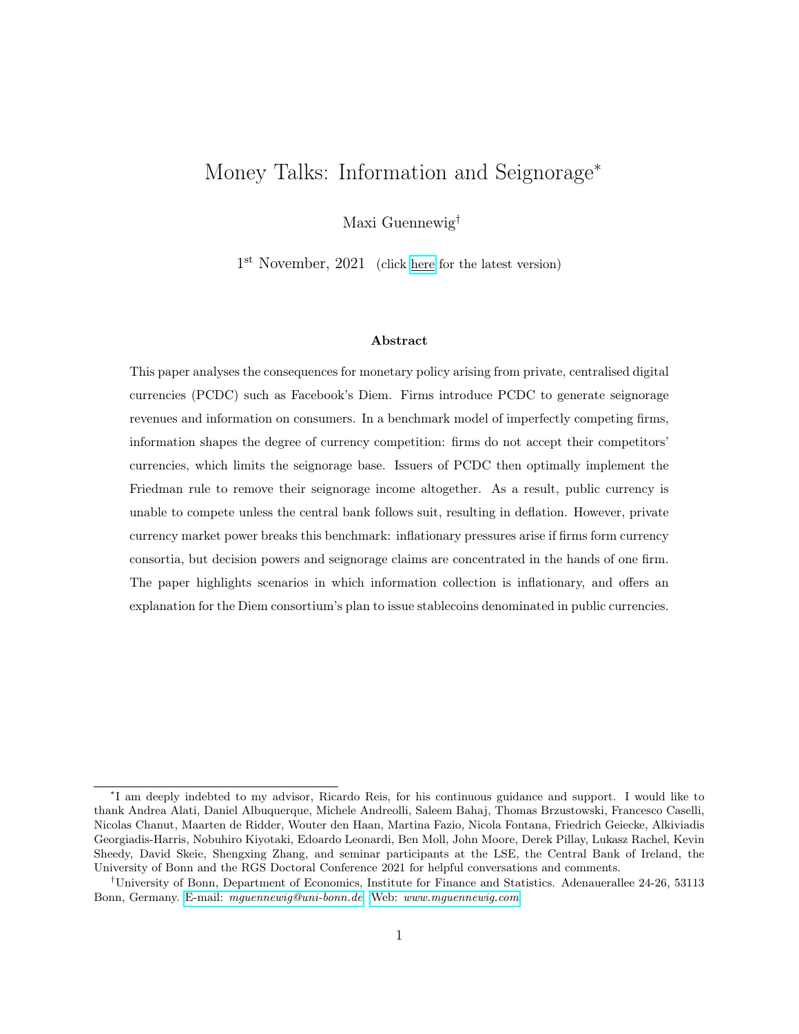# Money Talks: Information and Seignorage*

Maxi Guennewig†

1st November, 2021 (click here for the latest version)

### Abstract

This paper analyses the consequences for monetary policy arising from private, centralised digital currencies (PCDC) such as Facebook's Diem. Firms introduce PCDC to generate seignorage revenues and information on consumers. In a benchmark model of imperfectly competing firms, information shapes the degree of currency competition: firms do not accept their competitors' currencies, which limits the seignorage base. Issuers of PCDC then optimally implement the Friedman rule to remove their seignorage income altogether. As a result, public currency is unable to compete unless the central bank follows suit, resulting in deflation. However, private currency market power breaks this benchmark: inflationary pressures arise if firms form currency consortia, but decision powers and seignorage claims are concentrated in the hands of one firm. The paper highlights scenarios in which information collection is inflationary, and offers an explanation for the Diem consortium's plan to issue stablecoins denominated in public currencies.

---

*I am deeply indebted to my advisor, Ricardo Reis, for his continuous guidance and support. I would like to thank Andrea Alati, Daniel Albuquerque, Michele Andreolli, Saleem Bahaj, Thomas Brzustowski, Francesco Caselli, Nicolas Chanut, Maarten de Ridder, Wouter den Haan, Martina Fazio, Nicola Fontana, Friedrich Geiecke, Alkiviadis Georgiadis-Harris, Nobuhiro Kiyotaki, Edoardo Leonardi, Ben Moll, John Moore, Derek Pillay, Lukasz Rachel, Kevin Sheedy, David Skeie, Shengxing Zhang, and seminar participants at the LSE, the Central Bank of Ireland, the University of Bonn and the RGS Doctoral Conference 2021 for helpful conversations and comments.

†University of Bonn, Department of Economics, Institute for Finance and Statistics. Adenauerallee 24-26, 53113 Bonn, Germany. E-mail: *mguennewig@uni-bonn.de* Web: *www.mguennewig.com*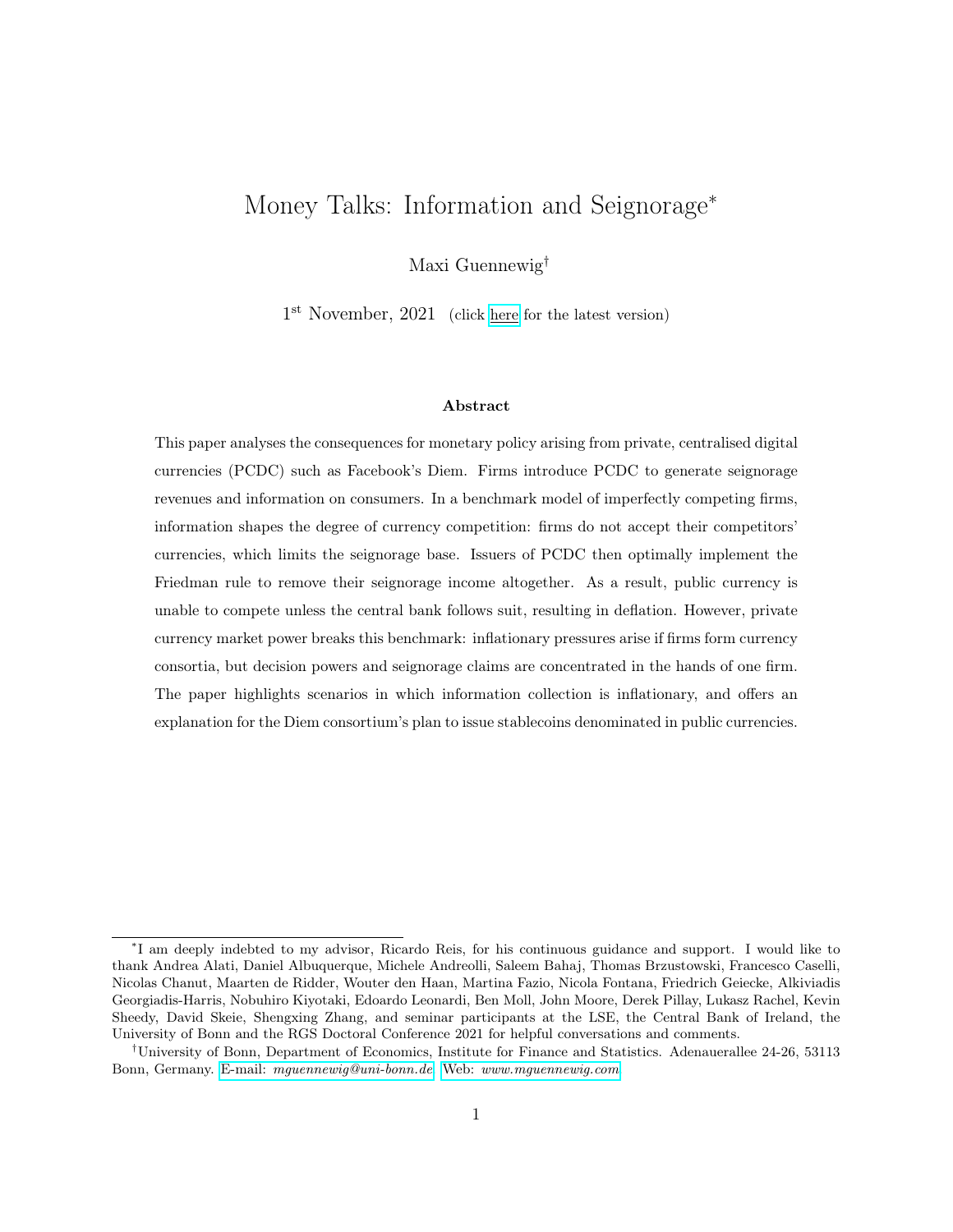# Money Talks: Information and Seignorage*

Maxi Guennewig†

1st November, 2021 (click here for the latest version)

### Abstract

This paper analyses the consequences for monetary policy arising from private, centralised digital currencies (PCDC) such as Facebook's Diem. Firms introduce PCDC to generate seignorage revenues and information on consumers. In a benchmark model of imperfectly competing firms, information shapes the degree of currency competition: firms do not accept their competitors' currencies, which limits the seignorage base. Issuers of PCDC then optimally implement the Friedman rule to remove their seignorage income altogether. As a result, public currency is unable to compete unless the central bank follows suit, resulting in deflation. However, private currency market power breaks this benchmark: inflationary pressures arise if firms form currency consortia, but decision powers and seignorage claims are concentrated in the hands of one firm. The paper highlights scenarios in which information collection is inflationary, and offers an explanation for the Diem consortium's plan to issue stablecoins denominated in public currencies.

---

*I am deeply indebted to my advisor, Ricardo Reis, for his continuous guidance and support. I would like to thank Andrea Alati, Daniel Albuquerque, Michele Andreolli, Saleem Bahaj, Thomas Brzustowski, Francesco Caselli, Nicolas Chanut, Maarten de Ridder, Wouter den Haan, Martina Fazio, Nicola Fontana, Friedrich Geiecke, Alkiviadis Georgiadis-Harris, Nobuhiro Kiyotaki, Edoardo Leonardi, Ben Moll, John Moore, Derek Pillay, Lukasz Rachel, Kevin Sheedy, David Skeie, Shengxing Zhang, and seminar participants at the LSE, the Central Bank of Ireland, the University of Bonn and the RGS Doctoral Conference 2021 for helpful conversations and comments.

†University of Bonn, Department of Economics, Institute for Finance and Statistics. Adenauerallee 24-26, 53113 Bonn, Germany. E-mail: *mguennewig@uni-bonn.de* Web: *www.mguennewig.com*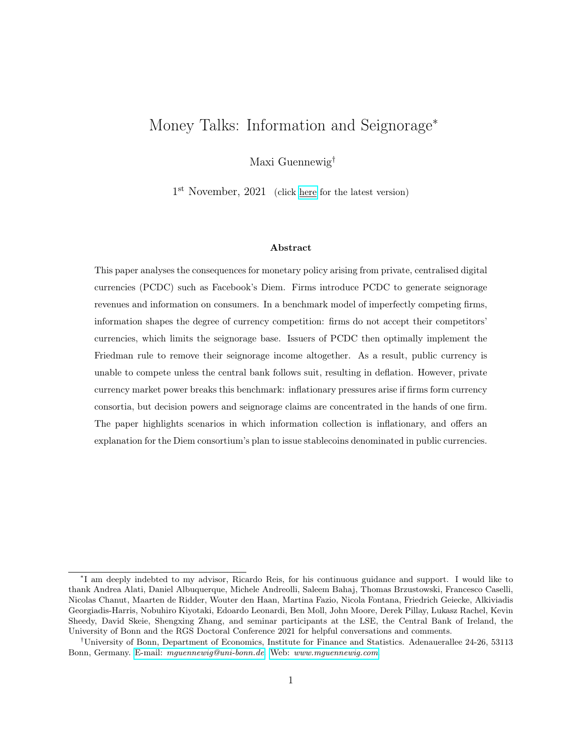# Money Talks: Information and Seignorage*

Maxi Guennewig†

1st November, 2021 (click here for the latest version)

### Abstract

This paper analyses the consequences for monetary policy arising from private, centralised digital currencies (PCDC) such as Facebook's Diem. Firms introduce PCDC to generate seignorage revenues and information on consumers. In a benchmark model of imperfectly competing firms, information shapes the degree of currency competition: firms do not accept their competitors' currencies, which limits the seignorage base. Issuers of PCDC then optimally implement the Friedman rule to remove their seignorage income altogether. As a result, public currency is unable to compete unless the central bank follows suit, resulting in deflation. However, private currency market power breaks this benchmark: inflationary pressures arise if firms form currency consortia, but decision powers and seignorage claims are concentrated in the hands of one firm. The paper highlights scenarios in which information collection is inflationary, and offers an explanation for the Diem consortium's plan to issue stablecoins denominated in public currencies.

---

*I am deeply indebted to my advisor, Ricardo Reis, for his continuous guidance and support. I would like to thank Andrea Alati, Daniel Albuquerque, Michele Andreolli, Saleem Bahaj, Thomas Brzustowski, Francesco Caselli, Nicolas Chanut, Maarten de Ridder, Wouter den Haan, Martina Fazio, Nicola Fontana, Friedrich Geiecke, Alkiviadis Georgiadis-Harris, Nobuhiro Kiyotaki, Edoardo Leonardi, Ben Moll, John Moore, Derek Pillay, Lukasz Rachel, Kevin Sheedy, David Skeie, Shengxing Zhang, and seminar participants at the LSE, the Central Bank of Ireland, the University of Bonn and the RGS Doctoral Conference 2021 for helpful conversations and comments.

†University of Bonn, Department of Economics, Institute for Finance and Statistics. Adenauerallee 24-26, 53113 Bonn, Germany. E-mail: *mguennewig@uni-bonn.de* Web: *www.mguennewig.com*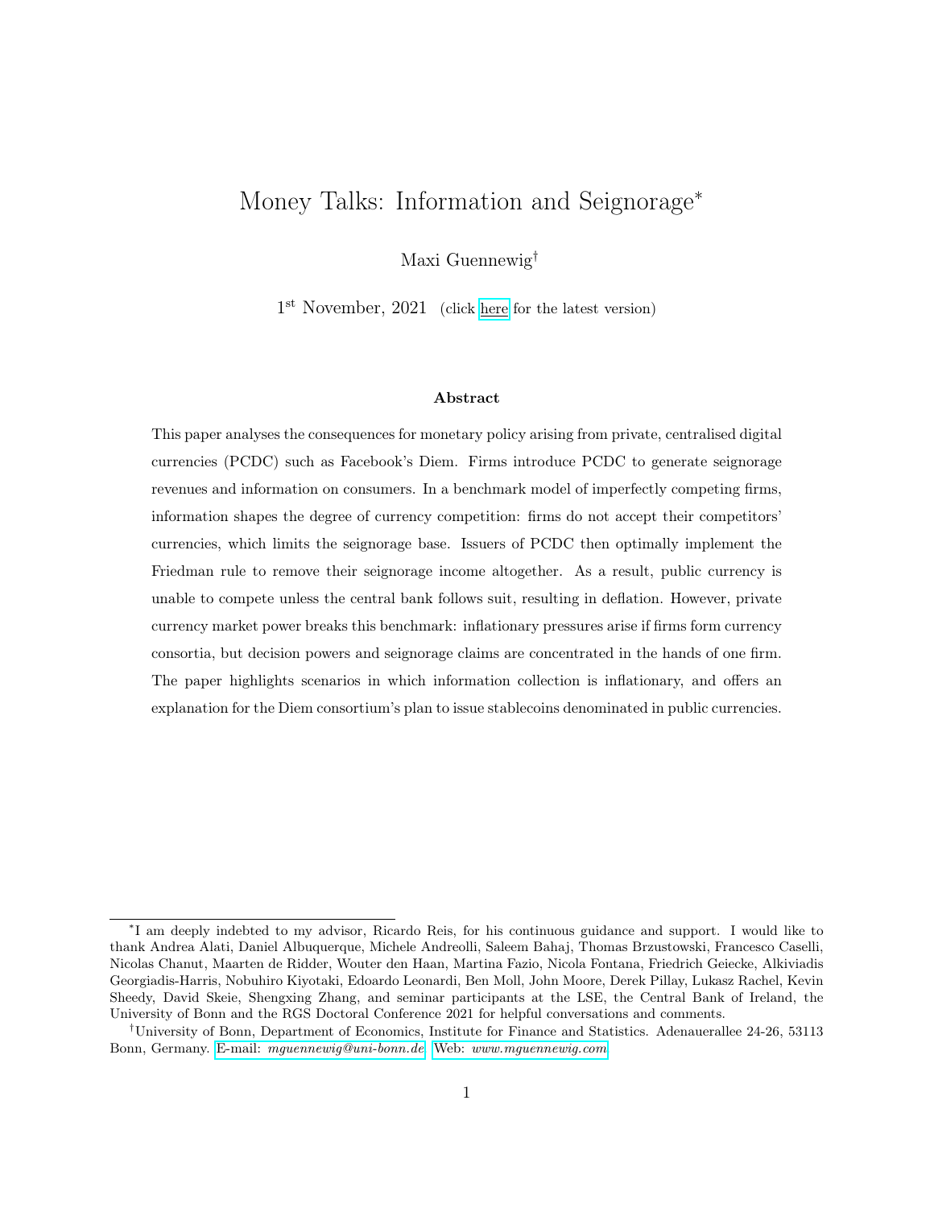# Money Talks: Information and Seignorage*

Maxi Guennewig[†]

1[st] November, 2021 (click here for the latest version)

### Abstract

This paper analyses the consequences for monetary policy arising from private, centralised digital currencies (PCDC) such as Facebook's Diem. Firms introduce PCDC to generate seignorage revenues and information on consumers. In a benchmark model of imperfectly competing firms, information shapes the degree of currency competition: firms do not accept their competitors' currencies, which limits the seignorage base. Issuers of PCDC then optimally implement the Friedman rule to remove their seignorage income altogether. As a result, public currency is unable to compete unless the central bank follows suit, resulting in deflation. However, private currency market power breaks this benchmark: inflationary pressures arise if firms form currency consortia, but decision powers and seignorage claims are concentrated in the hands of one firm. The paper highlights scenarios in which information collection is inflationary, and offers an explanation for the Diem consortium's plan to issue stablecoins denominated in public currencies.

---

*I am deeply indebted to my advisor, Ricardo Reis, for his continuous guidance and support. I would like to thank Andrea Alati, Daniel Albuquerque, Michele Andreolli, Saleem Bahaj, Thomas Brzustowski, Francesco Caselli, Nicolas Chanut, Maarten de Ridder, Wouter den Haan, Martina Fazio, Nicola Fontana, Friedrich Geiecke, Alkiviadis Georgiadis-Harris, Nobuhiro Kiyotaki, Edoardo Leonardi, Ben Moll, John Moore, Derek Pillay, Lukasz Rachel, Kevin Sheedy, David Skeie, Shengxing Zhang, and seminar participants at the LSE, the Central Bank of Ireland, the University of Bonn and the RGS Doctoral Conference 2021 for helpful conversations and comments.

[†]University of Bonn, Department of Economics, Institute for Finance and Statistics. Adenauerallee 24-26, 53113 Bonn, Germany. E-mail: *mguennewig@uni-bonn.de* Web: *www.mguennewig.com*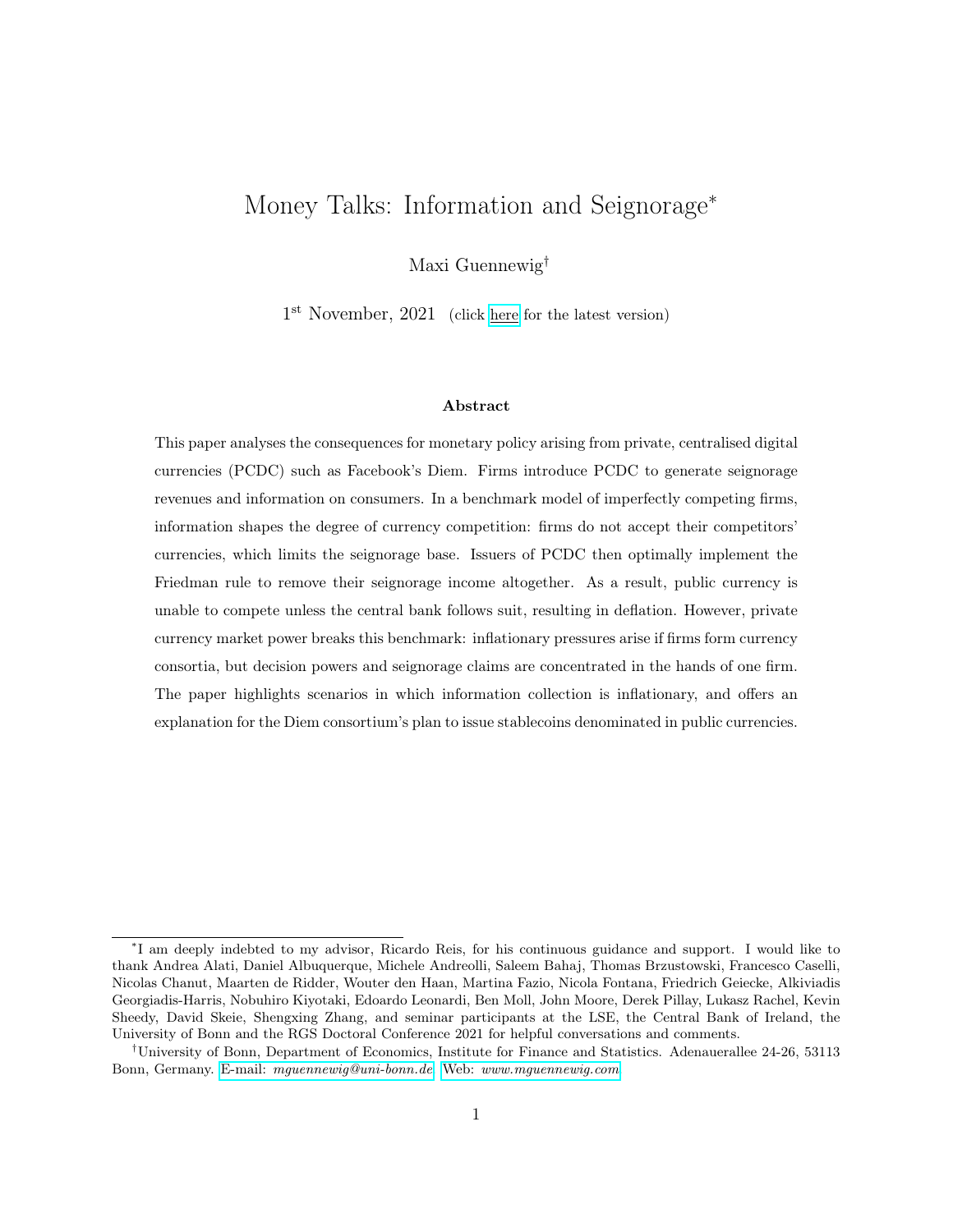# Money Talks: Information and Seignorage*

Maxi Guennewig†

1st November, 2021 (click here for the latest version)

### Abstract

This paper analyses the consequences for monetary policy arising from private, centralised digital currencies (PCDC) such as Facebook's Diem. Firms introduce PCDC to generate seignorage revenues and information on consumers. In a benchmark model of imperfectly competing firms, information shapes the degree of currency competition: firms do not accept their competitors' currencies, which limits the seignorage base. Issuers of PCDC then optimally implement the Friedman rule to remove their seignorage income altogether. As a result, public currency is unable to compete unless the central bank follows suit, resulting in deflation. However, private currency market power breaks this benchmark: inflationary pressures arise if firms form currency consortia, but decision powers and seignorage claims are concentrated in the hands of one firm. The paper highlights scenarios in which information collection is inflationary, and offers an explanation for the Diem consortium's plan to issue stablecoins denominated in public currencies.

---

*I am deeply indebted to my advisor, Ricardo Reis, for his continuous guidance and support. I would like to thank Andrea Alati, Daniel Albuquerque, Michele Andreolli, Saleem Bahaj, Thomas Brzustowski, Francesco Caselli, Nicolas Chanut, Maarten de Ridder, Wouter den Haan, Martina Fazio, Nicola Fontana, Friedrich Geiecke, Alkiviadis Georgiadis-Harris, Nobuhiro Kiyotaki, Edoardo Leonardi, Ben Moll, John Moore, Derek Pillay, Lukasz Rachel, Kevin Sheedy, David Skeie, Shengxing Zhang, and seminar participants at the LSE, the Central Bank of Ireland, the University of Bonn and the RGS Doctoral Conference 2021 for helpful conversations and comments.

†University of Bonn, Department of Economics, Institute for Finance and Statistics. Adenauerallee 24-26, 53113 Bonn, Germany. E-mail: *mguennewig@uni-bonn.de* Web: *www.mguennewig.com*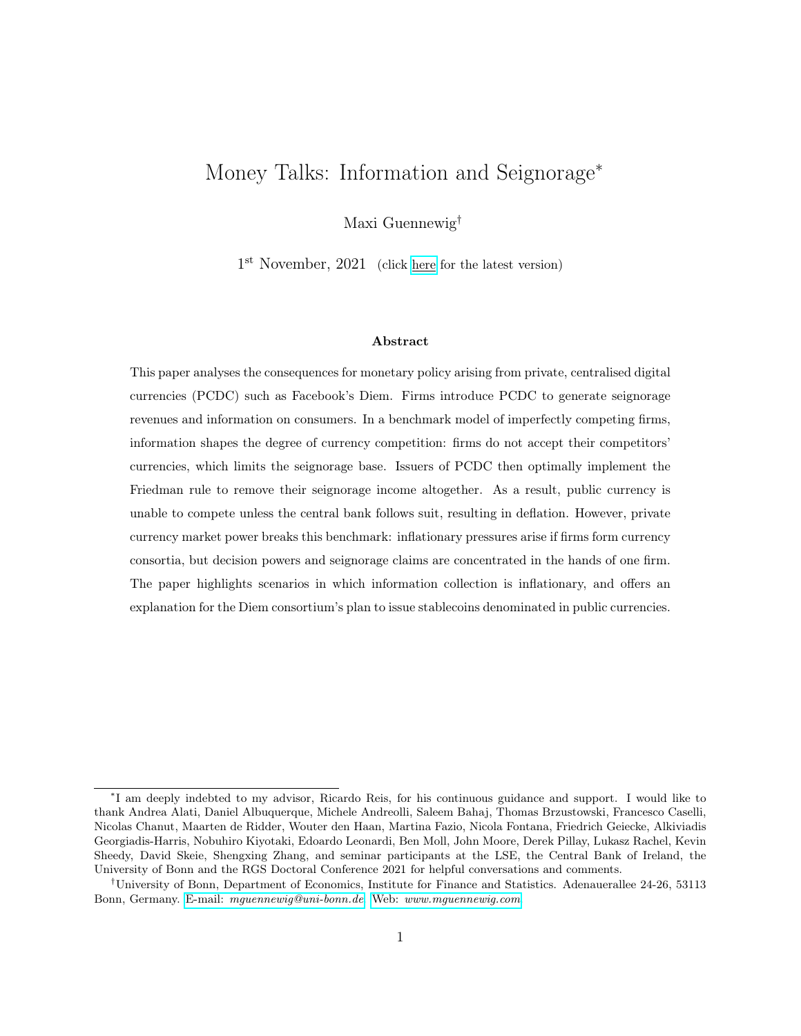# Money Talks: Information and Seignorage*

Maxi Guennewig†

1st November, 2021 (click here for the latest version)

### Abstract

This paper analyses the consequences for monetary policy arising from private, centralised digital currencies (PCDC) such as Facebook's Diem. Firms introduce PCDC to generate seignorage revenues and information on consumers. In a benchmark model of imperfectly competing firms, information shapes the degree of currency competition: firms do not accept their competitors' currencies, which limits the seignorage base. Issuers of PCDC then optimally implement the Friedman rule to remove their seignorage income altogether. As a result, public currency is unable to compete unless the central bank follows suit, resulting in deflation. However, private currency market power breaks this benchmark: inflationary pressures arise if firms form currency consortia, but decision powers and seignorage claims are concentrated in the hands of one firm. The paper highlights scenarios in which information collection is inflationary, and offers an explanation for the Diem consortium's plan to issue stablecoins denominated in public currencies.

---

*I am deeply indebted to my advisor, Ricardo Reis, for his continuous guidance and support. I would like to thank Andrea Alati, Daniel Albuquerque, Michele Andreolli, Saleem Bahaj, Thomas Brzustowski, Francesco Caselli, Nicolas Chanut, Maarten de Ridder, Wouter den Haan, Martina Fazio, Nicola Fontana, Friedrich Geiecke, Alkiviadis Georgiadis-Harris, Nobuhiro Kiyotaki, Edoardo Leonardi, Ben Moll, John Moore, Derek Pillay, Lukasz Rachel, Kevin Sheedy, David Skeie, Shengxing Zhang, and seminar participants at the LSE, the Central Bank of Ireland, the University of Bonn and the RGS Doctoral Conference 2021 for helpful conversations and comments.

†University of Bonn, Department of Economics, Institute for Finance and Statistics. Adenauerallee 24-26, 53113 Bonn, Germany. E-mail: *mguennewig@uni-bonn.de* Web: *www.mguennewig.com*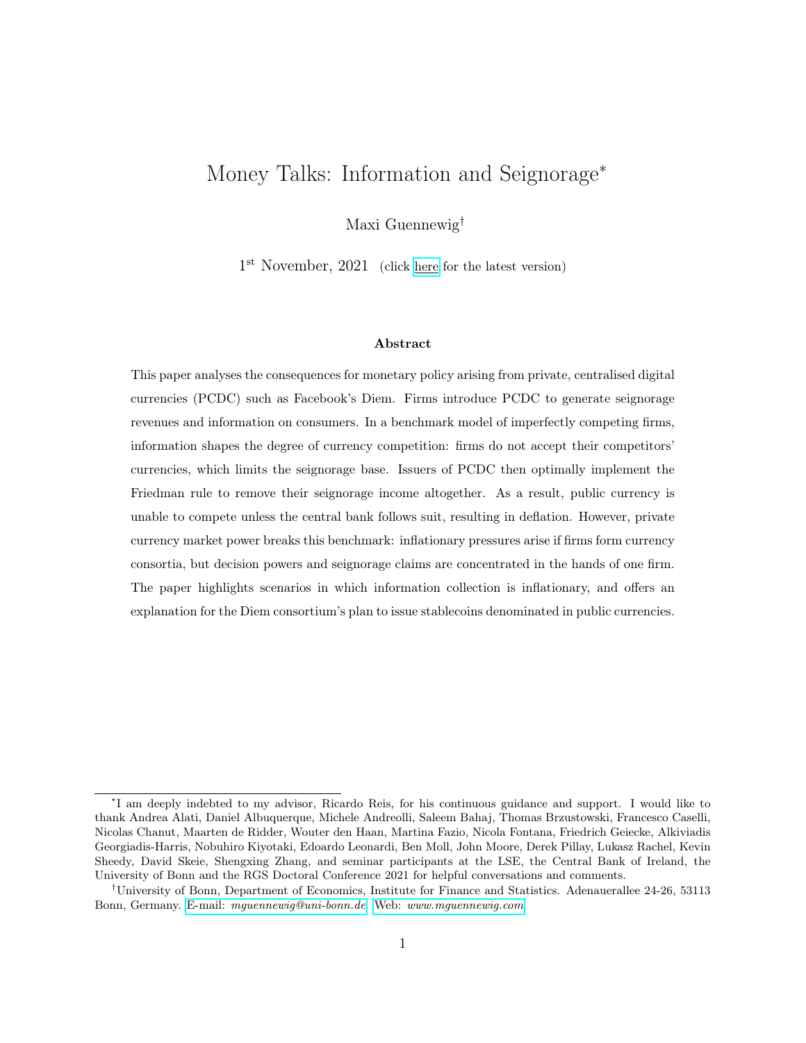# Money Talks: Information and Seignorage[*]

Maxi Guennewig[†]

1[st] November, 2021 (click here for the latest version)

### Abstract

This paper analyses the consequences for monetary policy arising from private, centralised digital currencies (PCDC) such as Facebook's Diem. Firms introduce PCDC to generate seignorage revenues and information on consumers. In a benchmark model of imperfectly competing firms, information shapes the degree of currency competition: firms do not accept their competitors' currencies, which limits the seignorage base. Issuers of PCDC then optimally implement the Friedman rule to remove their seignorage income altogether. As a result, public currency is unable to compete unless the central bank follows suit, resulting in deflation. However, private currency market power breaks this benchmark: inflationary pressures arise if firms form currency consortia, but decision powers and seignorage claims are concentrated in the hands of one firm. The paper highlights scenarios in which information collection is inflationary, and offers an explanation for the Diem consortium's plan to issue stablecoins denominated in public currencies.

---

[*]I am deeply indebted to my advisor, Ricardo Reis, for his continuous guidance and support. I would like to thank Andrea Alati, Daniel Albuquerque, Michele Andreolli, Saleem Bahaj, Thomas Brzustowski, Francesco Caselli, Nicolas Chanut, Maarten de Ridder, Wouter den Haan, Martina Fazio, Nicola Fontana, Friedrich Geiecke, Alkiviadis Georgiadis-Harris, Nobuhiro Kiyotaki, Edoardo Leonardi, Ben Moll, John Moore, Derek Pillay, Lukasz Rachel, Kevin Sheedy, David Skeie, Shengxing Zhang, and seminar participants at the LSE, the Central Bank of Ireland, the University of Bonn and the RGS Doctoral Conference 2021 for helpful conversations and comments.

[†]University of Bonn, Department of Economics, Institute for Finance and Statistics. Adenauerallee 24-26, 53113 Bonn, Germany. E-mail: *mguennewig@uni-bonn.de* Web: *www.mguennewig.com*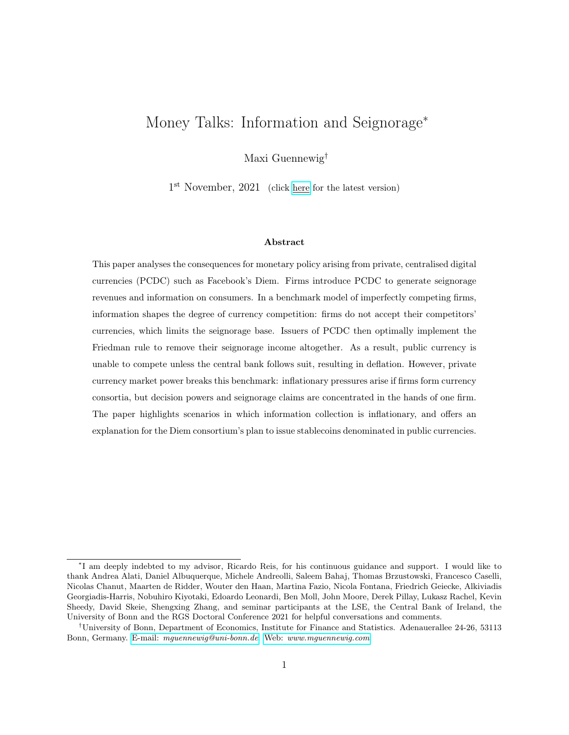# Money Talks: Information and Seignorage*

Maxi Guennewig†

1st November, 2021 (click here for the latest version)

### Abstract

This paper analyses the consequences for monetary policy arising from private, centralised digital currencies (PCDC) such as Facebook's Diem. Firms introduce PCDC to generate seignorage revenues and information on consumers. In a benchmark model of imperfectly competing firms, information shapes the degree of currency competition: firms do not accept their competitors' currencies, which limits the seignorage base. Issuers of PCDC then optimally implement the Friedman rule to remove their seignorage income altogether. As a result, public currency is unable to compete unless the central bank follows suit, resulting in deflation. However, private currency market power breaks this benchmark: inflationary pressures arise if firms form currency consortia, but decision powers and seignorage claims are concentrated in the hands of one firm. The paper highlights scenarios in which information collection is inflationary, and offers an explanation for the Diem consortium's plan to issue stablecoins denominated in public currencies.

---

*I am deeply indebted to my advisor, Ricardo Reis, for his continuous guidance and support. I would like to thank Andrea Alati, Daniel Albuquerque, Michele Andreolli, Saleem Bahaj, Thomas Brzustowski, Francesco Caselli, Nicolas Chanut, Maarten de Ridder, Wouter den Haan, Martina Fazio, Nicola Fontana, Friedrich Geiecke, Alkiviadis Georgiadis-Harris, Nobuhiro Kiyotaki, Edoardo Leonardi, Ben Moll, John Moore, Derek Pillay, Lukasz Rachel, Kevin Sheedy, David Skeie, Shengxing Zhang, and seminar participants at the LSE, the Central Bank of Ireland, the University of Bonn and the RGS Doctoral Conference 2021 for helpful conversations and comments.

†University of Bonn, Department of Economics, Institute for Finance and Statistics. Adenauerallee 24-26, 53113 Bonn, Germany. E-mail: *mguennewig@uni-bonn.de* Web: *www.mguennewig.com*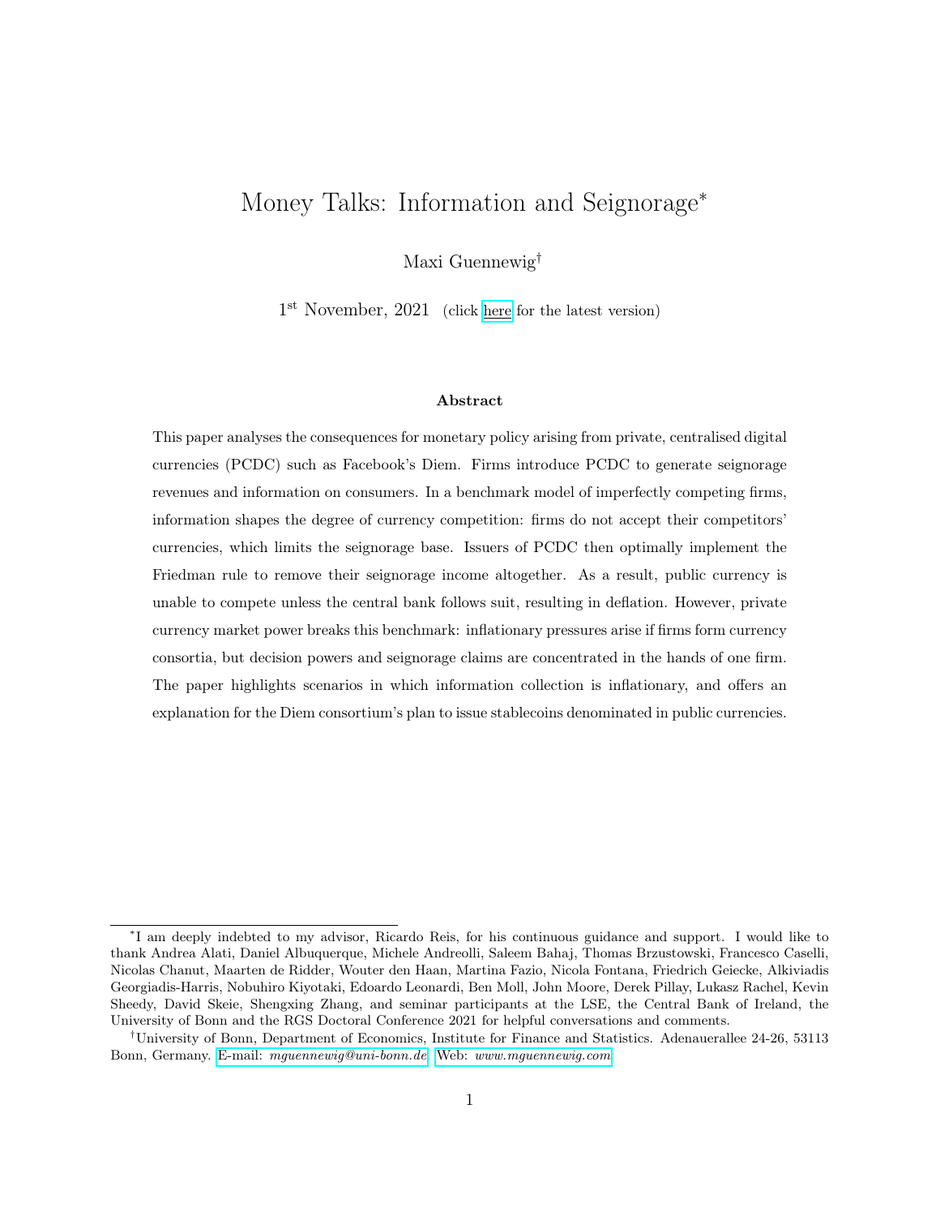# Money Talks: Information and Seignorage*

Maxi Guennewig†

1st November, 2021 (click here for the latest version)

### Abstract

This paper analyses the consequences for monetary policy arising from private, centralised digital currencies (PCDC) such as Facebook's Diem. Firms introduce PCDC to generate seignorage revenues and information on consumers. In a benchmark model of imperfectly competing firms, information shapes the degree of currency competition: firms do not accept their competitors' currencies, which limits the seignorage base. Issuers of PCDC then optimally implement the Friedman rule to remove their seignorage income altogether. As a result, public currency is unable to compete unless the central bank follows suit, resulting in deflation. However, private currency market power breaks this benchmark: inflationary pressures arise if firms form currency consortia, but decision powers and seignorage claims are concentrated in the hands of one firm. The paper highlights scenarios in which information collection is inflationary, and offers an explanation for the Diem consortium's plan to issue stablecoins denominated in public currencies.

---

*I am deeply indebted to my advisor, Ricardo Reis, for his continuous guidance and support. I would like to thank Andrea Alati, Daniel Albuquerque, Michele Andreolli, Saleem Bahaj, Thomas Brzustowski, Francesco Caselli, Nicolas Chanut, Maarten de Ridder, Wouter den Haan, Martina Fazio, Nicola Fontana, Friedrich Geiecke, Alkiviadis Georgiadis-Harris, Nobuhiro Kiyotaki, Edoardo Leonardi, Ben Moll, John Moore, Derek Pillay, Lukasz Rachel, Kevin Sheedy, David Skeie, Shengxing Zhang, and seminar participants at the LSE, the Central Bank of Ireland, the University of Bonn and the RGS Doctoral Conference 2021 for helpful conversations and comments.

†University of Bonn, Department of Economics, Institute for Finance and Statistics. Adenauerallee 24-26, 53113 Bonn, Germany. E-mail: *mguennewig@uni-bonn.de* Web: *www.mguennewig.com*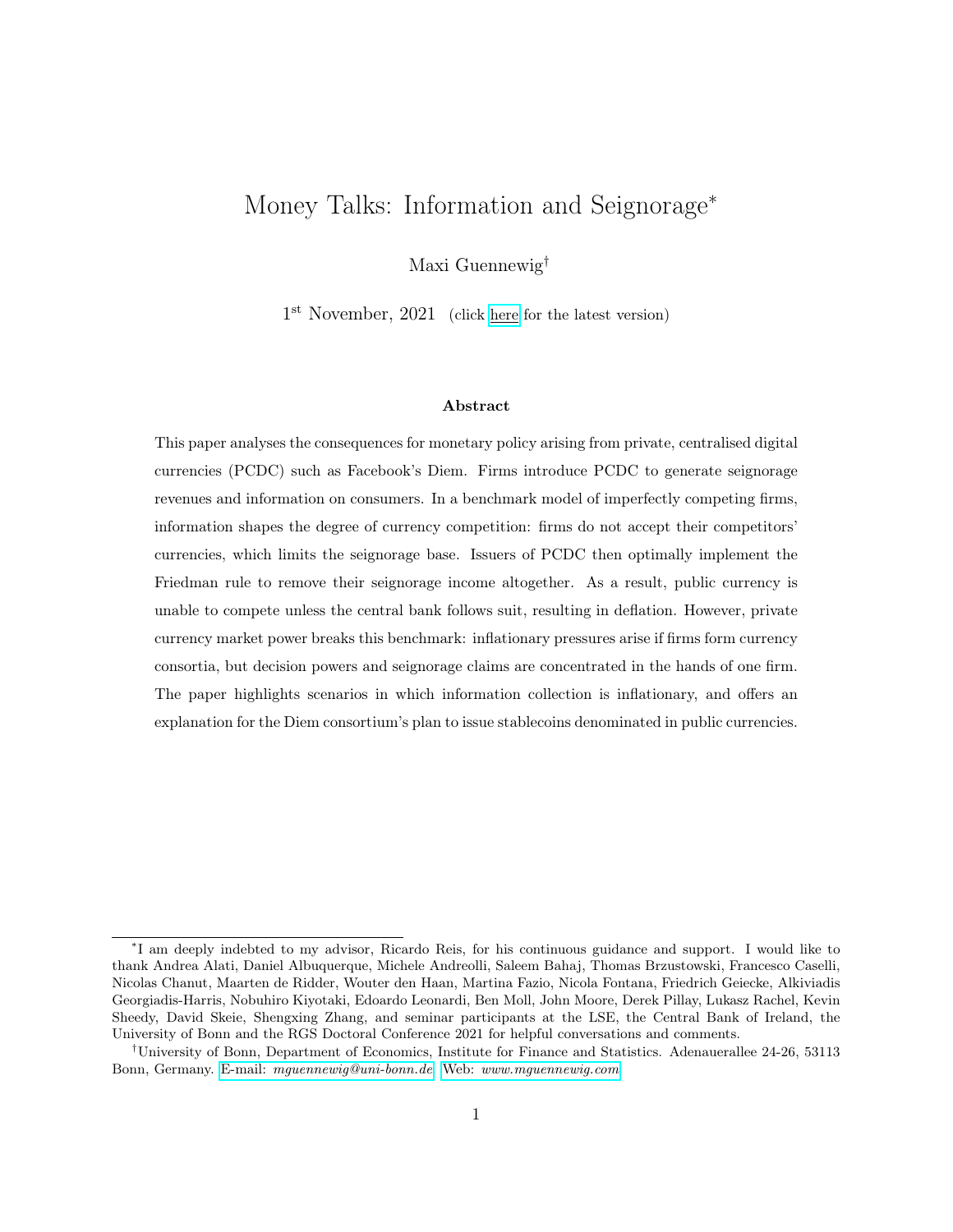# Money Talks: Information and Seignorage[*]

Maxi Guennewig[†]

1[st] November, 2021 (click here for the latest version)

### Abstract

This paper analyses the consequences for monetary policy arising from private, centralised digital currencies (PCDC) such as Facebook's Diem. Firms introduce PCDC to generate seignorage revenues and information on consumers. In a benchmark model of imperfectly competing firms, information shapes the degree of currency competition: firms do not accept their competitors' currencies, which limits the seignorage base. Issuers of PCDC then optimally implement the Friedman rule to remove their seignorage income altogether. As a result, public currency is unable to compete unless the central bank follows suit, resulting in deflation. However, private currency market power breaks this benchmark: inflationary pressures arise if firms form currency consortia, but decision powers and seignorage claims are concentrated in the hands of one firm. The paper highlights scenarios in which information collection is inflationary, and offers an explanation for the Diem consortium's plan to issue stablecoins denominated in public currencies.

---

[*]I am deeply indebted to my advisor, Ricardo Reis, for his continuous guidance and support. I would like to thank Andrea Alati, Daniel Albuquerque, Michele Andreolli, Saleem Bahaj, Thomas Brzustowski, Francesco Caselli, Nicolas Chanut, Maarten de Ridder, Wouter den Haan, Martina Fazio, Nicola Fontana, Friedrich Geiecke, Alkiviadis Georgiadis-Harris, Nobuhiro Kiyotaki, Edoardo Leonardi, Ben Moll, John Moore, Derek Pillay, Lukasz Rachel, Kevin Sheedy, David Skeie, Shengxing Zhang, and seminar participants at the LSE, the Central Bank of Ireland, the University of Bonn and the RGS Doctoral Conference 2021 for helpful conversations and comments.

[†]University of Bonn, Department of Economics, Institute for Finance and Statistics. Adenauerallee 24-26, 53113 Bonn, Germany. E-mail: *mguennewig@uni-bonn.de* Web: *www.mguennewig.com*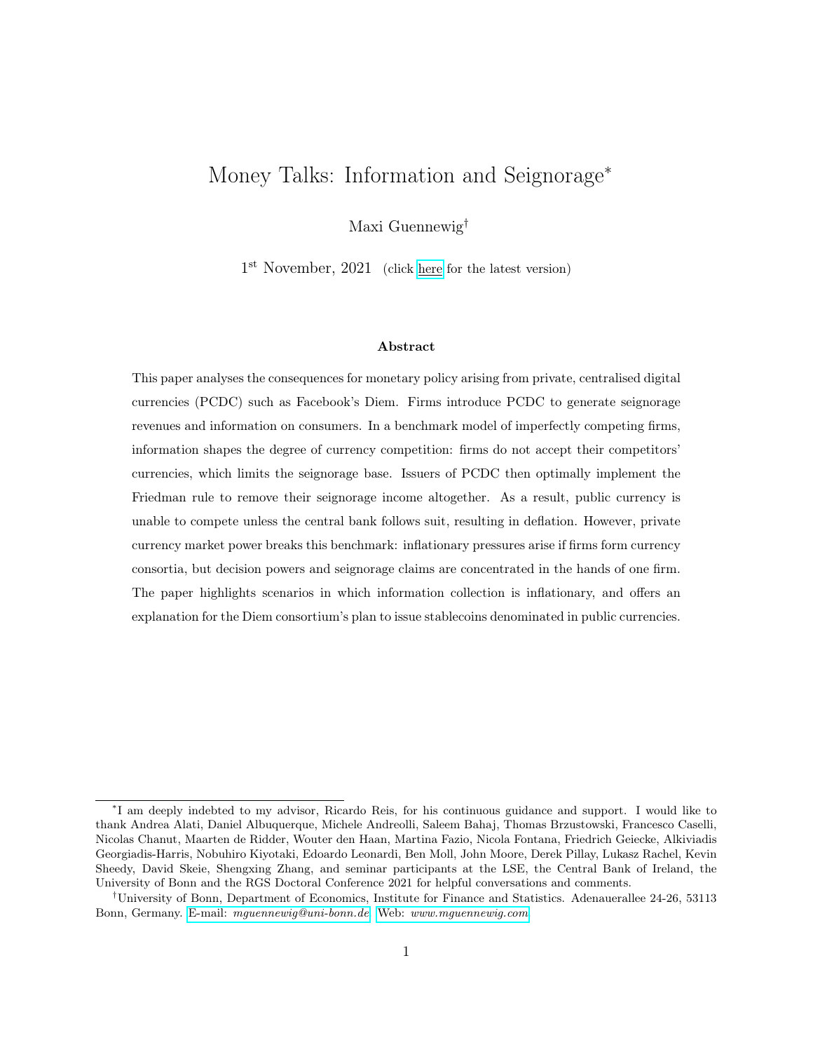# Money Talks: Information and Seignorage[*]

Maxi Guennewig[†]

1[st] November, 2021 (click here for the latest version)

### Abstract

This paper analyses the consequences for monetary policy arising from private, centralised digital currencies (PCDC) such as Facebook's Diem. Firms introduce PCDC to generate seignorage revenues and information on consumers. In a benchmark model of imperfectly competing firms, information shapes the degree of currency competition: firms do not accept their competitors' currencies, which limits the seignorage base. Issuers of PCDC then optimally implement the Friedman rule to remove their seignorage income altogether. As a result, public currency is unable to compete unless the central bank follows suit, resulting in deflation. However, private currency market power breaks this benchmark: inflationary pressures arise if firms form currency consortia, but decision powers and seignorage claims are concentrated in the hands of one firm. The paper highlights scenarios in which information collection is inflationary, and offers an explanation for the Diem consortium's plan to issue stablecoins denominated in public currencies.

---

[*] I am deeply indebted to my advisor, Ricardo Reis, for his continuous guidance and support. I would like to thank Andrea Alati, Daniel Albuquerque, Michele Andreolli, Saleem Bahaj, Thomas Brzustowski, Francesco Caselli, Nicolas Chanut, Maarten de Ridder, Wouter den Haan, Martina Fazio, Nicola Fontana, Friedrich Geiecke, Alkiviadis Georgiadis-Harris, Nobuhiro Kiyotaki, Edoardo Leonardi, Ben Moll, John Moore, Derek Pillay, Lukasz Rachel, Kevin Sheedy, David Skeie, Shengxing Zhang, and seminar participants at the LSE, the Central Bank of Ireland, the University of Bonn and the RGS Doctoral Conference 2021 for helpful conversations and comments.

[†] University of Bonn, Department of Economics, Institute for Finance and Statistics. Adenauerallee 24-26, 53113 Bonn, Germany. E-mail: *mguennewig@uni-bonn.de* Web: *www.mguennewig.com*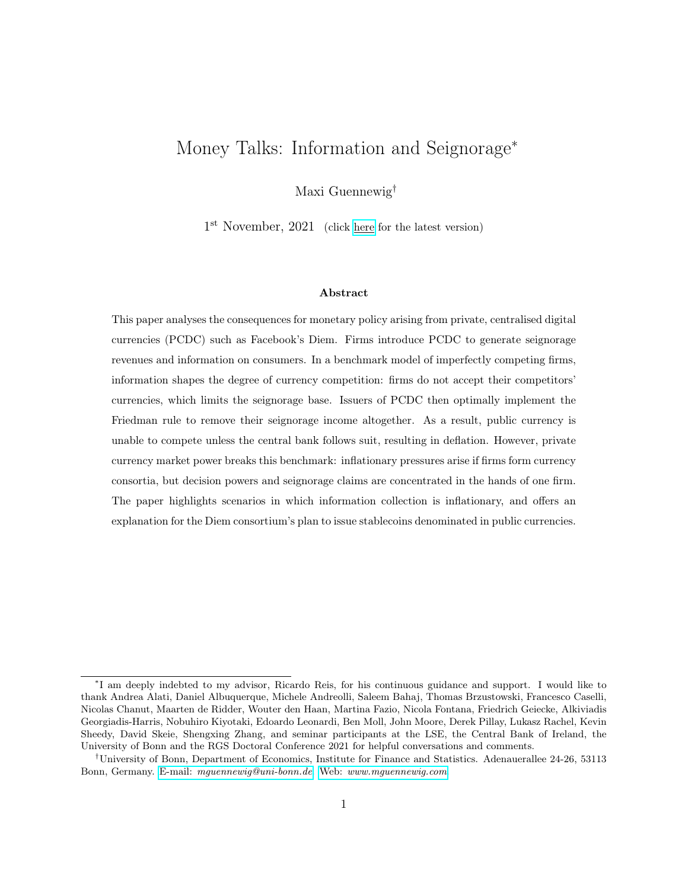# Money Talks: Information and Seignorage[*]

Maxi Guennewig[†]

1[st] November, 2021 (click here for the latest version)

### Abstract

This paper analyses the consequences for monetary policy arising from private, centralised digital currencies (PCDC) such as Facebook's Diem. Firms introduce PCDC to generate seignorage revenues and information on consumers. In a benchmark model of imperfectly competing firms, information shapes the degree of currency competition: firms do not accept their competitors' currencies, which limits the seignorage base. Issuers of PCDC then optimally implement the Friedman rule to remove their seignorage income altogether. As a result, public currency is unable to compete unless the central bank follows suit, resulting in deflation. However, private currency market power breaks this benchmark: inflationary pressures arise if firms form currency consortia, but decision powers and seignorage claims are concentrated in the hands of one firm. The paper highlights scenarios in which information collection is inflationary, and offers an explanation for the Diem consortium's plan to issue stablecoins denominated in public currencies.

---

[*]I am deeply indebted to my advisor, Ricardo Reis, for his continuous guidance and support. I would like to thank Andrea Alati, Daniel Albuquerque, Michele Andreolli, Saleem Bahaj, Thomas Brzustowski, Francesco Caselli, Nicolas Chanut, Maarten de Ridder, Wouter den Haan, Martina Fazio, Nicola Fontana, Friedrich Geiecke, Alkiviadis Georgiadis-Harris, Nobuhiro Kiyotaki, Edoardo Leonardi, Ben Moll, John Moore, Derek Pillay, Lukasz Rachel, Kevin Sheedy, David Skeie, Shengxing Zhang, and seminar participants at the LSE, the Central Bank of Ireland, the University of Bonn and the RGS Doctoral Conference 2021 for helpful conversations and comments.

[†]University of Bonn, Department of Economics, Institute for Finance and Statistics. Adenauerallee 24-26, 53113 Bonn, Germany. E-mail: *mguennewig@uni-bonn.de* Web: *www.mguennewig.com*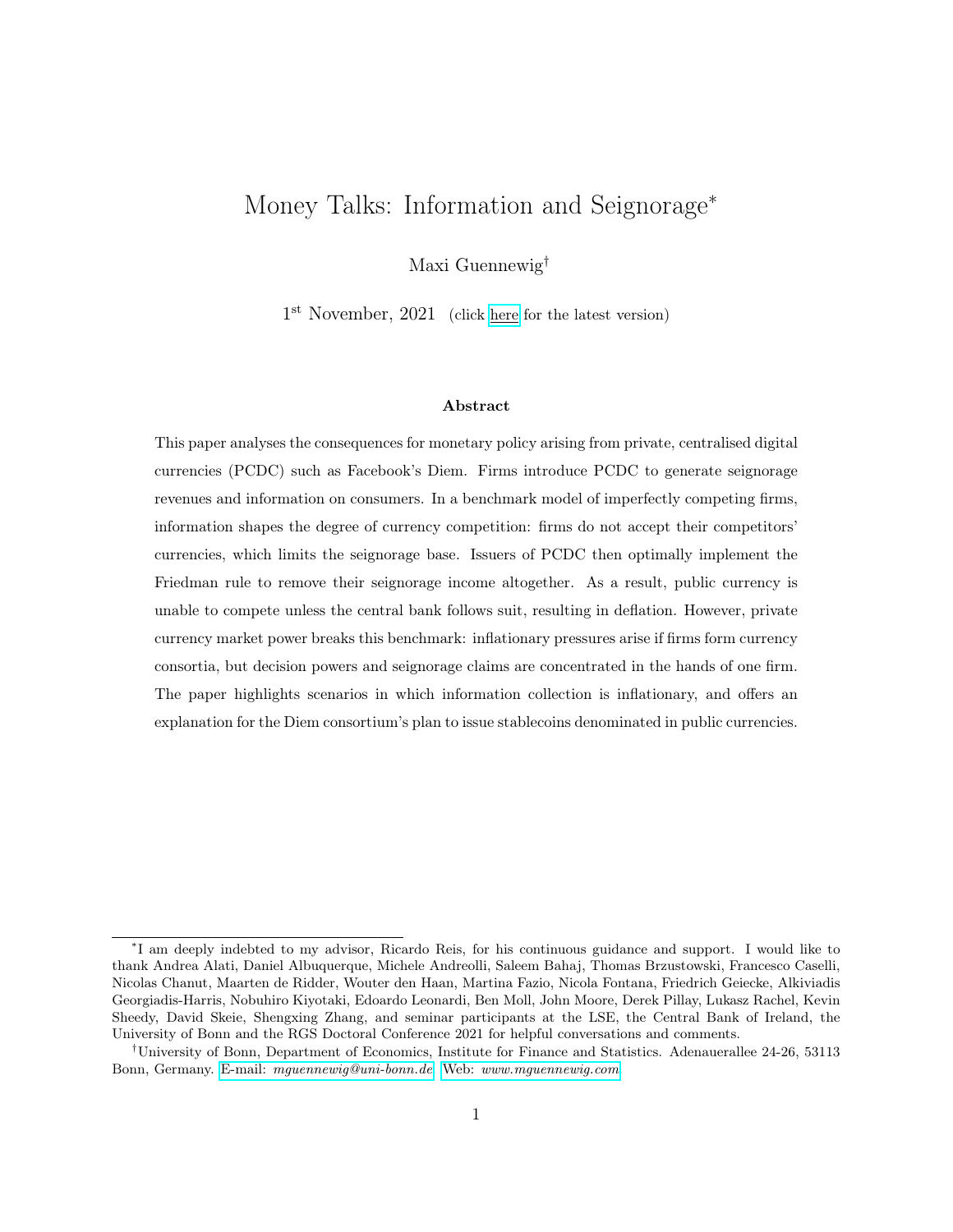# Money Talks: Information and Seignorage*

Maxi Guennewig†

1st November, 2021 (click here for the latest version)

### Abstract

This paper analyses the consequences for monetary policy arising from private, centralised digital currencies (PCDC) such as Facebook's Diem. Firms introduce PCDC to generate seignorage revenues and information on consumers. In a benchmark model of imperfectly competing firms, information shapes the degree of currency competition: firms do not accept their competitors' currencies, which limits the seignorage base. Issuers of PCDC then optimally implement the Friedman rule to remove their seignorage income altogether. As a result, public currency is unable to compete unless the central bank follows suit, resulting in deflation. However, private currency market power breaks this benchmark: inflationary pressures arise if firms form currency consortia, but decision powers and seignorage claims are concentrated in the hands of one firm. The paper highlights scenarios in which information collection is inflationary, and offers an explanation for the Diem consortium's plan to issue stablecoins denominated in public currencies.

---

*I am deeply indebted to my advisor, Ricardo Reis, for his continuous guidance and support. I would like to thank Andrea Alati, Daniel Albuquerque, Michele Andreolli, Saleem Bahaj, Thomas Brzustowski, Francesco Caselli, Nicolas Chanut, Maarten de Ridder, Wouter den Haan, Martina Fazio, Nicola Fontana, Friedrich Geiecke, Alkiviadis Georgiadis-Harris, Nobuhiro Kiyotaki, Edoardo Leonardi, Ben Moll, John Moore, Derek Pillay, Lukasz Rachel, Kevin Sheedy, David Skeie, Shengxing Zhang, and seminar participants at the LSE, the Central Bank of Ireland, the University of Bonn and the RGS Doctoral Conference 2021 for helpful conversations and comments.

†University of Bonn, Department of Economics, Institute for Finance and Statistics. Adenauerallee 24-26, 53113 Bonn, Germany. E-mail: *mguennewig@uni-bonn.de* Web: *www.mguennewig.com*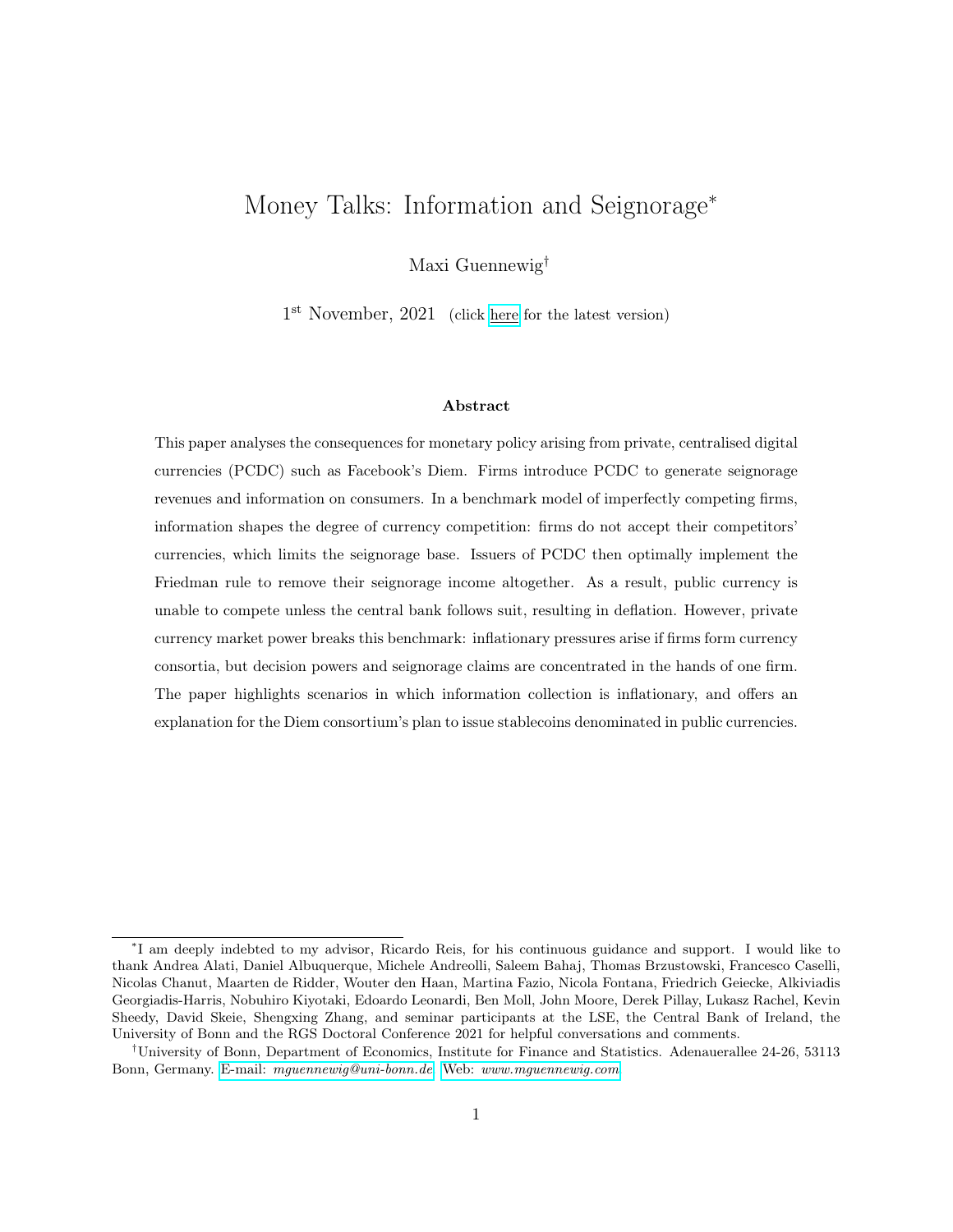# Money Talks: Information and Seignorage*

Maxi Guennewig†

1st November, 2021 (click here for the latest version)

### Abstract

This paper analyses the consequences for monetary policy arising from private, centralised digital currencies (PCDC) such as Facebook's Diem. Firms introduce PCDC to generate seignorage revenues and information on consumers. In a benchmark model of imperfectly competing firms, information shapes the degree of currency competition: firms do not accept their competitors' currencies, which limits the seignorage base. Issuers of PCDC then optimally implement the Friedman rule to remove their seignorage income altogether. As a result, public currency is unable to compete unless the central bank follows suit, resulting in deflation. However, private currency market power breaks this benchmark: inflationary pressures arise if firms form currency consortia, but decision powers and seignorage claims are concentrated in the hands of one firm. The paper highlights scenarios in which information collection is inflationary, and offers an explanation for the Diem consortium's plan to issue stablecoins denominated in public currencies.

---

*I am deeply indebted to my advisor, Ricardo Reis, for his continuous guidance and support. I would like to thank Andrea Alati, Daniel Albuquerque, Michele Andreolli, Saleem Bahaj, Thomas Brzustowski, Francesco Caselli, Nicolas Chanut, Maarten de Ridder, Wouter den Haan, Martina Fazio, Nicola Fontana, Friedrich Geiecke, Alkiviadis Georgiadis-Harris, Nobuhiro Kiyotaki, Edoardo Leonardi, Ben Moll, John Moore, Derek Pillay, Lukasz Rachel, Kevin Sheedy, David Skeie, Shengxing Zhang, and seminar participants at the LSE, the Central Bank of Ireland, the University of Bonn and the RGS Doctoral Conference 2021 for helpful conversations and comments.

†University of Bonn, Department of Economics, Institute for Finance and Statistics. Adenauerallee 24-26, 53113 Bonn, Germany. E-mail: *mguennewig@uni-bonn.de* Web: *www.mguennewig.com*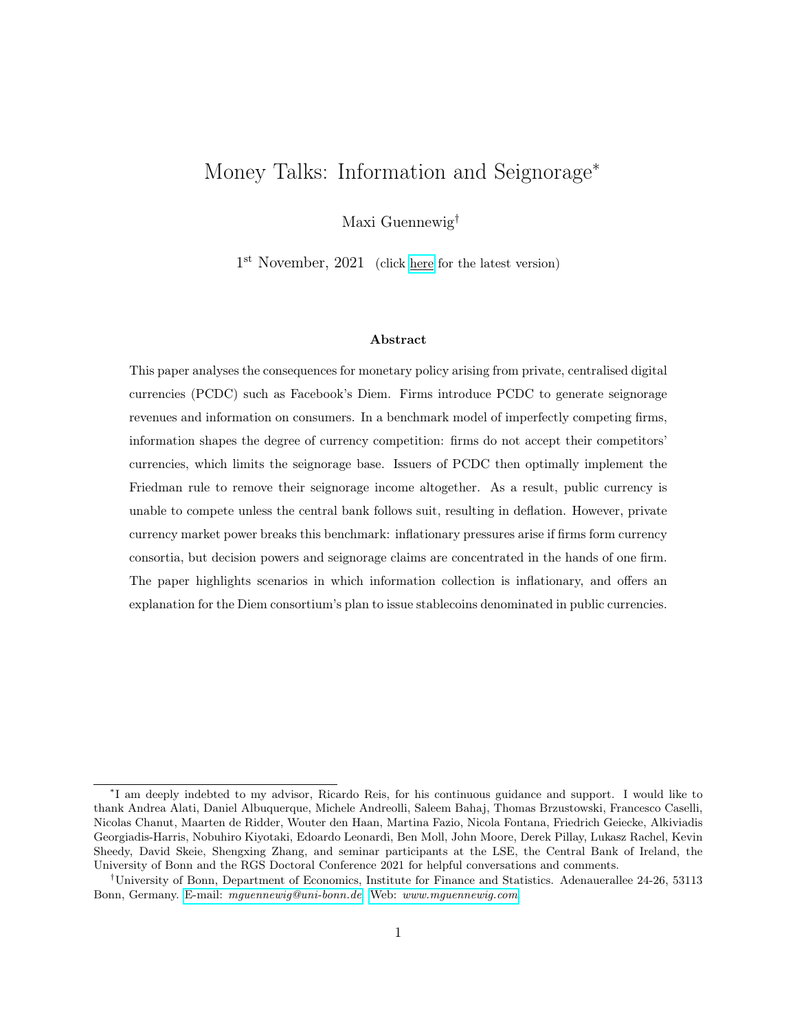# Money Talks: Information and Seignorage*

Maxi Guennewig†

1st November, 2021 (click here for the latest version)

### Abstract

This paper analyses the consequences for monetary policy arising from private, centralised digital currencies (PCDC) such as Facebook's Diem. Firms introduce PCDC to generate seignorage revenues and information on consumers. In a benchmark model of imperfectly competing firms, information shapes the degree of currency competition: firms do not accept their competitors' currencies, which limits the seignorage base. Issuers of PCDC then optimally implement the Friedman rule to remove their seignorage income altogether. As a result, public currency is unable to compete unless the central bank follows suit, resulting in deflation. However, private currency market power breaks this benchmark: inflationary pressures arise if firms form currency consortia, but decision powers and seignorage claims are concentrated in the hands of one firm. The paper highlights scenarios in which information collection is inflationary, and offers an explanation for the Diem consortium's plan to issue stablecoins denominated in public currencies.

---

*I am deeply indebted to my advisor, Ricardo Reis, for his continuous guidance and support. I would like to thank Andrea Alati, Daniel Albuquerque, Michele Andreolli, Saleem Bahaj, Thomas Brzustowski, Francesco Caselli, Nicolas Chanut, Maarten de Ridder, Wouter den Haan, Martina Fazio, Nicola Fontana, Friedrich Geiecke, Alkiviadis Georgiadis-Harris, Nobuhiro Kiyotaki, Edoardo Leonardi, Ben Moll, John Moore, Derek Pillay, Lukasz Rachel, Kevin Sheedy, David Skeie, Shengxing Zhang, and seminar participants at the LSE, the Central Bank of Ireland, the University of Bonn and the RGS Doctoral Conference 2021 for helpful conversations and comments.

†University of Bonn, Department of Economics, Institute for Finance and Statistics. Adenauerallee 24-26, 53113 Bonn, Germany. E-mail: *mguennewig@uni-bonn.de* Web: *www.mguennewig.com*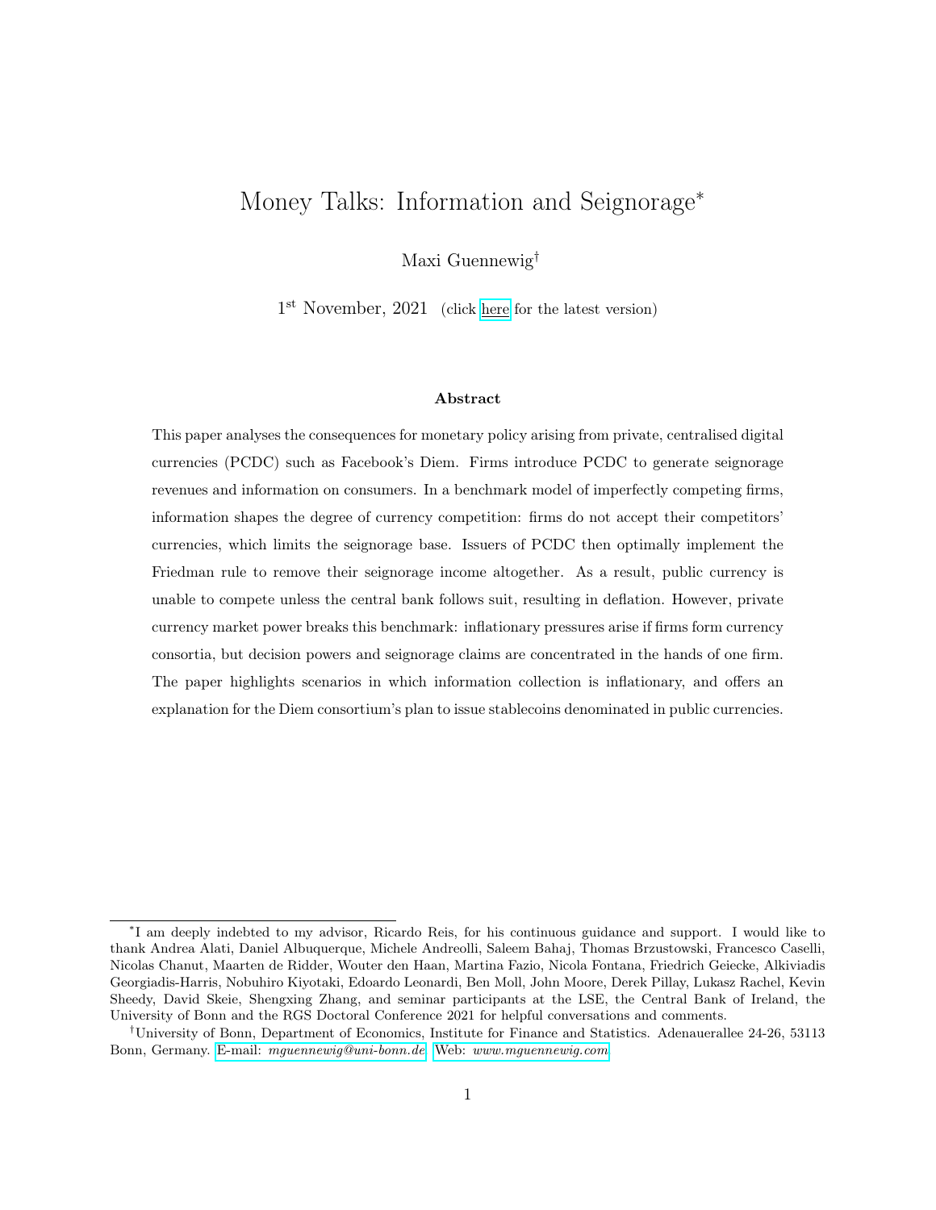# Money Talks: Information and Seignorage*

Maxi Guennewig†

1st November, 2021 (click here for the latest version)

### Abstract

This paper analyses the consequences for monetary policy arising from private, centralised digital currencies (PCDC) such as Facebook's Diem. Firms introduce PCDC to generate seignorage revenues and information on consumers. In a benchmark model of imperfectly competing firms, information shapes the degree of currency competition: firms do not accept their competitors' currencies, which limits the seignorage base. Issuers of PCDC then optimally implement the Friedman rule to remove their seignorage income altogether. As a result, public currency is unable to compete unless the central bank follows suit, resulting in deflation. However, private currency market power breaks this benchmark: inflationary pressures arise if firms form currency consortia, but decision powers and seignorage claims are concentrated in the hands of one firm. The paper highlights scenarios in which information collection is inflationary, and offers an explanation for the Diem consortium's plan to issue stablecoins denominated in public currencies.

---

*I am deeply indebted to my advisor, Ricardo Reis, for his continuous guidance and support. I would like to thank Andrea Alati, Daniel Albuquerque, Michele Andreolli, Saleem Bahaj, Thomas Brzustowski, Francesco Caselli, Nicolas Chanut, Maarten de Ridder, Wouter den Haan, Martina Fazio, Nicola Fontana, Friedrich Geiecke, Alkiviadis Georgiadis-Harris, Nobuhiro Kiyotaki, Edoardo Leonardi, Ben Moll, John Moore, Derek Pillay, Lukasz Rachel, Kevin Sheedy, David Skeie, Shengxing Zhang, and seminar participants at the LSE, the Central Bank of Ireland, the University of Bonn and the RGS Doctoral Conference 2021 for helpful conversations and comments.

†University of Bonn, Department of Economics, Institute for Finance and Statistics. Adenauerallee 24-26, 53113 Bonn, Germany. E-mail: *mguennewig@uni-bonn.de* Web: *www.mguennewig.com*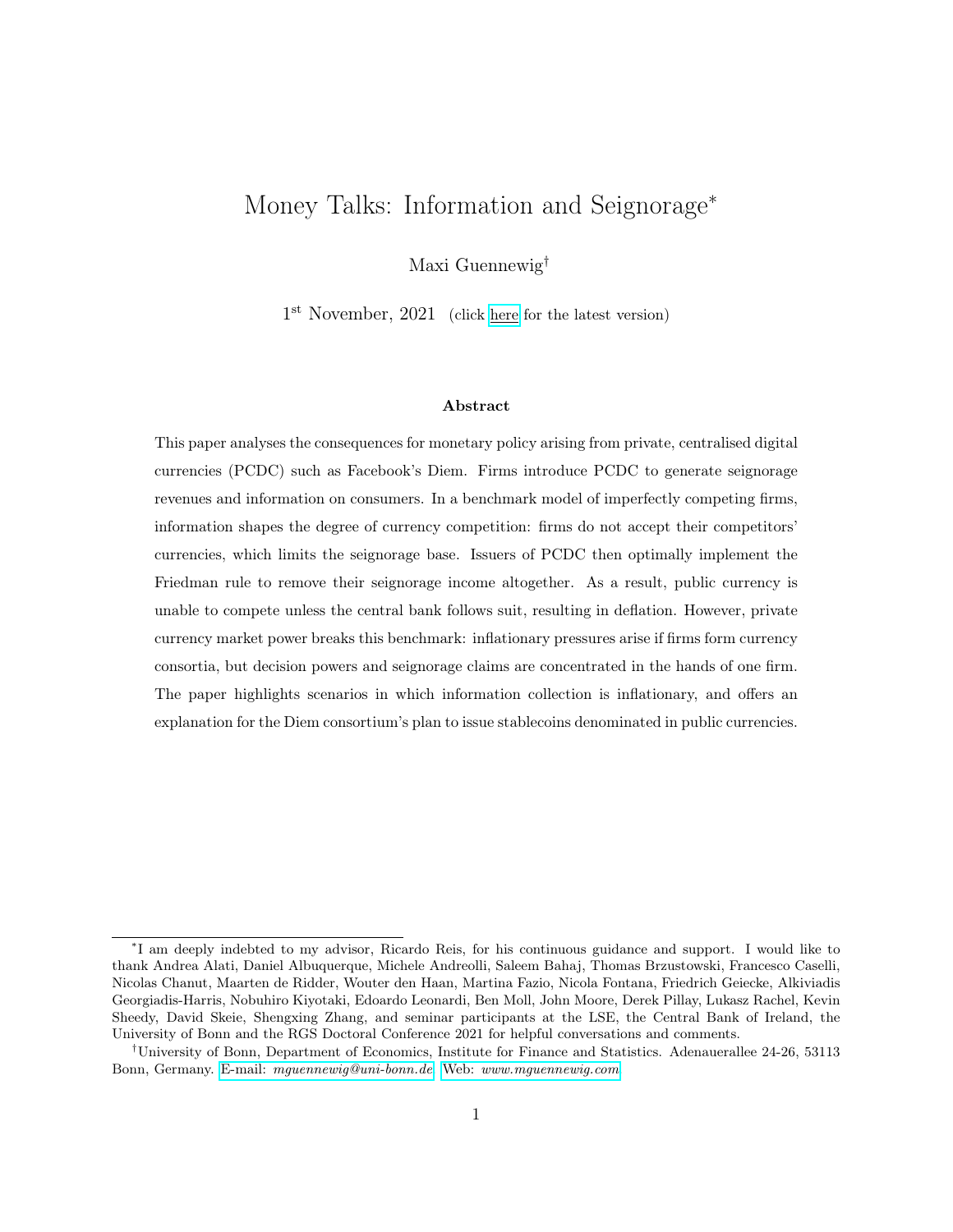# Money Talks: Information and Seignorage*

Maxi Guennewig†

1st November, 2021 (click here for the latest version)

### Abstract

This paper analyses the consequences for monetary policy arising from private, centralised digital currencies (PCDC) such as Facebook's Diem. Firms introduce PCDC to generate seignorage revenues and information on consumers. In a benchmark model of imperfectly competing firms, information shapes the degree of currency competition: firms do not accept their competitors' currencies, which limits the seignorage base. Issuers of PCDC then optimally implement the Friedman rule to remove their seignorage income altogether. As a result, public currency is unable to compete unless the central bank follows suit, resulting in deflation. However, private currency market power breaks this benchmark: inflationary pressures arise if firms form currency consortia, but decision powers and seignorage claims are concentrated in the hands of one firm. The paper highlights scenarios in which information collection is inflationary, and offers an explanation for the Diem consortium's plan to issue stablecoins denominated in public currencies.

---

*I am deeply indebted to my advisor, Ricardo Reis, for his continuous guidance and support. I would like to thank Andrea Alati, Daniel Albuquerque, Michele Andreolli, Saleem Bahaj, Thomas Brzustowski, Francesco Caselli, Nicolas Chanut, Maarten de Ridder, Wouter den Haan, Martina Fazio, Nicola Fontana, Friedrich Geiecke, Alkiviadis Georgiadis-Harris, Nobuhiro Kiyotaki, Edoardo Leonardi, Ben Moll, John Moore, Derek Pillay, Lukasz Rachel, Kevin Sheedy, David Skeie, Shengxing Zhang, and seminar participants at the LSE, the Central Bank of Ireland, the University of Bonn and the RGS Doctoral Conference 2021 for helpful conversations and comments.

†University of Bonn, Department of Economics, Institute for Finance and Statistics. Adenauerallee 24-26, 53113 Bonn, Germany. E-mail: *mguennewig@uni-bonn.de* Web: *www.mguennewig.com*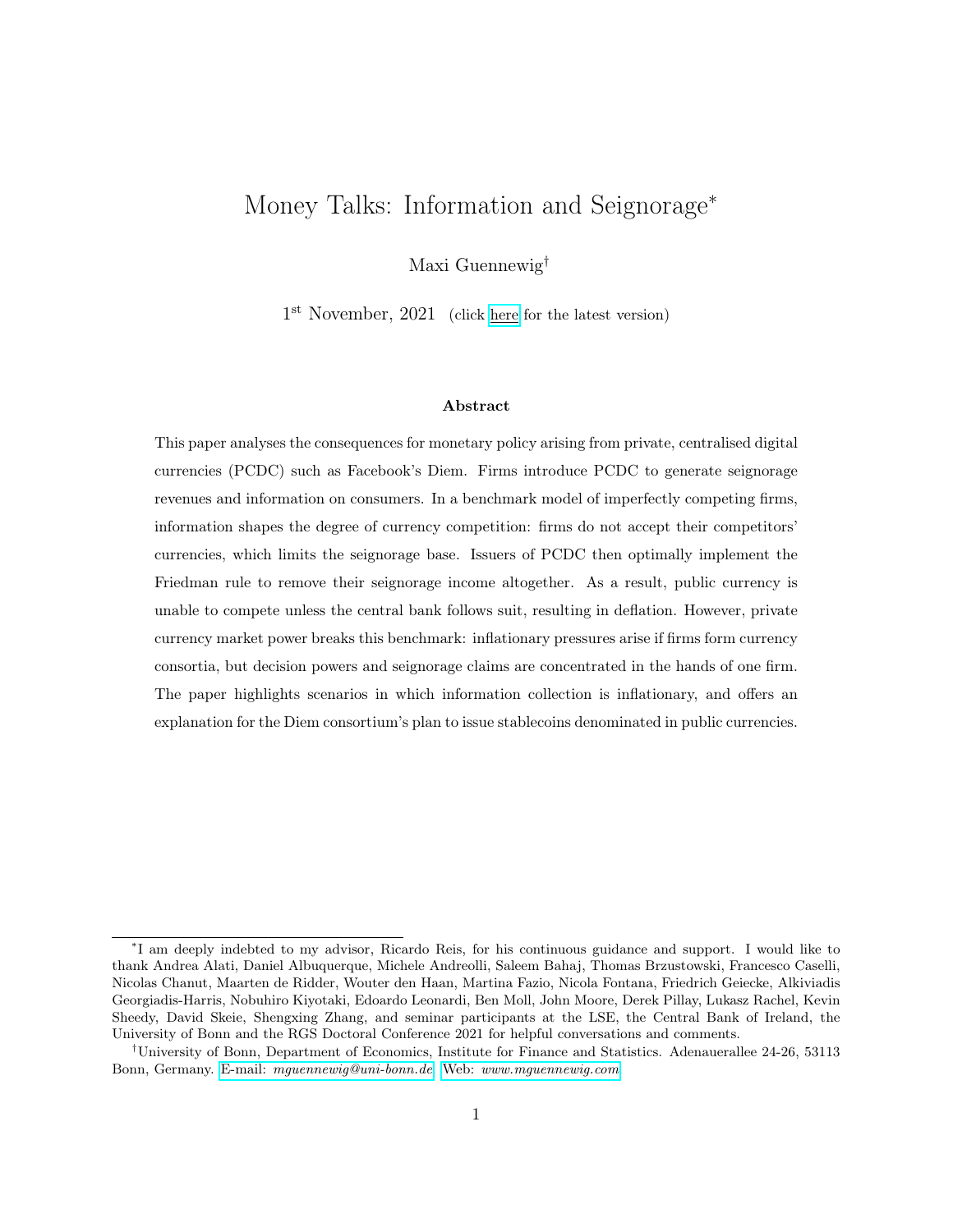# Money Talks: Information and Seignorage*

Maxi Guennewig†

1st November, 2021 (click here for the latest version)

### Abstract

This paper analyses the consequences for monetary policy arising from private, centralised digital currencies (PCDC) such as Facebook's Diem. Firms introduce PCDC to generate seignorage revenues and information on consumers. In a benchmark model of imperfectly competing firms, information shapes the degree of currency competition: firms do not accept their competitors' currencies, which limits the seignorage base. Issuers of PCDC then optimally implement the Friedman rule to remove their seignorage income altogether. As a result, public currency is unable to compete unless the central bank follows suit, resulting in deflation. However, private currency market power breaks this benchmark: inflationary pressures arise if firms form currency consortia, but decision powers and seignorage claims are concentrated in the hands of one firm. The paper highlights scenarios in which information collection is inflationary, and offers an explanation for the Diem consortium's plan to issue stablecoins denominated in public currencies.

---

*I am deeply indebted to my advisor, Ricardo Reis, for his continuous guidance and support. I would like to thank Andrea Alati, Daniel Albuquerque, Michele Andreolli, Saleem Bahaj, Thomas Brzustowski, Francesco Caselli, Nicolas Chanut, Maarten de Ridder, Wouter den Haan, Martina Fazio, Nicola Fontana, Friedrich Geiecke, Alkiviadis Georgiadis-Harris, Nobuhiro Kiyotaki, Edoardo Leonardi, Ben Moll, John Moore, Derek Pillay, Lukasz Rachel, Kevin Sheedy, David Skeie, Shengxing Zhang, and seminar participants at the LSE, the Central Bank of Ireland, the University of Bonn and the RGS Doctoral Conference 2021 for helpful conversations and comments.

†University of Bonn, Department of Economics, Institute for Finance and Statistics. Adenauerallee 24-26, 53113 Bonn, Germany. E-mail: *mguennewig@uni-bonn.de* Web: *www.mguennewig.com*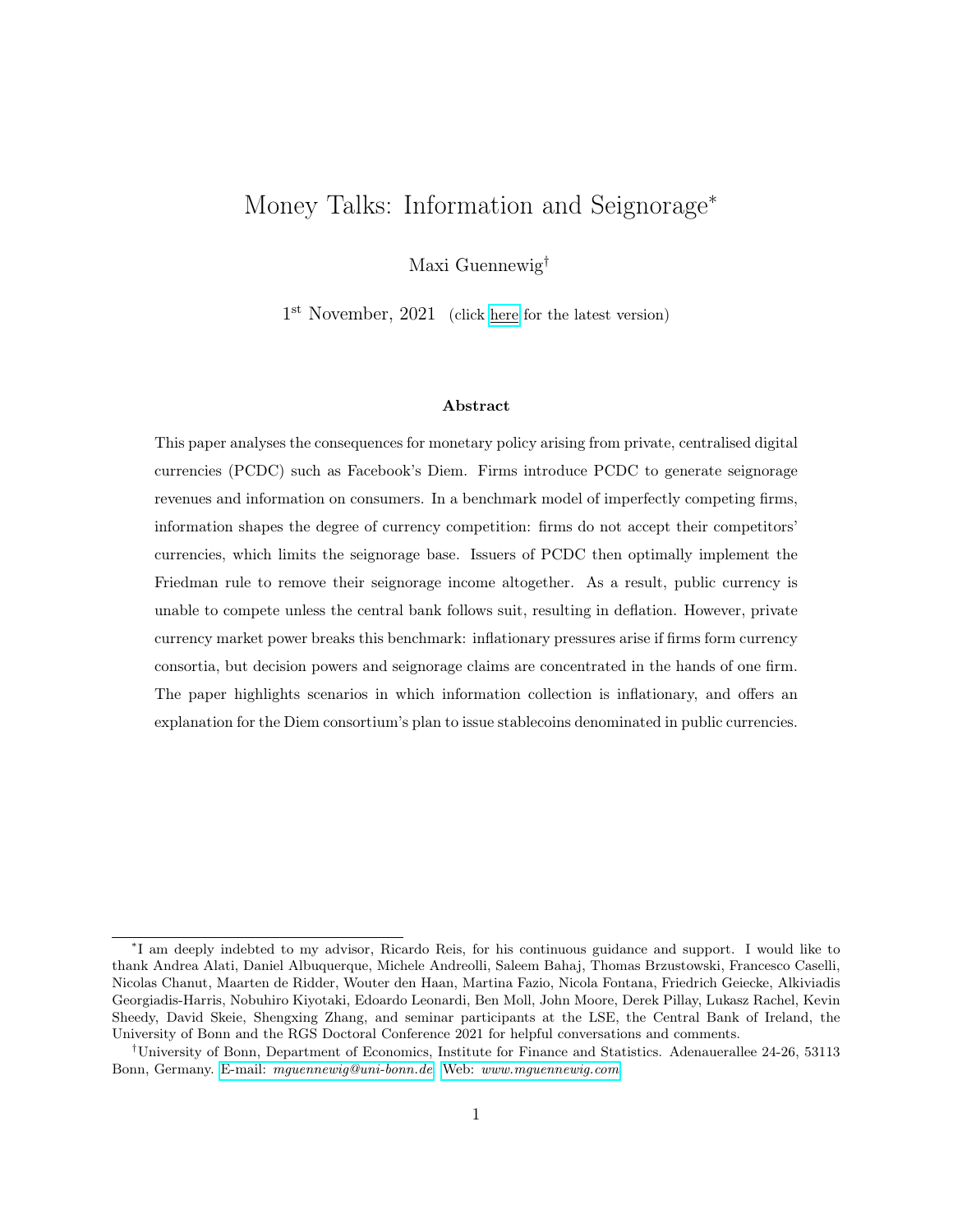# Money Talks: Information and Seignorage*

Maxi Guennewig†

1st November, 2021 (click here for the latest version)

### Abstract

This paper analyses the consequences for monetary policy arising from private, centralised digital currencies (PCDC) such as Facebook's Diem. Firms introduce PCDC to generate seignorage revenues and information on consumers. In a benchmark model of imperfectly competing firms, information shapes the degree of currency competition: firms do not accept their competitors' currencies, which limits the seignorage base. Issuers of PCDC then optimally implement the Friedman rule to remove their seignorage income altogether. As a result, public currency is unable to compete unless the central bank follows suit, resulting in deflation. However, private currency market power breaks this benchmark: inflationary pressures arise if firms form currency consortia, but decision powers and seignorage claims are concentrated in the hands of one firm. The paper highlights scenarios in which information collection is inflationary, and offers an explanation for the Diem consortium's plan to issue stablecoins denominated in public currencies.

---

*I am deeply indebted to my advisor, Ricardo Reis, for his continuous guidance and support. I would like to thank Andrea Alati, Daniel Albuquerque, Michele Andreolli, Saleem Bahaj, Thomas Brzustowski, Francesco Caselli, Nicolas Chanut, Maarten de Ridder, Wouter den Haan, Martina Fazio, Nicola Fontana, Friedrich Geiecke, Alkiviadis Georgiadis-Harris, Nobuhiro Kiyotaki, Edoardo Leonardi, Ben Moll, John Moore, Derek Pillay, Lukasz Rachel, Kevin Sheedy, David Skeie, Shengxing Zhang, and seminar participants at the LSE, the Central Bank of Ireland, the University of Bonn and the RGS Doctoral Conference 2021 for helpful conversations and comments.

†University of Bonn, Department of Economics, Institute for Finance and Statistics. Adenauerallee 24-26, 53113 Bonn, Germany. E-mail: *mguennewig@uni-bonn.de* Web: *www.mguennewig.com*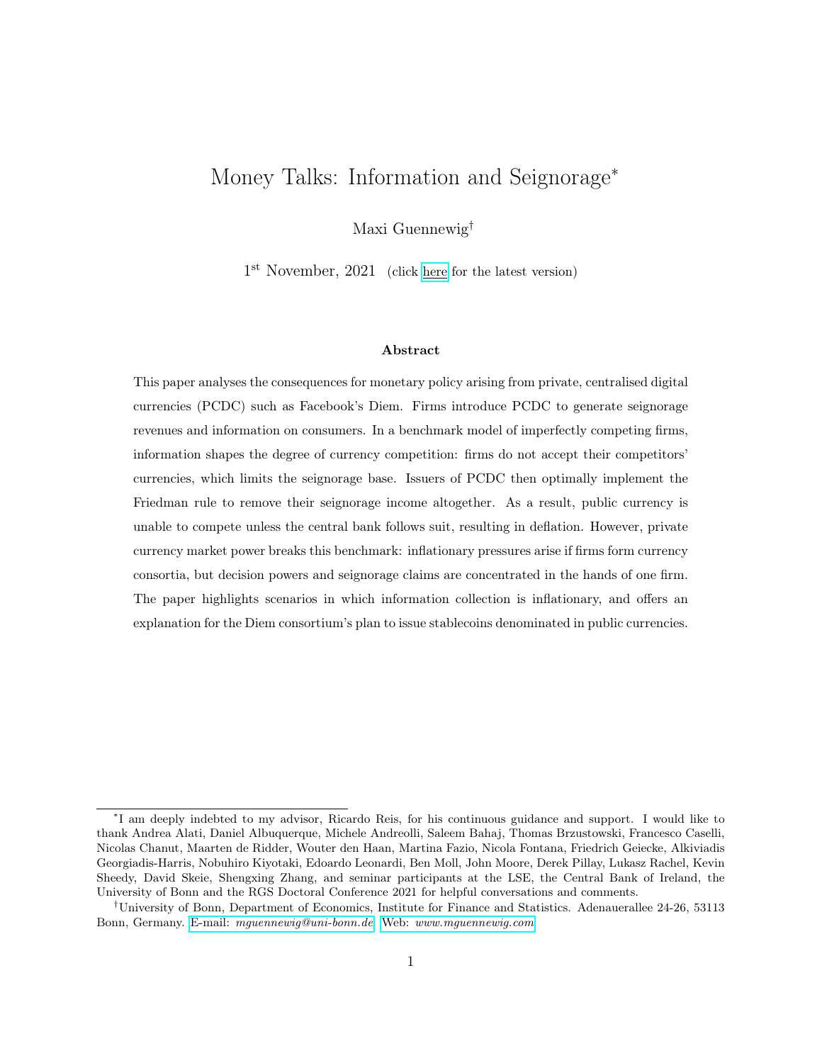# Money Talks: Information and Seignorage*

Maxi Guennewig†

1st November, 2021 (click here for the latest version)

### Abstract

This paper analyses the consequences for monetary policy arising from private, centralised digital currencies (PCDC) such as Facebook's Diem. Firms introduce PCDC to generate seignorage revenues and information on consumers. In a benchmark model of imperfectly competing firms, information shapes the degree of currency competition: firms do not accept their competitors' currencies, which limits the seignorage base. Issuers of PCDC then optimally implement the Friedman rule to remove their seignorage income altogether. As a result, public currency is unable to compete unless the central bank follows suit, resulting in deflation. However, private currency market power breaks this benchmark: inflationary pressures arise if firms form currency consortia, but decision powers and seignorage claims are concentrated in the hands of one firm. The paper highlights scenarios in which information collection is inflationary, and offers an explanation for the Diem consortium's plan to issue stablecoins denominated in public currencies.

---

*I am deeply indebted to my advisor, Ricardo Reis, for his continuous guidance and support. I would like to thank Andrea Alati, Daniel Albuquerque, Michele Andreolli, Saleem Bahaj, Thomas Brzustowski, Francesco Caselli, Nicolas Chanut, Maarten de Ridder, Wouter den Haan, Martina Fazio, Nicola Fontana, Friedrich Geiecke, Alkiviadis Georgiadis-Harris, Nobuhiro Kiyotaki, Edoardo Leonardi, Ben Moll, John Moore, Derek Pillay, Lukasz Rachel, Kevin Sheedy, David Skeie, Shengxing Zhang, and seminar participants at the LSE, the Central Bank of Ireland, the University of Bonn and the RGS Doctoral Conference 2021 for helpful conversations and comments.

†University of Bonn, Department of Economics, Institute for Finance and Statistics. Adenauerallee 24-26, 53113 Bonn, Germany. E-mail: *mguennewig@uni-bonn.de* Web: *www.mguennewig.com*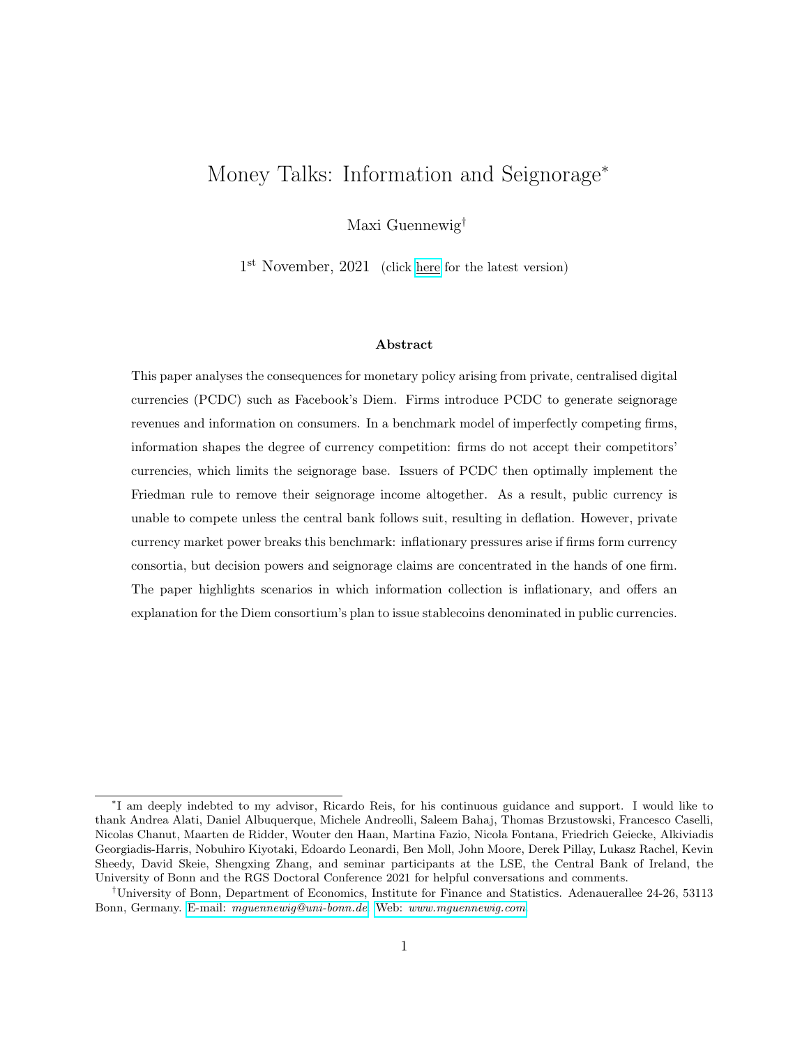# Money Talks: Information and Seignorage*

Maxi Guennewig†

1st November, 2021 (click here for the latest version)

### Abstract

This paper analyses the consequences for monetary policy arising from private, centralised digital currencies (PCDC) such as Facebook's Diem. Firms introduce PCDC to generate seignorage revenues and information on consumers. In a benchmark model of imperfectly competing firms, information shapes the degree of currency competition: firms do not accept their competitors' currencies, which limits the seignorage base. Issuers of PCDC then optimally implement the Friedman rule to remove their seignorage income altogether. As a result, public currency is unable to compete unless the central bank follows suit, resulting in deflation. However, private currency market power breaks this benchmark: inflationary pressures arise if firms form currency consortia, but decision powers and seignorage claims are concentrated in the hands of one firm. The paper highlights scenarios in which information collection is inflationary, and offers an explanation for the Diem consortium's plan to issue stablecoins denominated in public currencies.

---

*I am deeply indebted to my advisor, Ricardo Reis, for his continuous guidance and support. I would like to thank Andrea Alati, Daniel Albuquerque, Michele Andreolli, Saleem Bahaj, Thomas Brzustowski, Francesco Caselli, Nicolas Chanut, Maarten de Ridder, Wouter den Haan, Martina Fazio, Nicola Fontana, Friedrich Geiecke, Alkiviadis Georgiadis-Harris, Nobuhiro Kiyotaki, Edoardo Leonardi, Ben Moll, John Moore, Derek Pillay, Lukasz Rachel, Kevin Sheedy, David Skeie, Shengxing Zhang, and seminar participants at the LSE, the Central Bank of Ireland, the University of Bonn and the RGS Doctoral Conference 2021 for helpful conversations and comments.

†University of Bonn, Department of Economics, Institute for Finance and Statistics. Adenauerallee 24-26, 53113 Bonn, Germany. E-mail: *mguennewig@uni-bonn.de* Web: *www.mguennewig.com*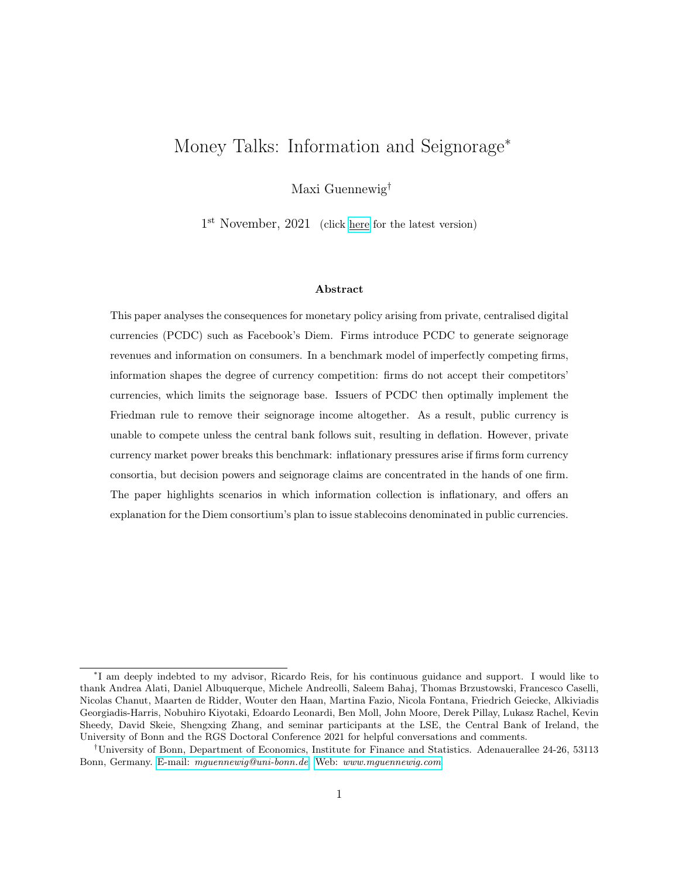# Money Talks: Information and Seignorage*

Maxi Guennewig†

1st November, 2021 (click here for the latest version)

**Abstract**

This paper analyses the consequences for monetary policy arising from private, centralised digital currencies (PCDC) such as Facebook's Diem. Firms introduce PCDC to generate seignorage revenues and information on consumers. In a benchmark model of imperfectly competing firms, information shapes the degree of currency competition: firms do not accept their competitors' currencies, which limits the seignorage base. Issuers of PCDC then optimally implement the Friedman rule to remove their seignorage income altogether. As a result, public currency is unable to compete unless the central bank follows suit, resulting in deflation. However, private currency market power breaks this benchmark: inflationary pressures arise if firms form currency consortia, but decision powers and seignorage claims are concentrated in the hands of one firm. The paper highlights scenarios in which information collection is inflationary, and offers an explanation for the Diem consortium's plan to issue stablecoins denominated in public currencies.

---

*I am deeply indebted to my advisor, Ricardo Reis, for his continuous guidance and support. I would like to thank Andrea Alati, Daniel Albuquerque, Michele Andreolli, Saleem Bahaj, Thomas Brzustowski, Francesco Caselli, Nicolas Chanut, Maarten de Ridder, Wouter den Haan, Martina Fazio, Nicola Fontana, Friedrich Geiecke, Alkiviadis Georgiadis-Harris, Nobuhiro Kiyotaki, Edoardo Leonardi, Ben Moll, John Moore, Derek Pillay, Lukasz Rachel, Kevin Sheedy, David Skeie, Shengxing Zhang, and seminar participants at the LSE, the Central Bank of Ireland, the University of Bonn and the RGS Doctoral Conference 2021 for helpful conversations and comments.

†University of Bonn, Department of Economics, Institute for Finance and Statistics. Adenauerallee 24-26, 53113 Bonn, Germany. E-mail: *mguennewig@uni-bonn.de* Web: *www.mguennewig.com*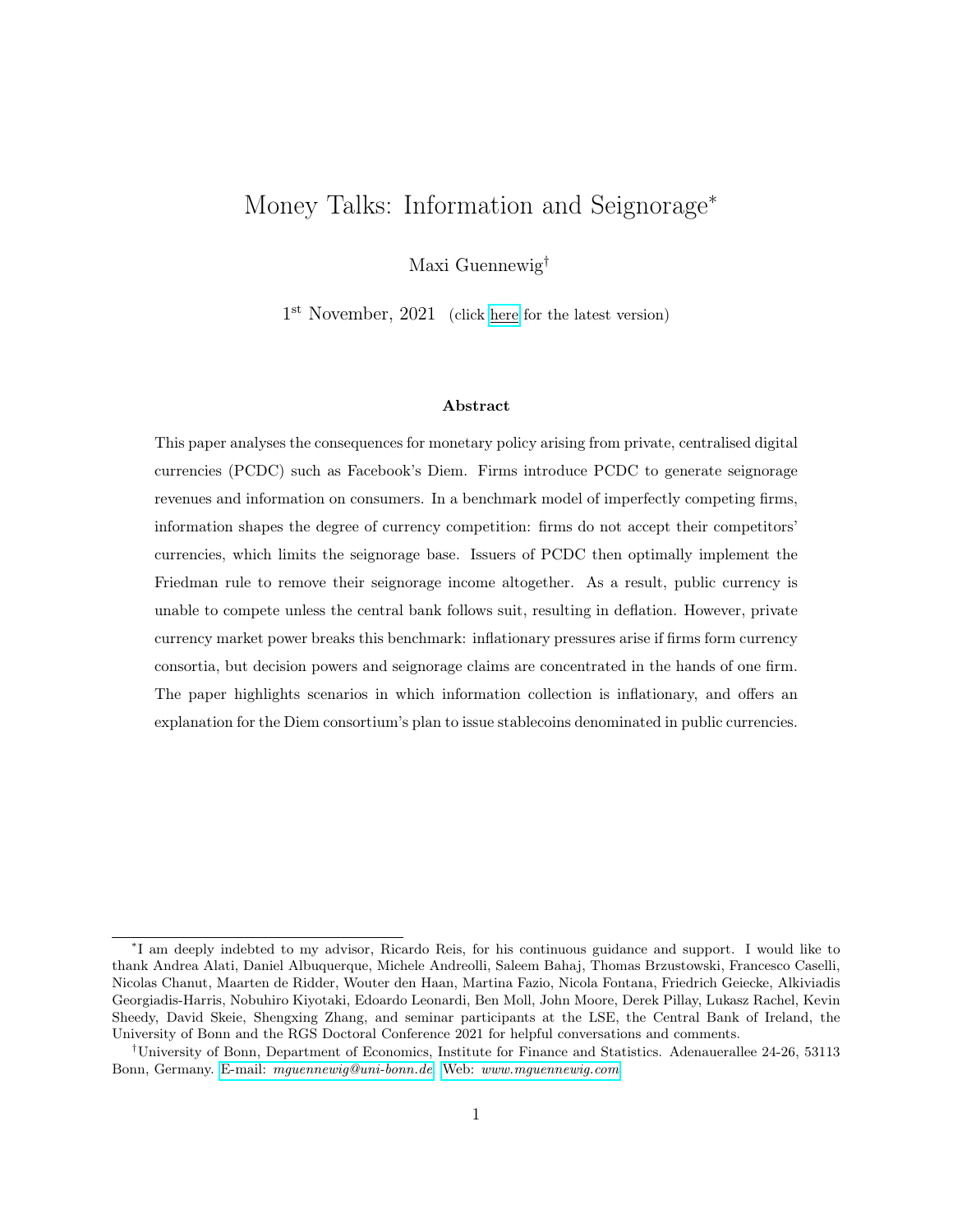# Money Talks: Information and Seignorage[*]

Maxi Guennewig[†]

1[st] November, 2021 (click here for the latest version)

### Abstract

This paper analyses the consequences for monetary policy arising from private, centralised digital currencies (PCDC) such as Facebook's Diem. Firms introduce PCDC to generate seignorage revenues and information on consumers. In a benchmark model of imperfectly competing firms, information shapes the degree of currency competition: firms do not accept their competitors' currencies, which limits the seignorage base. Issuers of PCDC then optimally implement the Friedman rule to remove their seignorage income altogether. As a result, public currency is unable to compete unless the central bank follows suit, resulting in deflation. However, private currency market power breaks this benchmark: inflationary pressures arise if firms form currency consortia, but decision powers and seignorage claims are concentrated in the hands of one firm. The paper highlights scenarios in which information collection is inflationary, and offers an explanation for the Diem consortium's plan to issue stablecoins denominated in public currencies.

---

[*] I am deeply indebted to my advisor, Ricardo Reis, for his continuous guidance and support. I would like to thank Andrea Alati, Daniel Albuquerque, Michele Andreolli, Saleem Bahaj, Thomas Brzustowski, Francesco Caselli, Nicolas Chanut, Maarten de Ridder, Wouter den Haan, Martina Fazio, Nicola Fontana, Friedrich Geiecke, Alkiviadis Georgiadis-Harris, Nobuhiro Kiyotaki, Edoardo Leonardi, Ben Moll, John Moore, Derek Pillay, Lukasz Rachel, Kevin Sheedy, David Skeie, Shengxing Zhang, and seminar participants at the LSE, the Central Bank of Ireland, the University of Bonn and the RGS Doctoral Conference 2021 for helpful conversations and comments.

[†] University of Bonn, Department of Economics, Institute for Finance and Statistics. Adenauerallee 24-26, 53113 Bonn, Germany. E-mail: *mguennewig@uni-bonn.de* Web: *www.mguennewig.com*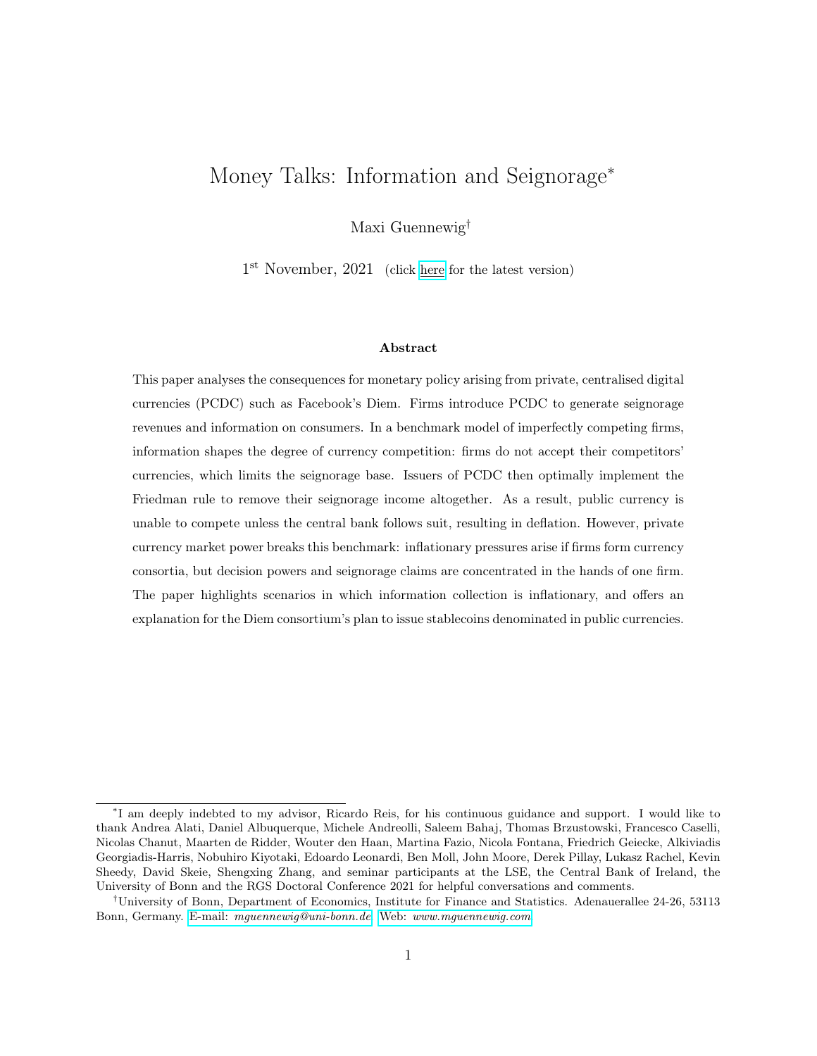# Money Talks: Information and Seignorage*

Maxi Guennewig†

1st November, 2021 (click here for the latest version)

### Abstract

This paper analyses the consequences for monetary policy arising from private, centralised digital currencies (PCDC) such as Facebook's Diem. Firms introduce PCDC to generate seignorage revenues and information on consumers. In a benchmark model of imperfectly competing firms, information shapes the degree of currency competition: firms do not accept their competitors' currencies, which limits the seignorage base. Issuers of PCDC then optimally implement the Friedman rule to remove their seignorage income altogether. As a result, public currency is unable to compete unless the central bank follows suit, resulting in deflation. However, private currency market power breaks this benchmark: inflationary pressures arise if firms form currency consortia, but decision powers and seignorage claims are concentrated in the hands of one firm. The paper highlights scenarios in which information collection is inflationary, and offers an explanation for the Diem consortium's plan to issue stablecoins denominated in public currencies.

---

*I am deeply indebted to my advisor, Ricardo Reis, for his continuous guidance and support. I would like to thank Andrea Alati, Daniel Albuquerque, Michele Andreolli, Saleem Bahaj, Thomas Brzustowski, Francesco Caselli, Nicolas Chanut, Maarten de Ridder, Wouter den Haan, Martina Fazio, Nicola Fontana, Friedrich Geiecke, Alkiviadis Georgiadis-Harris, Nobuhiro Kiyotaki, Edoardo Leonardi, Ben Moll, John Moore, Derek Pillay, Lukasz Rachel, Kevin Sheedy, David Skeie, Shengxing Zhang, and seminar participants at the LSE, the Central Bank of Ireland, the University of Bonn and the RGS Doctoral Conference 2021 for helpful conversations and comments.

†University of Bonn, Department of Economics, Institute for Finance and Statistics. Adenauerallee 24-26, 53113 Bonn, Germany. E-mail: *mguennewig@uni-bonn.de* Web: *www.mguennewig.com*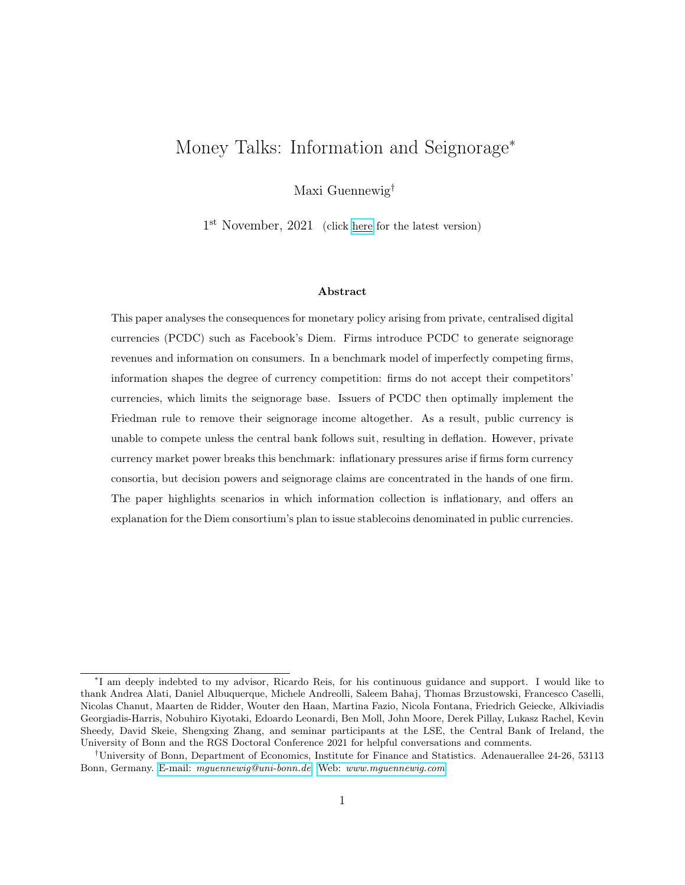# Money Talks: Information and Seignorage*

Maxi Guennewig†

1st November, 2021 (click here for the latest version)

### Abstract

This paper analyses the consequences for monetary policy arising from private, centralised digital currencies (PCDC) such as Facebook's Diem. Firms introduce PCDC to generate seignorage revenues and information on consumers. In a benchmark model of imperfectly competing firms, information shapes the degree of currency competition: firms do not accept their competitors' currencies, which limits the seignorage base. Issuers of PCDC then optimally implement the Friedman rule to remove their seignorage income altogether. As a result, public currency is unable to compete unless the central bank follows suit, resulting in deflation. However, private currency market power breaks this benchmark: inflationary pressures arise if firms form currency consortia, but decision powers and seignorage claims are concentrated in the hands of one firm. The paper highlights scenarios in which information collection is inflationary, and offers an explanation for the Diem consortium's plan to issue stablecoins denominated in public currencies.

---

*I am deeply indebted to my advisor, Ricardo Reis, for his continuous guidance and support. I would like to thank Andrea Alati, Daniel Albuquerque, Michele Andreolli, Saleem Bahaj, Thomas Brzustowski, Francesco Caselli, Nicolas Chanut, Maarten de Ridder, Wouter den Haan, Martina Fazio, Nicola Fontana, Friedrich Geiecke, Alkiviadis Georgiadis-Harris, Nobuhiro Kiyotaki, Edoardo Leonardi, Ben Moll, John Moore, Derek Pillay, Lukasz Rachel, Kevin Sheedy, David Skeie, Shengxing Zhang, and seminar participants at the LSE, the Central Bank of Ireland, the University of Bonn and the RGS Doctoral Conference 2021 for helpful conversations and comments.

†University of Bonn, Department of Economics, Institute for Finance and Statistics. Adenauerallee 24-26, 53113 Bonn, Germany. E-mail: *mguennewig@uni-bonn.de* Web: *www.mguennewig.com*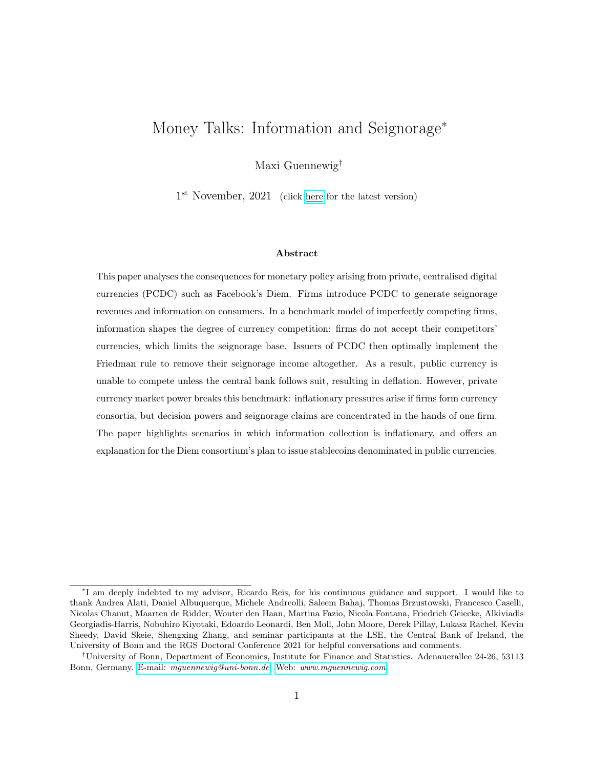# Money Talks: Information and Seignorage*

Maxi Guennewig†

1st November, 2021 (click here for the latest version)

### Abstract

This paper analyses the consequences for monetary policy arising from private, centralised digital currencies (PCDC) such as Facebook's Diem. Firms introduce PCDC to generate seignorage revenues and information on consumers. In a benchmark model of imperfectly competing firms, information shapes the degree of currency competition: firms do not accept their competitors' currencies, which limits the seignorage base. Issuers of PCDC then optimally implement the Friedman rule to remove their seignorage income altogether. As a result, public currency is unable to compete unless the central bank follows suit, resulting in deflation. However, private currency market power breaks this benchmark: inflationary pressures arise if firms form currency consortia, but decision powers and seignorage claims are concentrated in the hands of one firm. The paper highlights scenarios in which information collection is inflationary, and offers an explanation for the Diem consortium's plan to issue stablecoins denominated in public currencies.

---

*I am deeply indebted to my advisor, Ricardo Reis, for his continuous guidance and support. I would like to thank Andrea Alati, Daniel Albuquerque, Michele Andreolli, Saleem Bahaj, Thomas Brzustowski, Francesco Caselli, Nicolas Chanut, Maarten de Ridder, Wouter den Haan, Martina Fazio, Nicola Fontana, Friedrich Geiecke, Alkiviadis Georgiadis-Harris, Nobuhiro Kiyotaki, Edoardo Leonardi, Ben Moll, John Moore, Derek Pillay, Lukasz Rachel, Kevin Sheedy, David Skeie, Shengxing Zhang, and seminar participants at the LSE, the Central Bank of Ireland, the University of Bonn and the RGS Doctoral Conference 2021 for helpful conversations and comments.

†University of Bonn, Department of Economics, Institute for Finance and Statistics. Adenauerallee 24-26, 53113 Bonn, Germany. E-mail: *mguennewig@uni-bonn.de* Web: *www.mguennewig.com*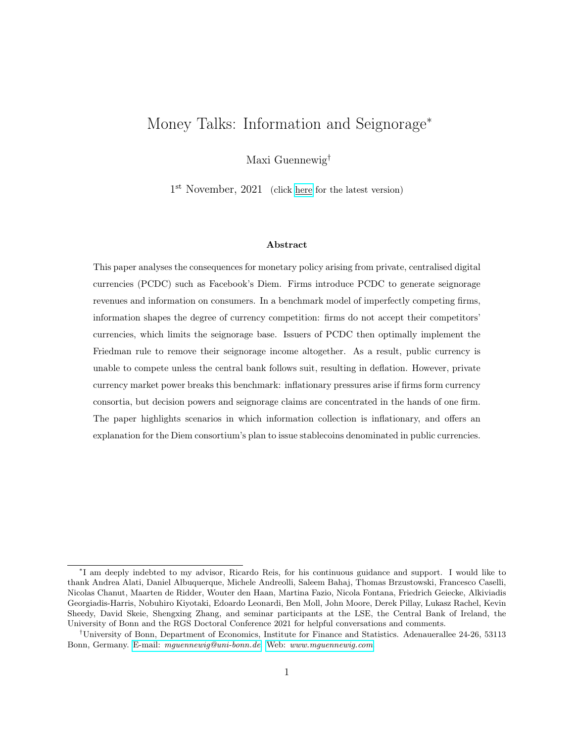# Money Talks: Information and Seignorage*

Maxi Guennewig†

1st November, 2021 (click here for the latest version)

**Abstract**

This paper analyses the consequences for monetary policy arising from private, centralised digital currencies (PCDC) such as Facebook's Diem. Firms introduce PCDC to generate seignorage revenues and information on consumers. In a benchmark model of imperfectly competing firms, information shapes the degree of currency competition: firms do not accept their competitors' currencies, which limits the seignorage base. Issuers of PCDC then optimally implement the Friedman rule to remove their seignorage income altogether. As a result, public currency is unable to compete unless the central bank follows suit, resulting in deflation. However, private currency market power breaks this benchmark: inflationary pressures arise if firms form currency consortia, but decision powers and seignorage claims are concentrated in the hands of one firm. The paper highlights scenarios in which information collection is inflationary, and offers an explanation for the Diem consortium's plan to issue stablecoins denominated in public currencies.

---

*I am deeply indebted to my advisor, Ricardo Reis, for his continuous guidance and support. I would like to thank Andrea Alati, Daniel Albuquerque, Michele Andreolli, Saleem Bahaj, Thomas Brzustowski, Francesco Caselli, Nicolas Chanut, Maarten de Ridder, Wouter den Haan, Martina Fazio, Nicola Fontana, Friedrich Geiecke, Alkiviadis Georgiadis-Harris, Nobuhiro Kiyotaki, Edoardo Leonardi, Ben Moll, John Moore, Derek Pillay, Lukasz Rachel, Kevin Sheedy, David Skeie, Shengxing Zhang, and seminar participants at the LSE, the Central Bank of Ireland, the University of Bonn and the RGS Doctoral Conference 2021 for helpful conversations and comments.

†University of Bonn, Department of Economics, Institute for Finance and Statistics. Adenauerallee 24-26, 53113 Bonn, Germany. E-mail: *mguennewig@uni-bonn.de* Web: *www.mguennewig.com*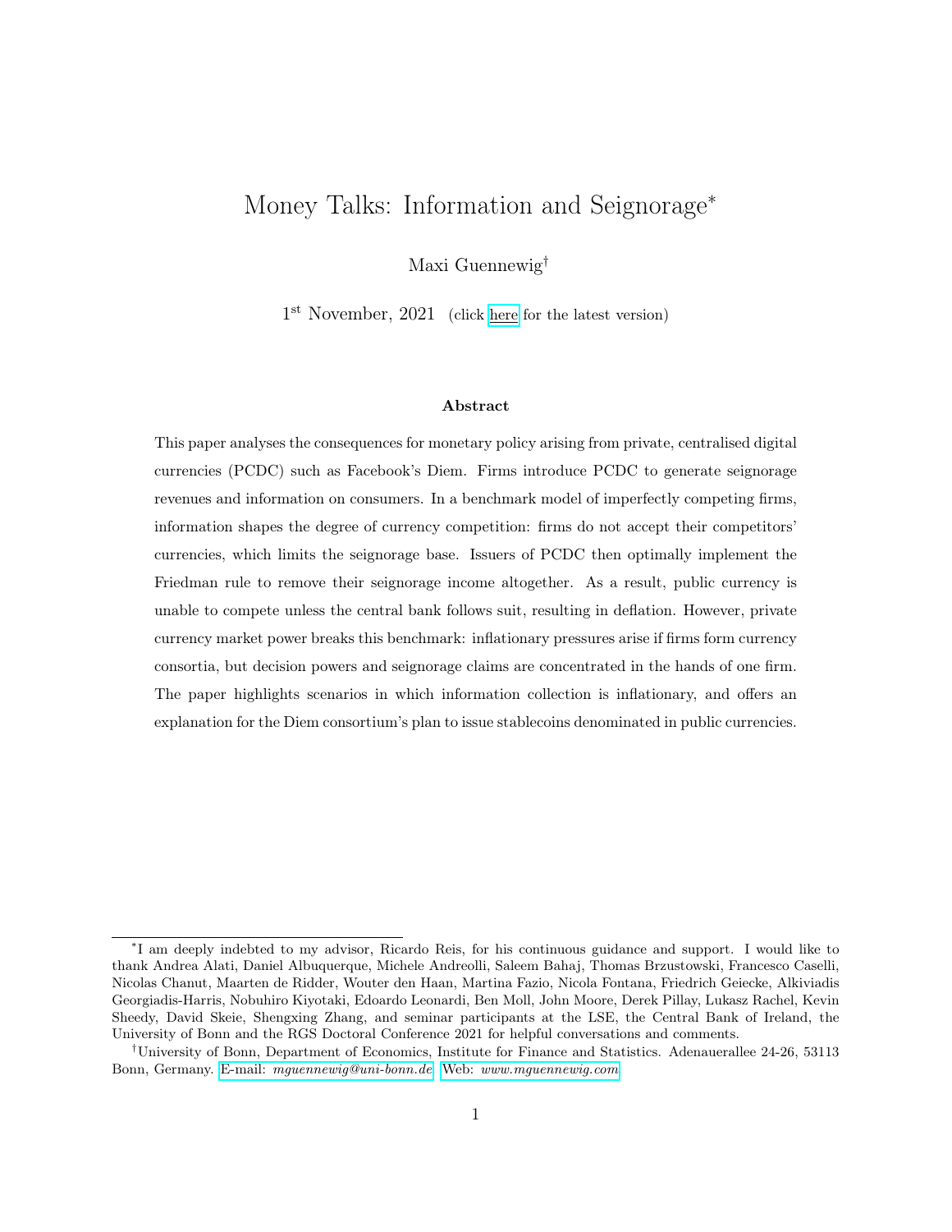# Money Talks: Information and Seignorage[*]

Maxi Guennewig[†]

1[st] November, 2021 (click here for the latest version)

### Abstract

This paper analyses the consequences for monetary policy arising from private, centralised digital currencies (PCDC) such as Facebook's Diem. Firms introduce PCDC to generate seignorage revenues and information on consumers. In a benchmark model of imperfectly competing firms, information shapes the degree of currency competition: firms do not accept their competitors' currencies, which limits the seignorage base. Issuers of PCDC then optimally implement the Friedman rule to remove their seignorage income altogether. As a result, public currency is unable to compete unless the central bank follows suit, resulting in deflation. However, private currency market power breaks this benchmark: inflationary pressures arise if firms form currency consortia, but decision powers and seignorage claims are concentrated in the hands of one firm. The paper highlights scenarios in which information collection is inflationary, and offers an explanation for the Diem consortium's plan to issue stablecoins denominated in public currencies.

---

[*] I am deeply indebted to my advisor, Ricardo Reis, for his continuous guidance and support. I would like to thank Andrea Alati, Daniel Albuquerque, Michele Andreolli, Saleem Bahaj, Thomas Brzustowski, Francesco Caselli, Nicolas Chanut, Maarten de Ridder, Wouter den Haan, Martina Fazio, Nicola Fontana, Friedrich Geiecke, Alkiviadis Georgiadis-Harris, Nobuhiro Kiyotaki, Edoardo Leonardi, Ben Moll, John Moore, Derek Pillay, Lukasz Rachel, Kevin Sheedy, David Skeie, Shengxing Zhang, and seminar participants at the LSE, the Central Bank of Ireland, the University of Bonn and the RGS Doctoral Conference 2021 for helpful conversations and comments.

[†] University of Bonn, Department of Economics, Institute for Finance and Statistics. Adenauerallee 24-26, 53113 Bonn, Germany. E-mail: *mguennewig@uni-bonn.de* Web: *www.mguennewig.com*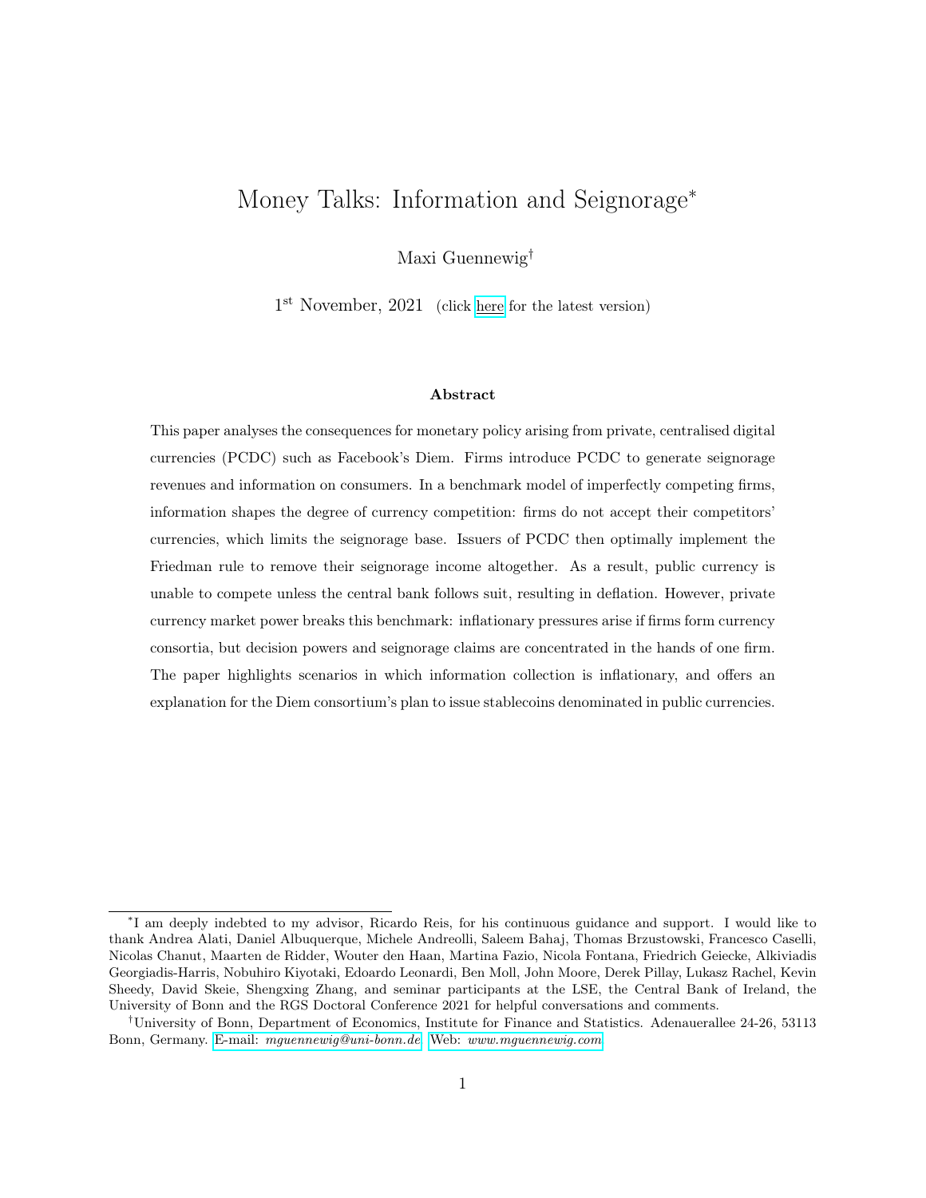# Money Talks: Information and Seignorage*

Maxi Guennewig†

1st November, 2021 (click here for the latest version)

**Abstract**

This paper analyses the consequences for monetary policy arising from private, centralised digital currencies (PCDC) such as Facebook's Diem. Firms introduce PCDC to generate seignorage revenues and information on consumers. In a benchmark model of imperfectly competing firms, information shapes the degree of currency competition: firms do not accept their competitors' currencies, which limits the seignorage base. Issuers of PCDC then optimally implement the Friedman rule to remove their seignorage income altogether. As a result, public currency is unable to compete unless the central bank follows suit, resulting in deflation. However, private currency market power breaks this benchmark: inflationary pressures arise if firms form currency consortia, but decision powers and seignorage claims are concentrated in the hands of one firm. The paper highlights scenarios in which information collection is inflationary, and offers an explanation for the Diem consortium's plan to issue stablecoins denominated in public currencies.

---

*I am deeply indebted to my advisor, Ricardo Reis, for his continuous guidance and support. I would like to thank Andrea Alati, Daniel Albuquerque, Michele Andreolli, Saleem Bahaj, Thomas Brzustowski, Francesco Caselli, Nicolas Chanut, Maarten de Ridder, Wouter den Haan, Martina Fazio, Nicola Fontana, Friedrich Geiecke, Alkiviadis Georgiadis-Harris, Nobuhiro Kiyotaki, Edoardo Leonardi, Ben Moll, John Moore, Derek Pillay, Lukasz Rachel, Kevin Sheedy, David Skeie, Shengxing Zhang, and seminar participants at the LSE, the Central Bank of Ireland, the University of Bonn and the RGS Doctoral Conference 2021 for helpful conversations and comments.

†University of Bonn, Department of Economics, Institute for Finance and Statistics. Adenauerallee 24-26, 53113 Bonn, Germany. E-mail: *mguennewig@uni-bonn.de* Web: *www.mguennewig.com*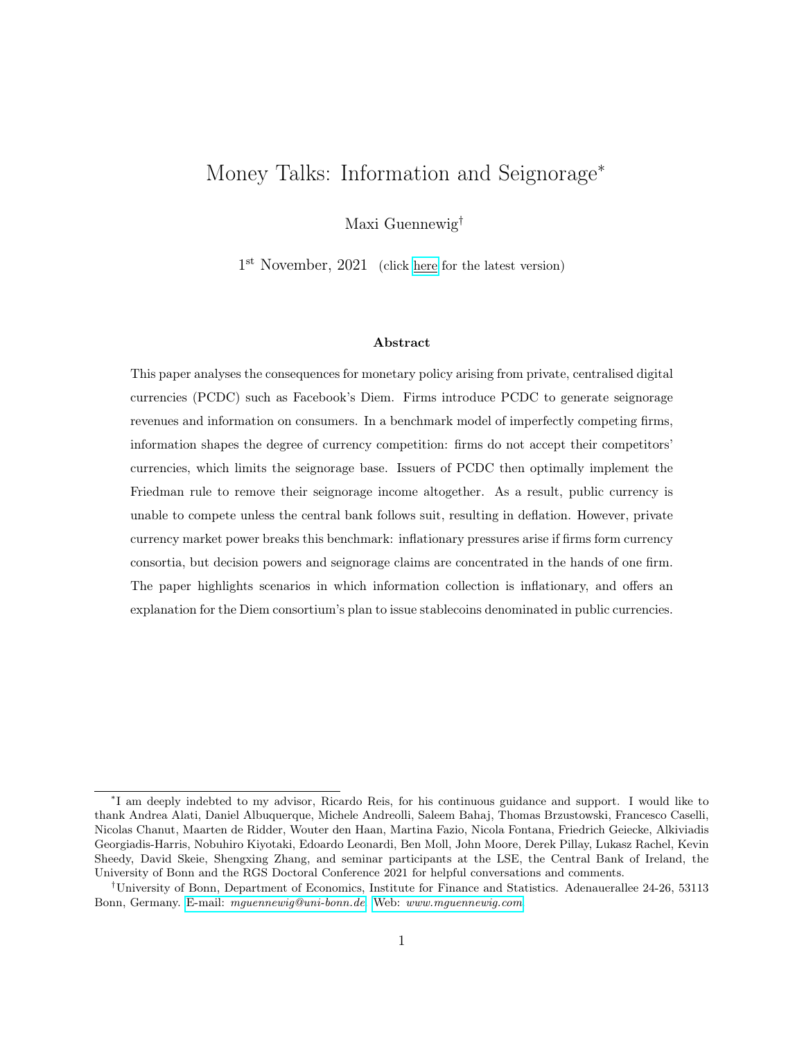# Money Talks: Information and Seignorage*

Maxi Guennewig†

1st November, 2021 (click here for the latest version)

### Abstract

This paper analyses the consequences for monetary policy arising from private, centralised digital currencies (PCDC) such as Facebook's Diem. Firms introduce PCDC to generate seignorage revenues and information on consumers. In a benchmark model of imperfectly competing firms, information shapes the degree of currency competition: firms do not accept their competitors' currencies, which limits the seignorage base. Issuers of PCDC then optimally implement the Friedman rule to remove their seignorage income altogether. As a result, public currency is unable to compete unless the central bank follows suit, resulting in deflation. However, private currency market power breaks this benchmark: inflationary pressures arise if firms form currency consortia, but decision powers and seignorage claims are concentrated in the hands of one firm. The paper highlights scenarios in which information collection is inflationary, and offers an explanation for the Diem consortium's plan to issue stablecoins denominated in public currencies.

---

*I am deeply indebted to my advisor, Ricardo Reis, for his continuous guidance and support. I would like to thank Andrea Alati, Daniel Albuquerque, Michele Andreolli, Saleem Bahaj, Thomas Brzustowski, Francesco Caselli, Nicolas Chanut, Maarten de Ridder, Wouter den Haan, Martina Fazio, Nicola Fontana, Friedrich Geiecke, Alkiviadis Georgiadis-Harris, Nobuhiro Kiyotaki, Edoardo Leonardi, Ben Moll, John Moore, Derek Pillay, Lukasz Rachel, Kevin Sheedy, David Skeie, Shengxing Zhang, and seminar participants at the LSE, the Central Bank of Ireland, the University of Bonn and the RGS Doctoral Conference 2021 for helpful conversations and comments.

†University of Bonn, Department of Economics, Institute for Finance and Statistics. Adenauerallee 24-26, 53113 Bonn, Germany. E-mail: *mguennewig@uni-bonn.de* Web: *www.mguennewig.com*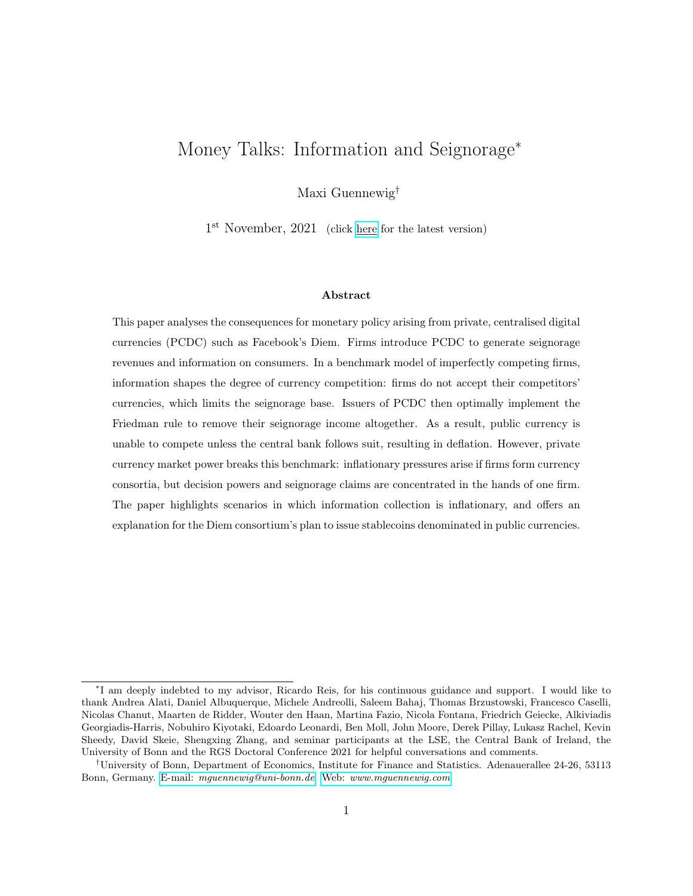# Money Talks: Information and Seignorage*

Maxi Guennewig†

1st November, 2021 (click here for the latest version)

### Abstract

This paper analyses the consequences for monetary policy arising from private, centralised digital currencies (PCDC) such as Facebook's Diem. Firms introduce PCDC to generate seignorage revenues and information on consumers. In a benchmark model of imperfectly competing firms, information shapes the degree of currency competition: firms do not accept their competitors' currencies, which limits the seignorage base. Issuers of PCDC then optimally implement the Friedman rule to remove their seignorage income altogether. As a result, public currency is unable to compete unless the central bank follows suit, resulting in deflation. However, private currency market power breaks this benchmark: inflationary pressures arise if firms form currency consortia, but decision powers and seignorage claims are concentrated in the hands of one firm. The paper highlights scenarios in which information collection is inflationary, and offers an explanation for the Diem consortium's plan to issue stablecoins denominated in public currencies.

---

*I am deeply indebted to my advisor, Ricardo Reis, for his continuous guidance and support. I would like to thank Andrea Alati, Daniel Albuquerque, Michele Andreolli, Saleem Bahaj, Thomas Brzustowski, Francesco Caselli, Nicolas Chanut, Maarten de Ridder, Wouter den Haan, Martina Fazio, Nicola Fontana, Friedrich Geiecke, Alkiviadis Georgiadis-Harris, Nobuhiro Kiyotaki, Edoardo Leonardi, Ben Moll, John Moore, Derek Pillay, Lukasz Rachel, Kevin Sheedy, David Skeie, Shengxing Zhang, and seminar participants at the LSE, the Central Bank of Ireland, the University of Bonn and the RGS Doctoral Conference 2021 for helpful conversations and comments.

†University of Bonn, Department of Economics, Institute for Finance and Statistics. Adenauerallee 24-26, 53113 Bonn, Germany. E-mail: *mguennewig@uni-bonn.de* Web: *www.mguennewig.com*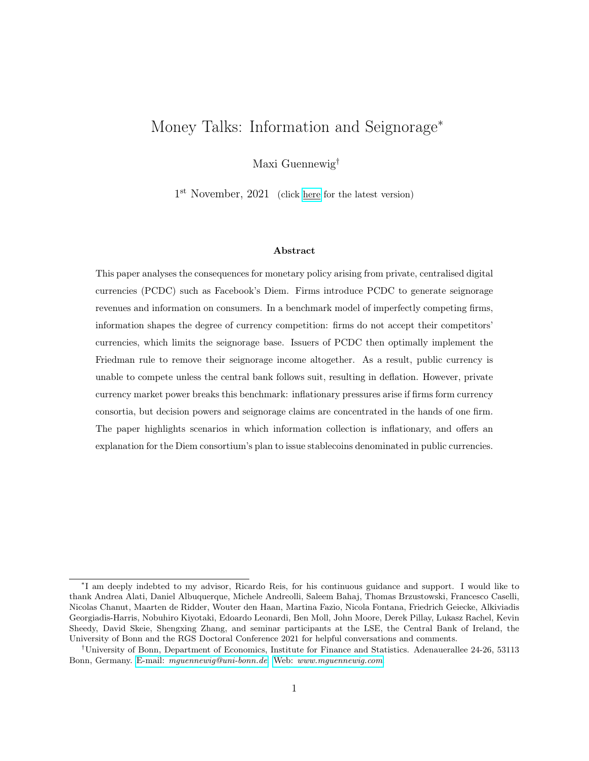# Money Talks: Information and Seignorage*

Maxi Guennewig†

1st November, 2021 (click here for the latest version)

### Abstract

This paper analyses the consequences for monetary policy arising from private, centralised digital currencies (PCDC) such as Facebook's Diem. Firms introduce PCDC to generate seignorage revenues and information on consumers. In a benchmark model of imperfectly competing firms, information shapes the degree of currency competition: firms do not accept their competitors' currencies, which limits the seignorage base. Issuers of PCDC then optimally implement the Friedman rule to remove their seignorage income altogether. As a result, public currency is unable to compete unless the central bank follows suit, resulting in deflation. However, private currency market power breaks this benchmark: inflationary pressures arise if firms form currency consortia, but decision powers and seignorage claims are concentrated in the hands of one firm. The paper highlights scenarios in which information collection is inflationary, and offers an explanation for the Diem consortium's plan to issue stablecoins denominated in public currencies.

---

*I am deeply indebted to my advisor, Ricardo Reis, for his continuous guidance and support. I would like to thank Andrea Alati, Daniel Albuquerque, Michele Andreolli, Saleem Bahaj, Thomas Brzustowski, Francesco Caselli, Nicolas Chanut, Maarten de Ridder, Wouter den Haan, Martina Fazio, Nicola Fontana, Friedrich Geiecke, Alkiviadis Georgiadis-Harris, Nobuhiro Kiyotaki, Edoardo Leonardi, Ben Moll, John Moore, Derek Pillay, Lukasz Rachel, Kevin Sheedy, David Skeie, Shengxing Zhang, and seminar participants at the LSE, the Central Bank of Ireland, the University of Bonn and the RGS Doctoral Conference 2021 for helpful conversations and comments.

†University of Bonn, Department of Economics, Institute for Finance and Statistics. Adenauerallee 24-26, 53113 Bonn, Germany. E-mail: *mguennewig@uni-bonn.de* Web: *www.mguennewig.com*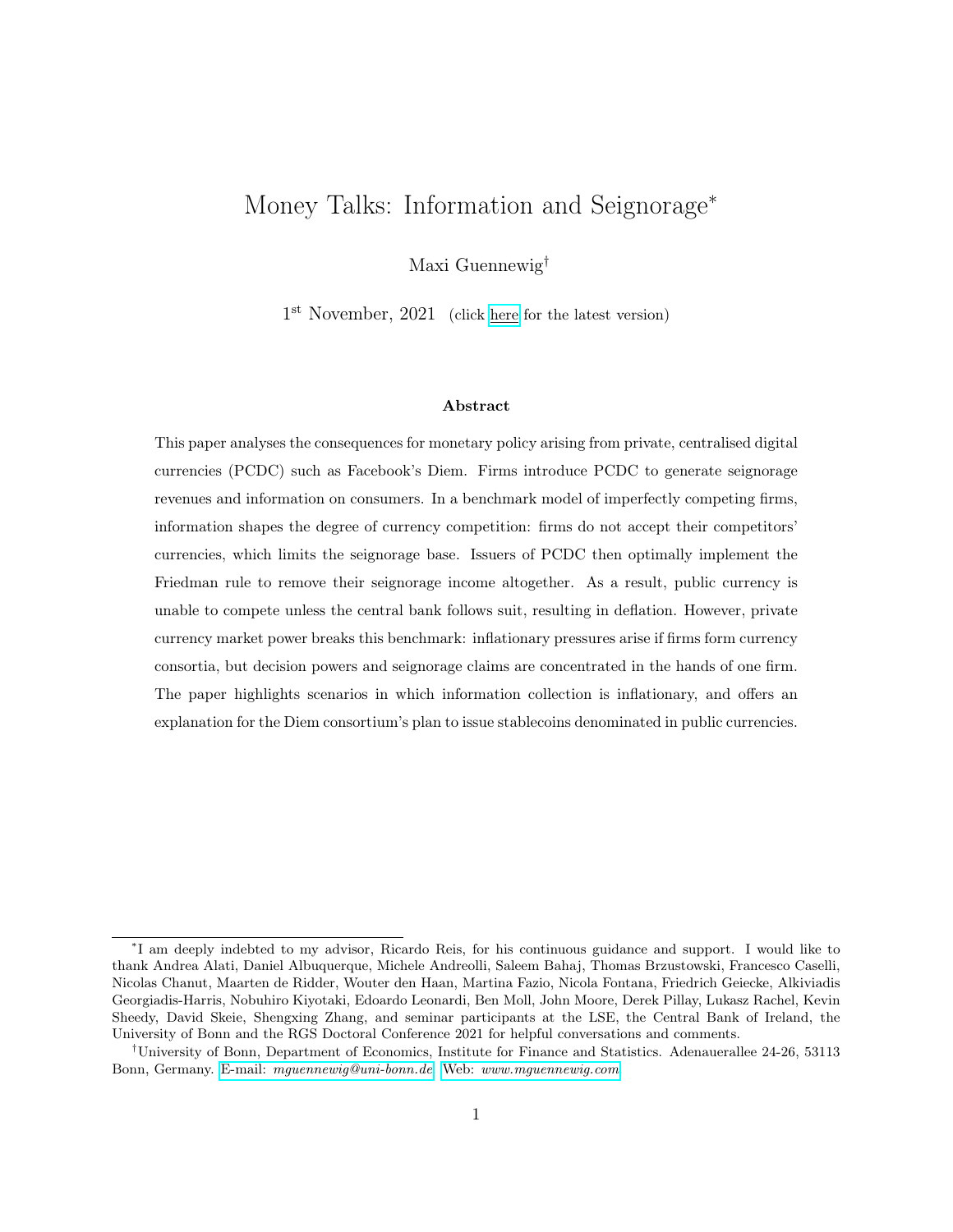# Money Talks: Information and Seignorage*

Maxi Guennewig†

1st November, 2021 (click here for the latest version)

### Abstract

This paper analyses the consequences for monetary policy arising from private, centralised digital currencies (PCDC) such as Facebook's Diem. Firms introduce PCDC to generate seignorage revenues and information on consumers. In a benchmark model of imperfectly competing firms, information shapes the degree of currency competition: firms do not accept their competitors' currencies, which limits the seignorage base. Issuers of PCDC then optimally implement the Friedman rule to remove their seignorage income altogether. As a result, public currency is unable to compete unless the central bank follows suit, resulting in deflation. However, private currency market power breaks this benchmark: inflationary pressures arise if firms form currency consortia, but decision powers and seignorage claims are concentrated in the hands of one firm. The paper highlights scenarios in which information collection is inflationary, and offers an explanation for the Diem consortium's plan to issue stablecoins denominated in public currencies.

---

*I am deeply indebted to my advisor, Ricardo Reis, for his continuous guidance and support. I would like to thank Andrea Alati, Daniel Albuquerque, Michele Andreolli, Saleem Bahaj, Thomas Brzustowski, Francesco Caselli, Nicolas Chanut, Maarten de Ridder, Wouter den Haan, Martina Fazio, Nicola Fontana, Friedrich Geiecke, Alkiviadis Georgiadis-Harris, Nobuhiro Kiyotaki, Edoardo Leonardi, Ben Moll, John Moore, Derek Pillay, Lukasz Rachel, Kevin Sheedy, David Skeie, Shengxing Zhang, and seminar participants at the LSE, the Central Bank of Ireland, the University of Bonn and the RGS Doctoral Conference 2021 for helpful conversations and comments.

†University of Bonn, Department of Economics, Institute for Finance and Statistics. Adenauerallee 24-26, 53113 Bonn, Germany. E-mail: *mguennewig@uni-bonn.de* Web: *www.mguennewig.com*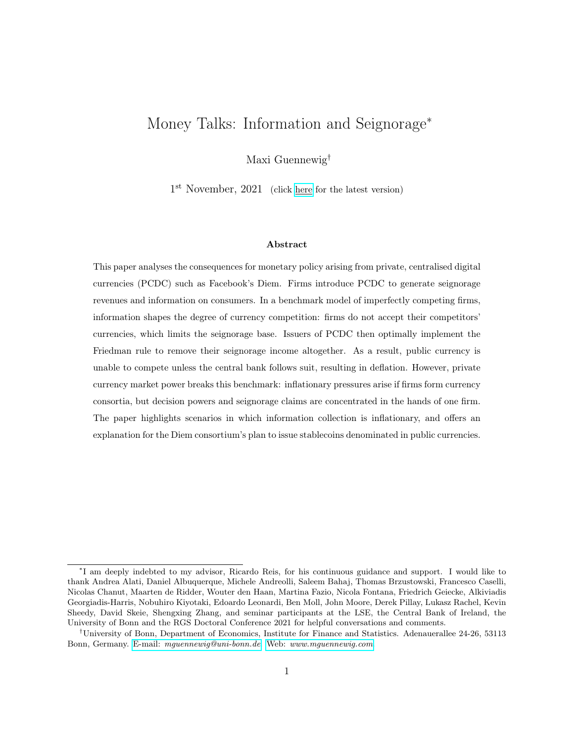# Money Talks: Information and Seignorage*

Maxi Guennewig†

1st November, 2021 (click here for the latest version)

### Abstract

This paper analyses the consequences for monetary policy arising from private, centralised digital currencies (PCDC) such as Facebook's Diem. Firms introduce PCDC to generate seignorage revenues and information on consumers. In a benchmark model of imperfectly competing firms, information shapes the degree of currency competition: firms do not accept their competitors' currencies, which limits the seignorage base. Issuers of PCDC then optimally implement the Friedman rule to remove their seignorage income altogether. As a result, public currency is unable to compete unless the central bank follows suit, resulting in deflation. However, private currency market power breaks this benchmark: inflationary pressures arise if firms form currency consortia, but decision powers and seignorage claims are concentrated in the hands of one firm. The paper highlights scenarios in which information collection is inflationary, and offers an explanation for the Diem consortium's plan to issue stablecoins denominated in public currencies.

---

*I am deeply indebted to my advisor, Ricardo Reis, for his continuous guidance and support. I would like to thank Andrea Alati, Daniel Albuquerque, Michele Andreolli, Saleem Bahaj, Thomas Brzustowski, Francesco Caselli, Nicolas Chanut, Maarten de Ridder, Wouter den Haan, Martina Fazio, Nicola Fontana, Friedrich Geiecke, Alkiviadis Georgiadis-Harris, Nobuhiro Kiyotaki, Edoardo Leonardi, Ben Moll, John Moore, Derek Pillay, Lukasz Rachel, Kevin Sheedy, David Skeie, Shengxing Zhang, and seminar participants at the LSE, the Central Bank of Ireland, the University of Bonn and the RGS Doctoral Conference 2021 for helpful conversations and comments.

†University of Bonn, Department of Economics, Institute for Finance and Statistics. Adenauerallee 24-26, 53113 Bonn, Germany. E-mail: *mguennewig@uni-bonn.de* Web: *www.mguennewig.com*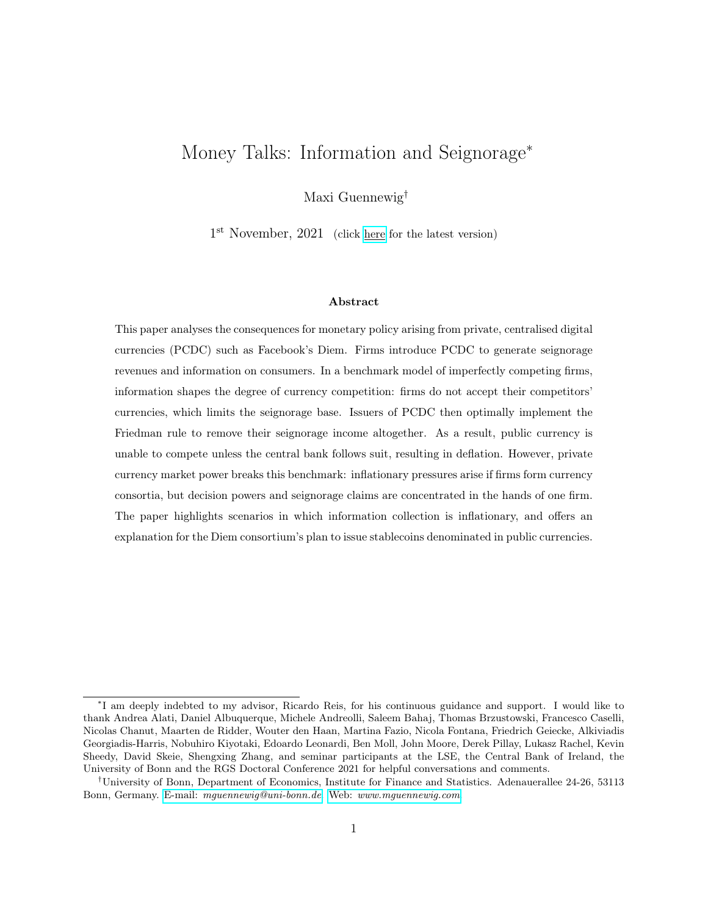# Money Talks: Information and Seignorage*

Maxi Guennewig†

1st November, 2021 (click here for the latest version)

**Abstract**

This paper analyses the consequences for monetary policy arising from private, centralised digital currencies (PCDC) such as Facebook's Diem. Firms introduce PCDC to generate seignorage revenues and information on consumers. In a benchmark model of imperfectly competing firms, information shapes the degree of currency competition: firms do not accept their competitors' currencies, which limits the seignorage base. Issuers of PCDC then optimally implement the Friedman rule to remove their seignorage income altogether. As a result, public currency is unable to compete unless the central bank follows suit, resulting in deflation. However, private currency market power breaks this benchmark: inflationary pressures arise if firms form currency consortia, but decision powers and seignorage claims are concentrated in the hands of one firm. The paper highlights scenarios in which information collection is inflationary, and offers an explanation for the Diem consortium's plan to issue stablecoins denominated in public currencies.

---

*I am deeply indebted to my advisor, Ricardo Reis, for his continuous guidance and support. I would like to thank Andrea Alati, Daniel Albuquerque, Michele Andreolli, Saleem Bahaj, Thomas Brzustowski, Francesco Caselli, Nicolas Chanut, Maarten de Ridder, Wouter den Haan, Martina Fazio, Nicola Fontana, Friedrich Geiecke, Alkiviadis Georgiadis-Harris, Nobuhiro Kiyotaki, Edoardo Leonardi, Ben Moll, John Moore, Derek Pillay, Lukasz Rachel, Kevin Sheedy, David Skeie, Shengxing Zhang, and seminar participants at the LSE, the Central Bank of Ireland, the University of Bonn and the RGS Doctoral Conference 2021 for helpful conversations and comments.

†University of Bonn, Department of Economics, Institute for Finance and Statistics. Adenauerallee 24-26, 53113 Bonn, Germany. E-mail: *mguennewig@uni-bonn.de* Web: *www.mguennewig.com*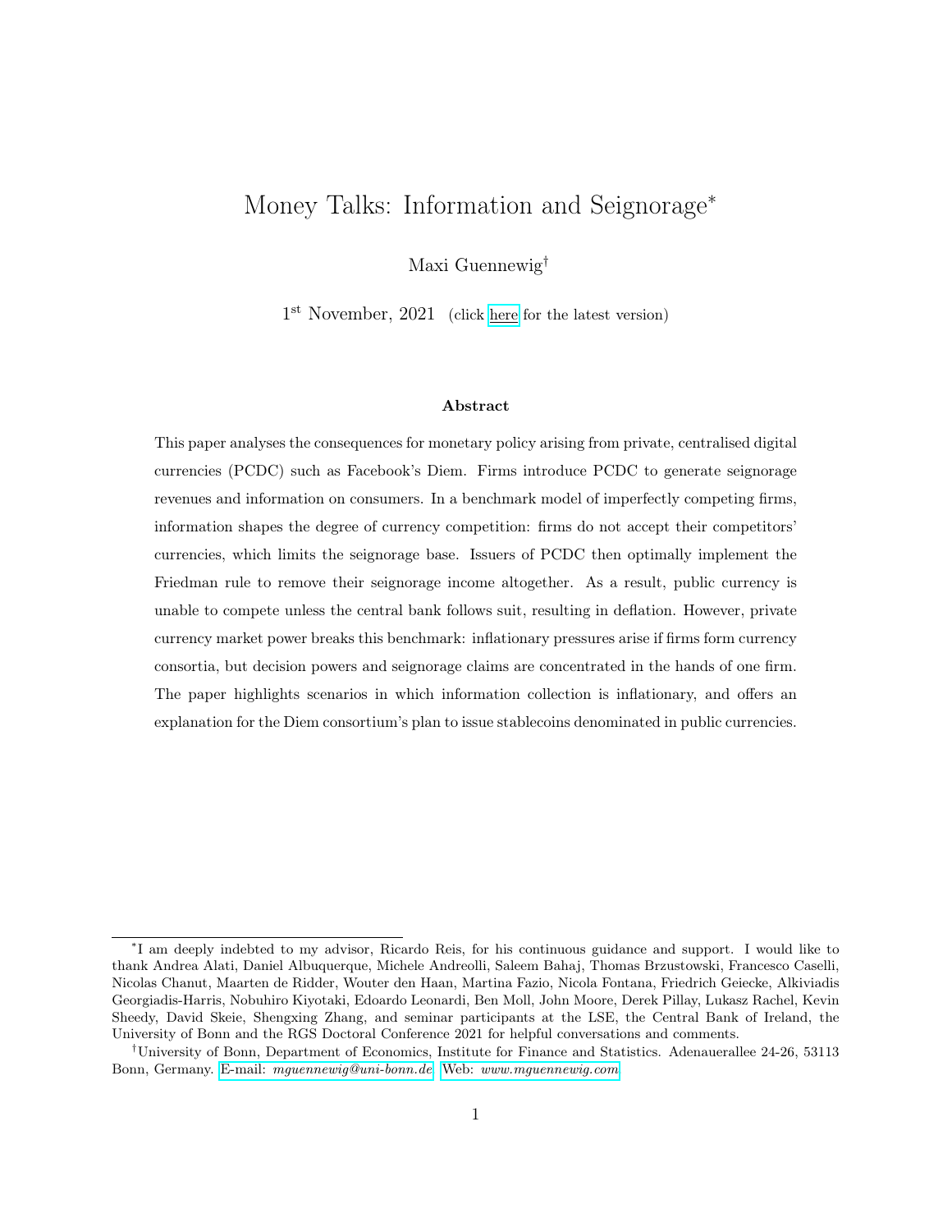# Money Talks: Information and Seignorage*

Maxi Guennewig†

1st November, 2021 (click here for the latest version)

### Abstract

This paper analyses the consequences for monetary policy arising from private, centralised digital currencies (PCDC) such as Facebook's Diem. Firms introduce PCDC to generate seignorage revenues and information on consumers. In a benchmark model of imperfectly competing firms, information shapes the degree of currency competition: firms do not accept their competitors' currencies, which limits the seignorage base. Issuers of PCDC then optimally implement the Friedman rule to remove their seignorage income altogether. As a result, public currency is unable to compete unless the central bank follows suit, resulting in deflation. However, private currency market power breaks this benchmark: inflationary pressures arise if firms form currency consortia, but decision powers and seignorage claims are concentrated in the hands of one firm. The paper highlights scenarios in which information collection is inflationary, and offers an explanation for the Diem consortium's plan to issue stablecoins denominated in public currencies.

---

*I am deeply indebted to my advisor, Ricardo Reis, for his continuous guidance and support. I would like to thank Andrea Alati, Daniel Albuquerque, Michele Andreolli, Saleem Bahaj, Thomas Brzustowski, Francesco Caselli, Nicolas Chanut, Maarten de Ridder, Wouter den Haan, Martina Fazio, Nicola Fontana, Friedrich Geiecke, Alkiviadis Georgiadis-Harris, Nobuhiro Kiyotaki, Edoardo Leonardi, Ben Moll, John Moore, Derek Pillay, Lukasz Rachel, Kevin Sheedy, David Skeie, Shengxing Zhang, and seminar participants at the LSE, the Central Bank of Ireland, the University of Bonn and the RGS Doctoral Conference 2021 for helpful conversations and comments.

†University of Bonn, Department of Economics, Institute for Finance and Statistics. Adenauerallee 24-26, 53113 Bonn, Germany. E-mail: *mguennewig@uni-bonn.de* Web: *www.mguennewig.com*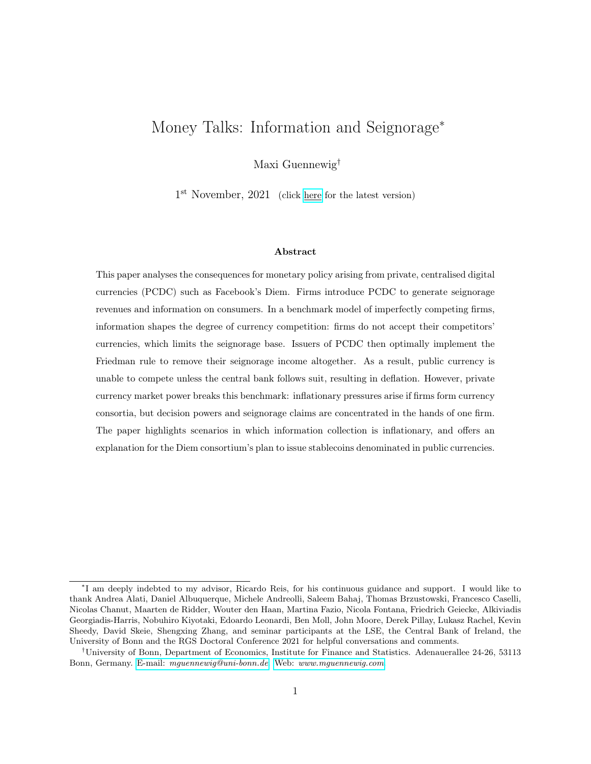# Money Talks: Information and Seignorage*

Maxi Guennewig†

1st November, 2021 (click here for the latest version)

### Abstract

This paper analyses the consequences for monetary policy arising from private, centralised digital currencies (PCDC) such as Facebook's Diem. Firms introduce PCDC to generate seignorage revenues and information on consumers. In a benchmark model of imperfectly competing firms, information shapes the degree of currency competition: firms do not accept their competitors' currencies, which limits the seignorage base. Issuers of PCDC then optimally implement the Friedman rule to remove their seignorage income altogether. As a result, public currency is unable to compete unless the central bank follows suit, resulting in deflation. However, private currency market power breaks this benchmark: inflationary pressures arise if firms form currency consortia, but decision powers and seignorage claims are concentrated in the hands of one firm. The paper highlights scenarios in which information collection is inflationary, and offers an explanation for the Diem consortium's plan to issue stablecoins denominated in public currencies.

---

*I am deeply indebted to my advisor, Ricardo Reis, for his continuous guidance and support. I would like to thank Andrea Alati, Daniel Albuquerque, Michele Andreolli, Saleem Bahaj, Thomas Brzustowski, Francesco Caselli, Nicolas Chanut, Maarten de Ridder, Wouter den Haan, Martina Fazio, Nicola Fontana, Friedrich Geiecke, Alkiviadis Georgiadis-Harris, Nobuhiro Kiyotaki, Edoardo Leonardi, Ben Moll, John Moore, Derek Pillay, Lukasz Rachel, Kevin Sheedy, David Skeie, Shengxing Zhang, and seminar participants at the LSE, the Central Bank of Ireland, the University of Bonn and the RGS Doctoral Conference 2021 for helpful conversations and comments.

†University of Bonn, Department of Economics, Institute for Finance and Statistics. Adenauerallee 24-26, 53113 Bonn, Germany. E-mail: *mguennewig@uni-bonn.de* Web: *www.mguennewig.com*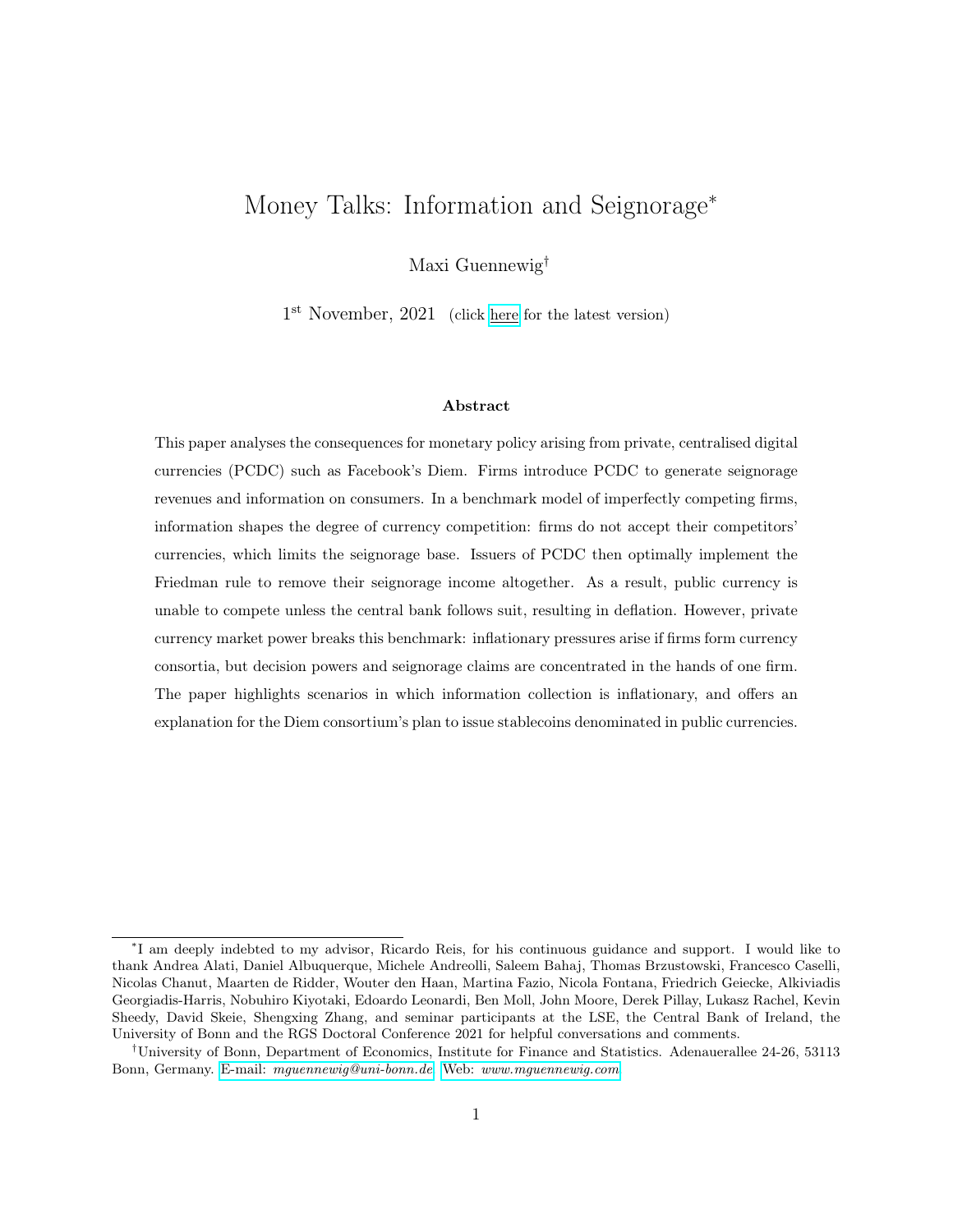# Money Talks: Information and Seignorage[*]

Maxi Guennewig[†]

1[st] November, 2021 (click here for the latest version)

### Abstract

This paper analyses the consequences for monetary policy arising from private, centralised digital currencies (PCDC) such as Facebook's Diem. Firms introduce PCDC to generate seignorage revenues and information on consumers. In a benchmark model of imperfectly competing firms, information shapes the degree of currency competition: firms do not accept their competitors' currencies, which limits the seignorage base. Issuers of PCDC then optimally implement the Friedman rule to remove their seignorage income altogether. As a result, public currency is unable to compete unless the central bank follows suit, resulting in deflation. However, private currency market power breaks this benchmark: inflationary pressures arise if firms form currency consortia, but decision powers and seignorage claims are concentrated in the hands of one firm. The paper highlights scenarios in which information collection is inflationary, and offers an explanation for the Diem consortium's plan to issue stablecoins denominated in public currencies.

---

[*] I am deeply indebted to my advisor, Ricardo Reis, for his continuous guidance and support. I would like to thank Andrea Alati, Daniel Albuquerque, Michele Andreolli, Saleem Bahaj, Thomas Brzustowski, Francesco Caselli, Nicolas Chanut, Maarten de Ridder, Wouter den Haan, Martina Fazio, Nicola Fontana, Friedrich Geiecke, Alkiviadis Georgiadis-Harris, Nobuhiro Kiyotaki, Edoardo Leonardi, Ben Moll, John Moore, Derek Pillay, Lukasz Rachel, Kevin Sheedy, David Skeie, Shengxing Zhang, and seminar participants at the LSE, the Central Bank of Ireland, the University of Bonn and the RGS Doctoral Conference 2021 for helpful conversations and comments.

[†] University of Bonn, Department of Economics, Institute for Finance and Statistics. Adenauerallee 24-26, 53113 Bonn, Germany. E-mail: *mguennewig@uni-bonn.de* Web: *www.mguennewig.com*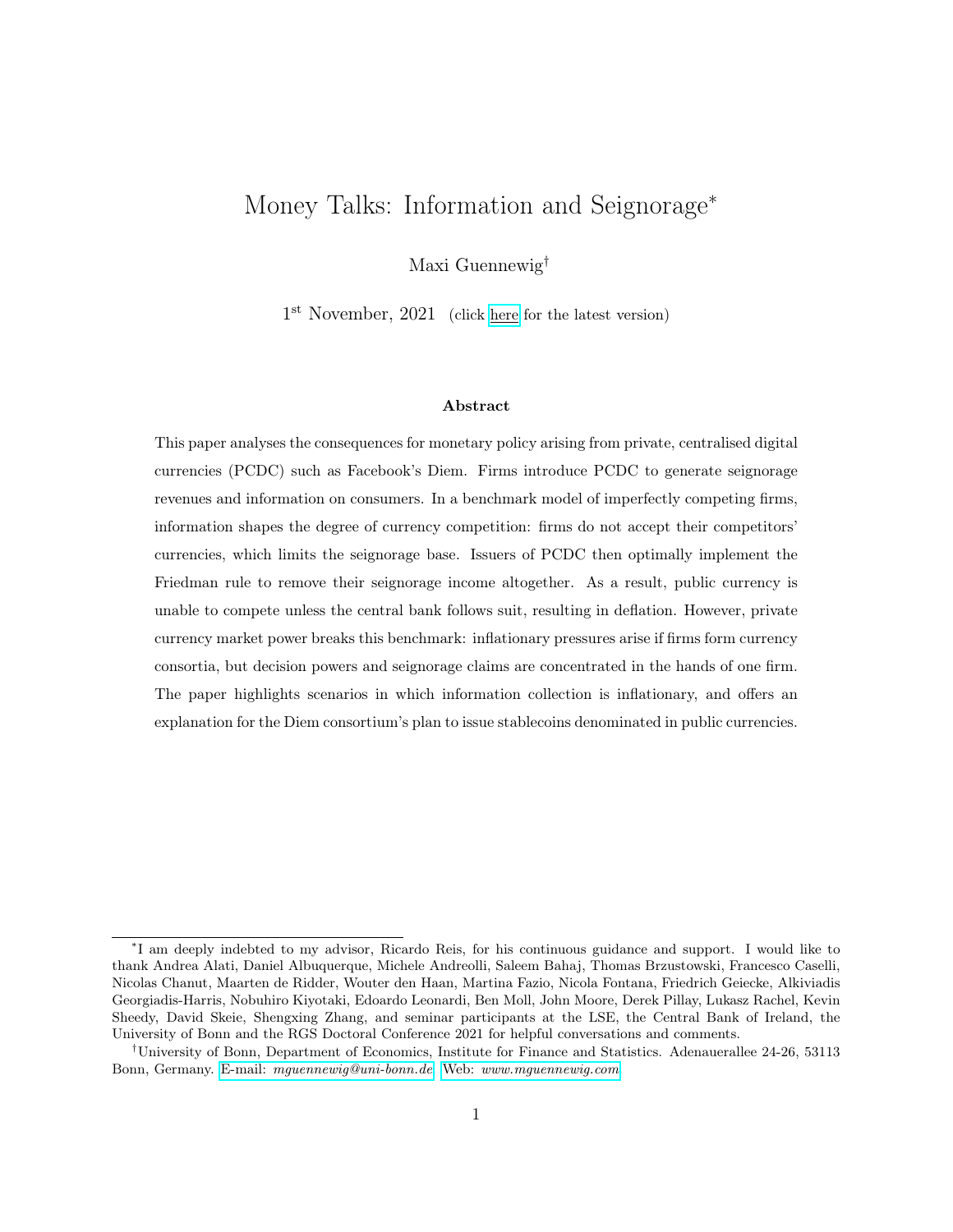# Money Talks: Information and Seignorage*

Maxi Guennewig†

1st November, 2021 (click here for the latest version)

### Abstract

This paper analyses the consequences for monetary policy arising from private, centralised digital currencies (PCDC) such as Facebook's Diem. Firms introduce PCDC to generate seignorage revenues and information on consumers. In a benchmark model of imperfectly competing firms, information shapes the degree of currency competition: firms do not accept their competitors' currencies, which limits the seignorage base. Issuers of PCDC then optimally implement the Friedman rule to remove their seignorage income altogether. As a result, public currency is unable to compete unless the central bank follows suit, resulting in deflation. However, private currency market power breaks this benchmark: inflationary pressures arise if firms form currency consortia, but decision powers and seignorage claims are concentrated in the hands of one firm. The paper highlights scenarios in which information collection is inflationary, and offers an explanation for the Diem consortium's plan to issue stablecoins denominated in public currencies.

---

*I am deeply indebted to my advisor, Ricardo Reis, for his continuous guidance and support. I would like to thank Andrea Alati, Daniel Albuquerque, Michele Andreolli, Saleem Bahaj, Thomas Brzustowski, Francesco Caselli, Nicolas Chanut, Maarten de Ridder, Wouter den Haan, Martina Fazio, Nicola Fontana, Friedrich Geiecke, Alkiviadis Georgiadis-Harris, Nobuhiro Kiyotaki, Edoardo Leonardi, Ben Moll, John Moore, Derek Pillay, Lukasz Rachel, Kevin Sheedy, David Skeie, Shengxing Zhang, and seminar participants at the LSE, the Central Bank of Ireland, the University of Bonn and the RGS Doctoral Conference 2021 for helpful conversations and comments.

†University of Bonn, Department of Economics, Institute for Finance and Statistics. Adenauerallee 24-26, 53113 Bonn, Germany. E-mail: *mguennewig@uni-bonn.de* Web: *www.mguennewig.com*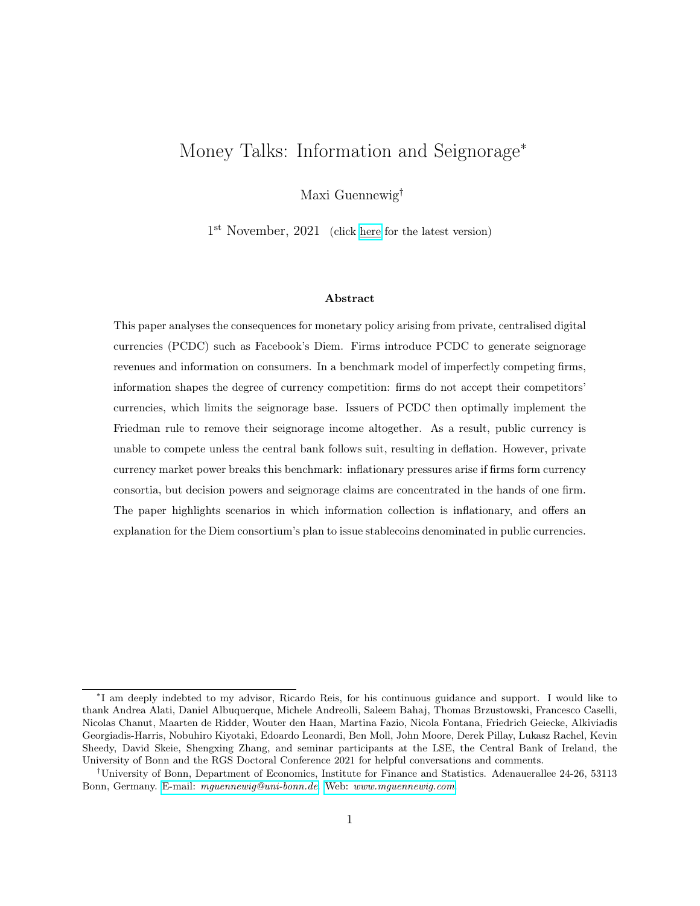# Money Talks: Information and Seignorage*

Maxi Guennewig†

1st November, 2021 (click here for the latest version)

### Abstract

This paper analyses the consequences for monetary policy arising from private, centralised digital currencies (PCDC) such as Facebook's Diem. Firms introduce PCDC to generate seignorage revenues and information on consumers. In a benchmark model of imperfectly competing firms, information shapes the degree of currency competition: firms do not accept their competitors' currencies, which limits the seignorage base. Issuers of PCDC then optimally implement the Friedman rule to remove their seignorage income altogether. As a result, public currency is unable to compete unless the central bank follows suit, resulting in deflation. However, private currency market power breaks this benchmark: inflationary pressures arise if firms form currency consortia, but decision powers and seignorage claims are concentrated in the hands of one firm. The paper highlights scenarios in which information collection is inflationary, and offers an explanation for the Diem consortium's plan to issue stablecoins denominated in public currencies.

---

*I am deeply indebted to my advisor, Ricardo Reis, for his continuous guidance and support. I would like to thank Andrea Alati, Daniel Albuquerque, Michele Andreolli, Saleem Bahaj, Thomas Brzustowski, Francesco Caselli, Nicolas Chanut, Maarten de Ridder, Wouter den Haan, Martina Fazio, Nicola Fontana, Friedrich Geiecke, Alkiviadis Georgiadis-Harris, Nobuhiro Kiyotaki, Edoardo Leonardi, Ben Moll, John Moore, Derek Pillay, Lukasz Rachel, Kevin Sheedy, David Skeie, Shengxing Zhang, and seminar participants at the LSE, the Central Bank of Ireland, the University of Bonn and the RGS Doctoral Conference 2021 for helpful conversations and comments.

†University of Bonn, Department of Economics, Institute for Finance and Statistics. Adenauerallee 24-26, 53113 Bonn, Germany. E-mail: *mguennewig@uni-bonn.de* Web: *www.mguennewig.com*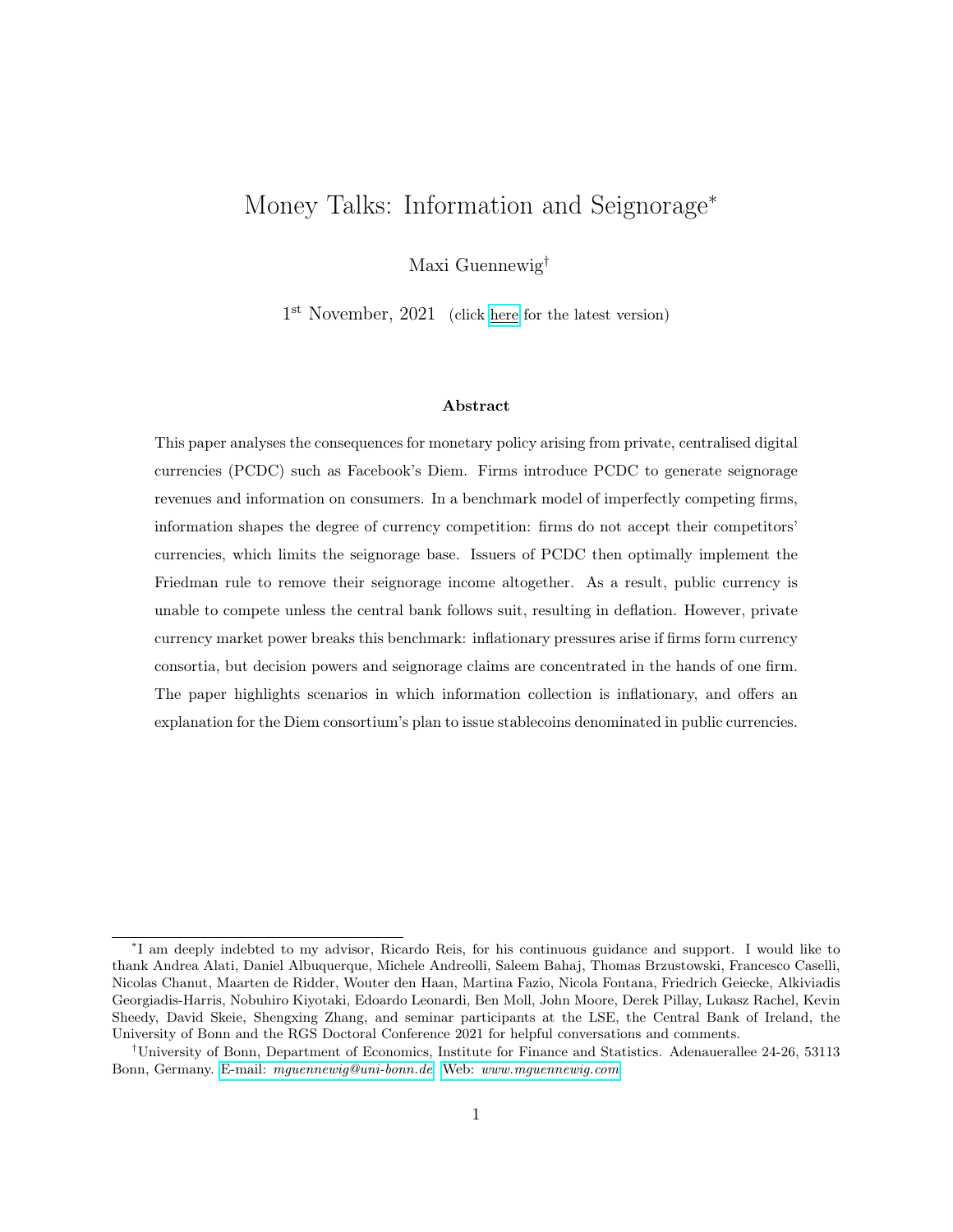# Money Talks: Information and Seignorage*

Maxi Guennewig†

1st November, 2021 (click here for the latest version)

### Abstract

This paper analyses the consequences for monetary policy arising from private, centralised digital currencies (PCDC) such as Facebook's Diem. Firms introduce PCDC to generate seignorage revenues and information on consumers. In a benchmark model of imperfectly competing firms, information shapes the degree of currency competition: firms do not accept their competitors' currencies, which limits the seignorage base. Issuers of PCDC then optimally implement the Friedman rule to remove their seignorage income altogether. As a result, public currency is unable to compete unless the central bank follows suit, resulting in deflation. However, private currency market power breaks this benchmark: inflationary pressures arise if firms form currency consortia, but decision powers and seignorage claims are concentrated in the hands of one firm. The paper highlights scenarios in which information collection is inflationary, and offers an explanation for the Diem consortium's plan to issue stablecoins denominated in public currencies.

---

*I am deeply indebted to my advisor, Ricardo Reis, for his continuous guidance and support. I would like to thank Andrea Alati, Daniel Albuquerque, Michele Andreolli, Saleem Bahaj, Thomas Brzustowski, Francesco Caselli, Nicolas Chanut, Maarten de Ridder, Wouter den Haan, Martina Fazio, Nicola Fontana, Friedrich Geiecke, Alkiviadis Georgiadis-Harris, Nobuhiro Kiyotaki, Edoardo Leonardi, Ben Moll, John Moore, Derek Pillay, Lukasz Rachel, Kevin Sheedy, David Skeie, Shengxing Zhang, and seminar participants at the LSE, the Central Bank of Ireland, the University of Bonn and the RGS Doctoral Conference 2021 for helpful conversations and comments.

†University of Bonn, Department of Economics, Institute for Finance and Statistics. Adenauerallee 24-26, 53113 Bonn, Germany. E-mail: *mguennewig@uni-bonn.de* Web: *www.mguennewig.com*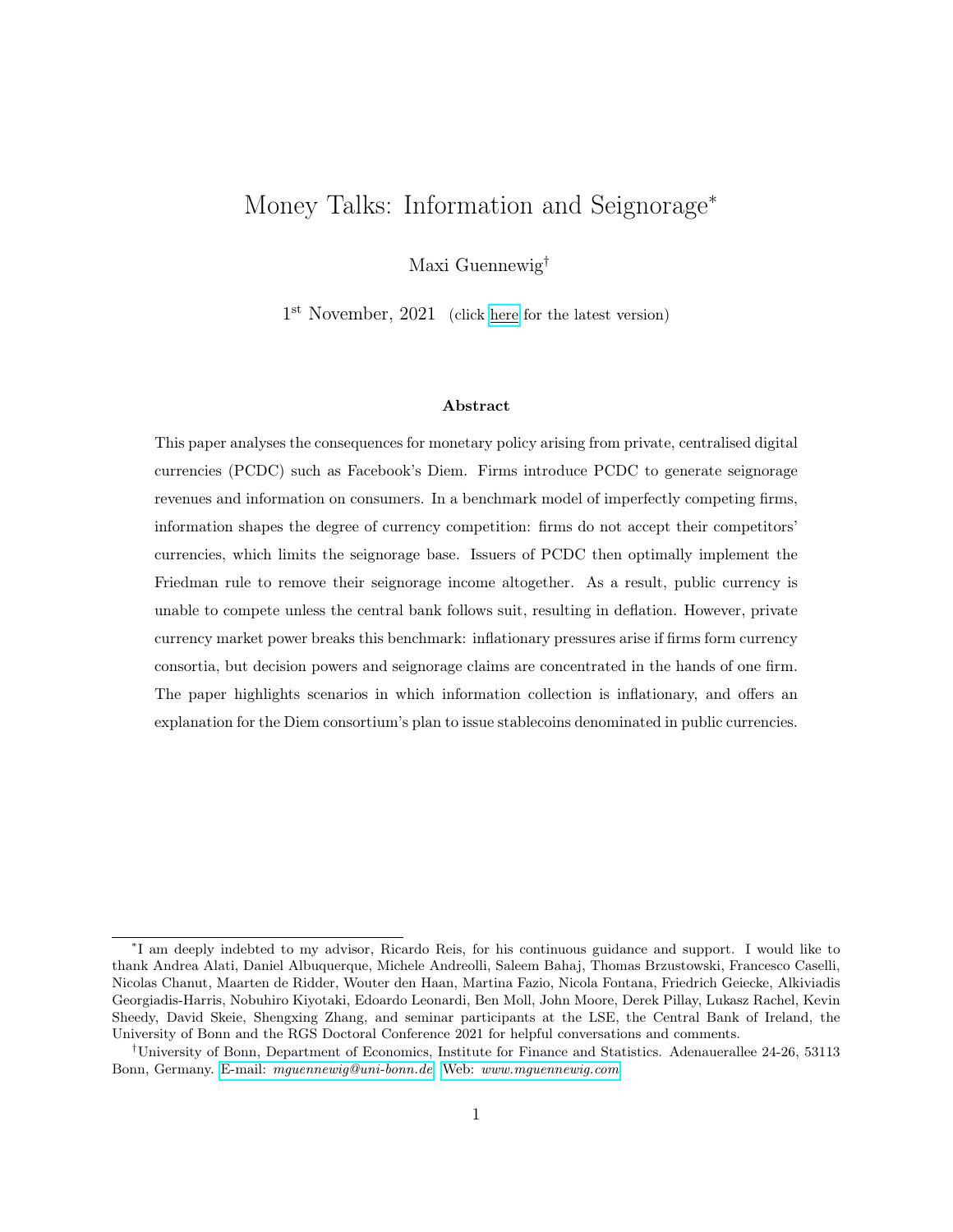# Money Talks: Information and Seignorage*

Maxi Guennewig†

1st November, 2021 (click here for the latest version)

### Abstract

This paper analyses the consequences for monetary policy arising from private, centralised digital currencies (PCDC) such as Facebook's Diem. Firms introduce PCDC to generate seignorage revenues and information on consumers. In a benchmark model of imperfectly competing firms, information shapes the degree of currency competition: firms do not accept their competitors' currencies, which limits the seignorage base. Issuers of PCDC then optimally implement the Friedman rule to remove their seignorage income altogether. As a result, public currency is unable to compete unless the central bank follows suit, resulting in deflation. However, private currency market power breaks this benchmark: inflationary pressures arise if firms form currency consortia, but decision powers and seignorage claims are concentrated in the hands of one firm. The paper highlights scenarios in which information collection is inflationary, and offers an explanation for the Diem consortium's plan to issue stablecoins denominated in public currencies.

---

*I am deeply indebted to my advisor, Ricardo Reis, for his continuous guidance and support. I would like to thank Andrea Alati, Daniel Albuquerque, Michele Andreolli, Saleem Bahaj, Thomas Brzustowski, Francesco Caselli, Nicolas Chanut, Maarten de Ridder, Wouter den Haan, Martina Fazio, Nicola Fontana, Friedrich Geiecke, Alkiviadis Georgiadis-Harris, Nobuhiro Kiyotaki, Edoardo Leonardi, Ben Moll, John Moore, Derek Pillay, Lukasz Rachel, Kevin Sheedy, David Skeie, Shengxing Zhang, and seminar participants at the LSE, the Central Bank of Ireland, the University of Bonn and the RGS Doctoral Conference 2021 for helpful conversations and comments.

†University of Bonn, Department of Economics, Institute for Finance and Statistics. Adenauerallee 24-26, 53113 Bonn, Germany. E-mail: *mguennewig@uni-bonn.de* Web: *www.mguennewig.com*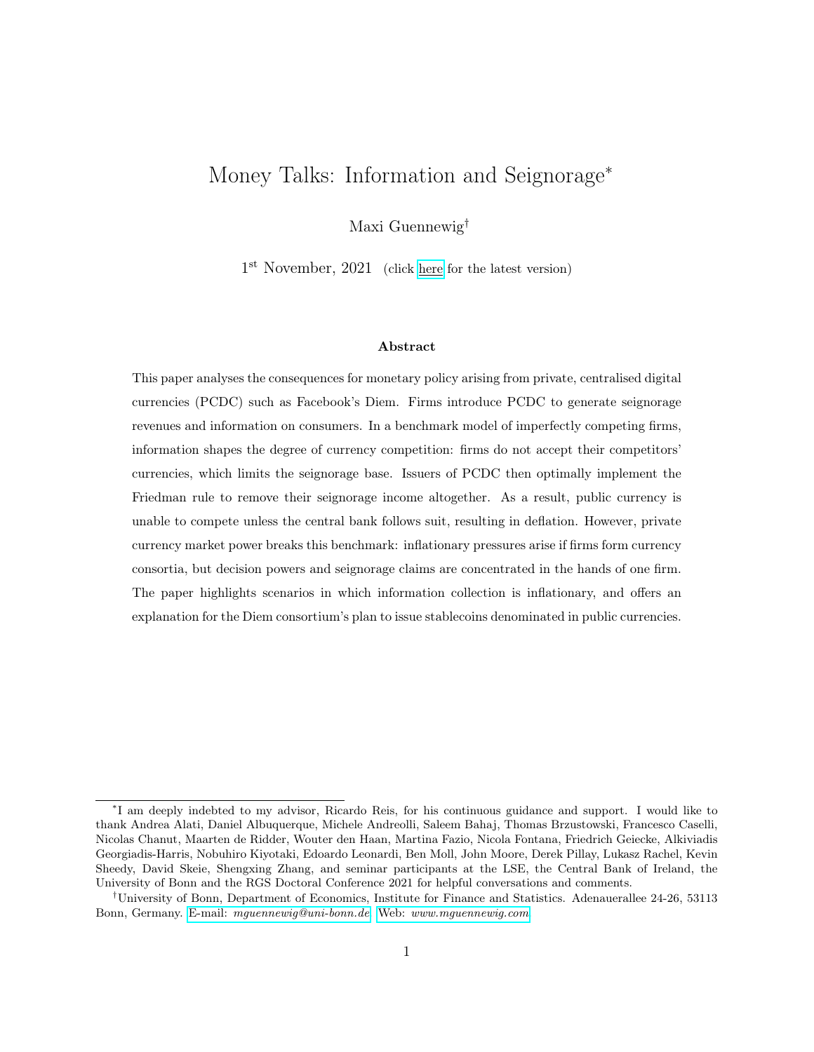# Money Talks: Information and Seignorage*

Maxi Guennewig†

1st November, 2021 (click here for the latest version)

### Abstract

This paper analyses the consequences for monetary policy arising from private, centralised digital currencies (PCDC) such as Facebook's Diem. Firms introduce PCDC to generate seignorage revenues and information on consumers. In a benchmark model of imperfectly competing firms, information shapes the degree of currency competition: firms do not accept their competitors' currencies, which limits the seignorage base. Issuers of PCDC then optimally implement the Friedman rule to remove their seignorage income altogether. As a result, public currency is unable to compete unless the central bank follows suit, resulting in deflation. However, private currency market power breaks this benchmark: inflationary pressures arise if firms form currency consortia, but decision powers and seignorage claims are concentrated in the hands of one firm. The paper highlights scenarios in which information collection is inflationary, and offers an explanation for the Diem consortium's plan to issue stablecoins denominated in public currencies.

---

*I am deeply indebted to my advisor, Ricardo Reis, for his continuous guidance and support. I would like to thank Andrea Alati, Daniel Albuquerque, Michele Andreolli, Saleem Bahaj, Thomas Brzustowski, Francesco Caselli, Nicolas Chanut, Maarten de Ridder, Wouter den Haan, Martina Fazio, Nicola Fontana, Friedrich Geiecke, Alkiviadis Georgiadis-Harris, Nobuhiro Kiyotaki, Edoardo Leonardi, Ben Moll, John Moore, Derek Pillay, Lukasz Rachel, Kevin Sheedy, David Skeie, Shengxing Zhang, and seminar participants at the LSE, the Central Bank of Ireland, the University of Bonn and the RGS Doctoral Conference 2021 for helpful conversations and comments.

†University of Bonn, Department of Economics, Institute for Finance and Statistics. Adenauerallee 24-26, 53113 Bonn, Germany. E-mail: *mguennewig@uni-bonn.de* Web: *www.mguennewig.com*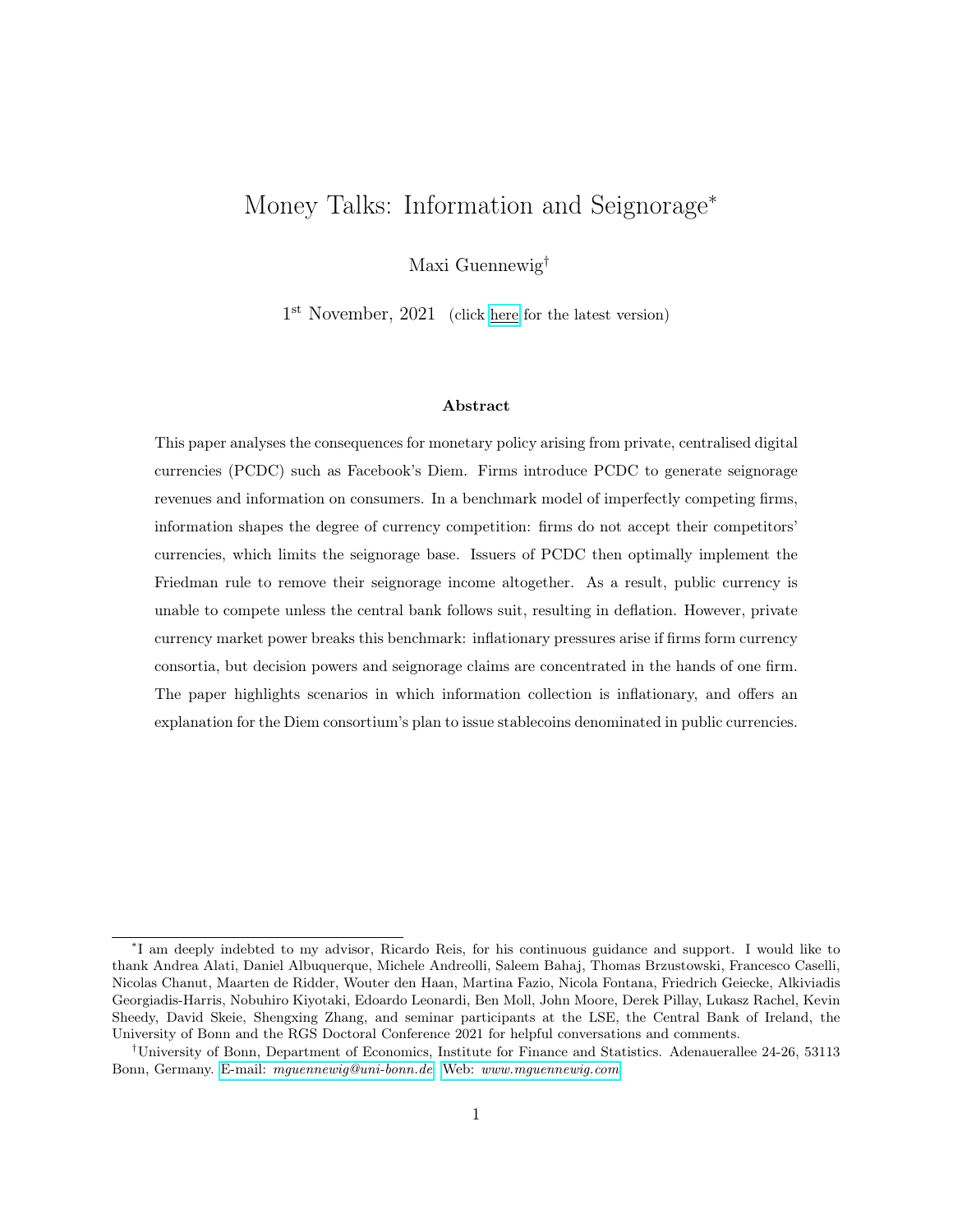# Money Talks: Information and Seignorage*

Maxi Guennewig†

1st November, 2021 (click here for the latest version)

### Abstract

This paper analyses the consequences for monetary policy arising from private, centralised digital currencies (PCDC) such as Facebook's Diem. Firms introduce PCDC to generate seignorage revenues and information on consumers. In a benchmark model of imperfectly competing firms, information shapes the degree of currency competition: firms do not accept their competitors' currencies, which limits the seignorage base. Issuers of PCDC then optimally implement the Friedman rule to remove their seignorage income altogether. As a result, public currency is unable to compete unless the central bank follows suit, resulting in deflation. However, private currency market power breaks this benchmark: inflationary pressures arise if firms form currency consortia, but decision powers and seignorage claims are concentrated in the hands of one firm. The paper highlights scenarios in which information collection is inflationary, and offers an explanation for the Diem consortium's plan to issue stablecoins denominated in public currencies.

---

*I am deeply indebted to my advisor, Ricardo Reis, for his continuous guidance and support. I would like to thank Andrea Alati, Daniel Albuquerque, Michele Andreolli, Saleem Bahaj, Thomas Brzustowski, Francesco Caselli, Nicolas Chanut, Maarten de Ridder, Wouter den Haan, Martina Fazio, Nicola Fontana, Friedrich Geiecke, Alkiviadis Georgiadis-Harris, Nobuhiro Kiyotaki, Edoardo Leonardi, Ben Moll, John Moore, Derek Pillay, Lukasz Rachel, Kevin Sheedy, David Skeie, Shengxing Zhang, and seminar participants at the LSE, the Central Bank of Ireland, the University of Bonn and the RGS Doctoral Conference 2021 for helpful conversations and comments.

†University of Bonn, Department of Economics, Institute for Finance and Statistics. Adenauerallee 24-26, 53113 Bonn, Germany. E-mail: *mguennewig@uni-bonn.de* Web: *www.mguennewig.com*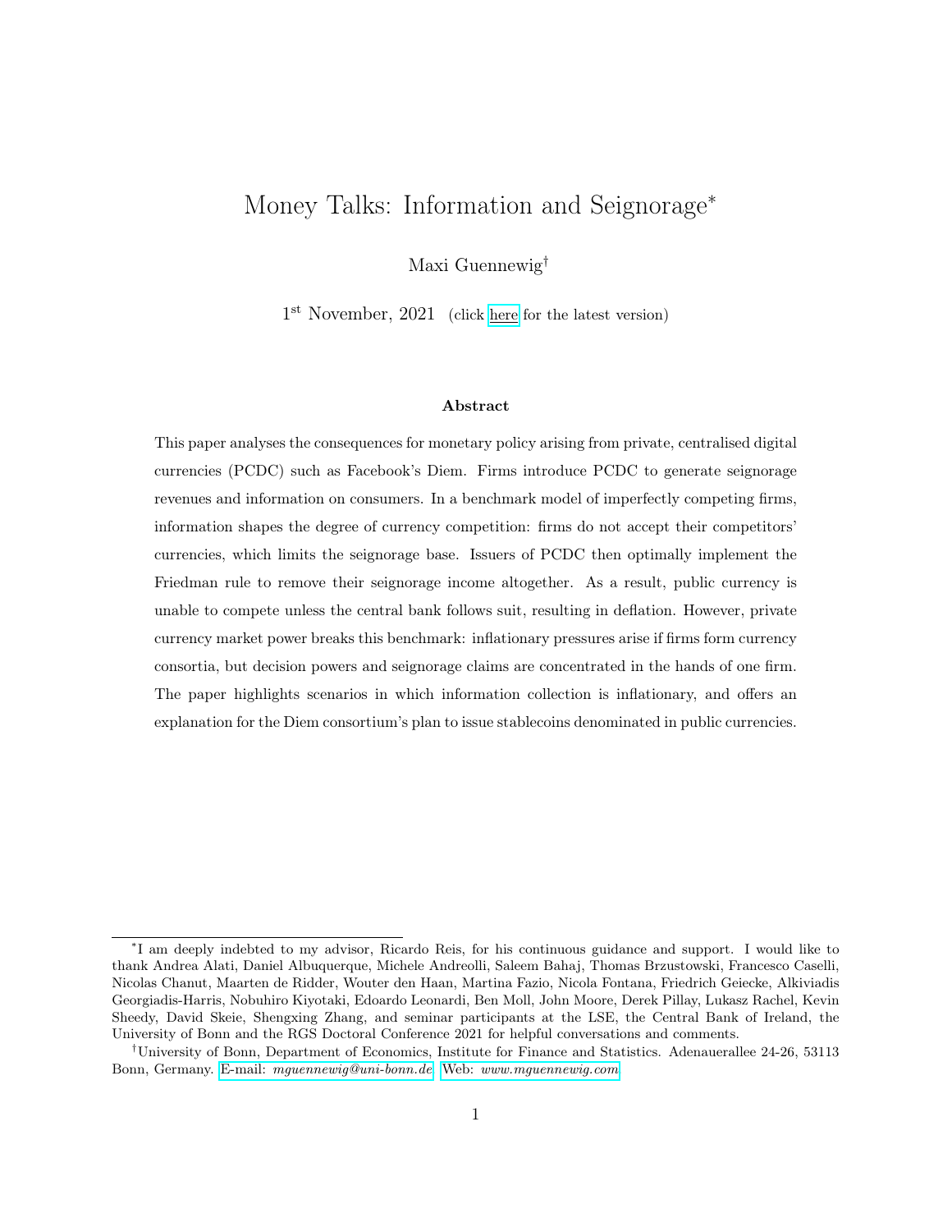# Money Talks: Information and Seignorage*

Maxi Guennewig†

1st November, 2021 (click here for the latest version)

### Abstract

This paper analyses the consequences for monetary policy arising from private, centralised digital currencies (PCDC) such as Facebook's Diem. Firms introduce PCDC to generate seignorage revenues and information on consumers. In a benchmark model of imperfectly competing firms, information shapes the degree of currency competition: firms do not accept their competitors' currencies, which limits the seignorage base. Issuers of PCDC then optimally implement the Friedman rule to remove their seignorage income altogether. As a result, public currency is unable to compete unless the central bank follows suit, resulting in deflation. However, private currency market power breaks this benchmark: inflationary pressures arise if firms form currency consortia, but decision powers and seignorage claims are concentrated in the hands of one firm. The paper highlights scenarios in which information collection is inflationary, and offers an explanation for the Diem consortium's plan to issue stablecoins denominated in public currencies.

---

*I am deeply indebted to my advisor, Ricardo Reis, for his continuous guidance and support. I would like to thank Andrea Alati, Daniel Albuquerque, Michele Andreolli, Saleem Bahaj, Thomas Brzustowski, Francesco Caselli, Nicolas Chanut, Maarten de Ridder, Wouter den Haan, Martina Fazio, Nicola Fontana, Friedrich Geiecke, Alkiviadis Georgiadis-Harris, Nobuhiro Kiyotaki, Edoardo Leonardi, Ben Moll, John Moore, Derek Pillay, Lukasz Rachel, Kevin Sheedy, David Skeie, Shengxing Zhang, and seminar participants at the LSE, the Central Bank of Ireland, the University of Bonn and the RGS Doctoral Conference 2021 for helpful conversations and comments.

†University of Bonn, Department of Economics, Institute for Finance and Statistics. Adenauerallee 24-26, 53113 Bonn, Germany. E-mail: *mguennewig@uni-bonn.de* Web: *www.mguennewig.com*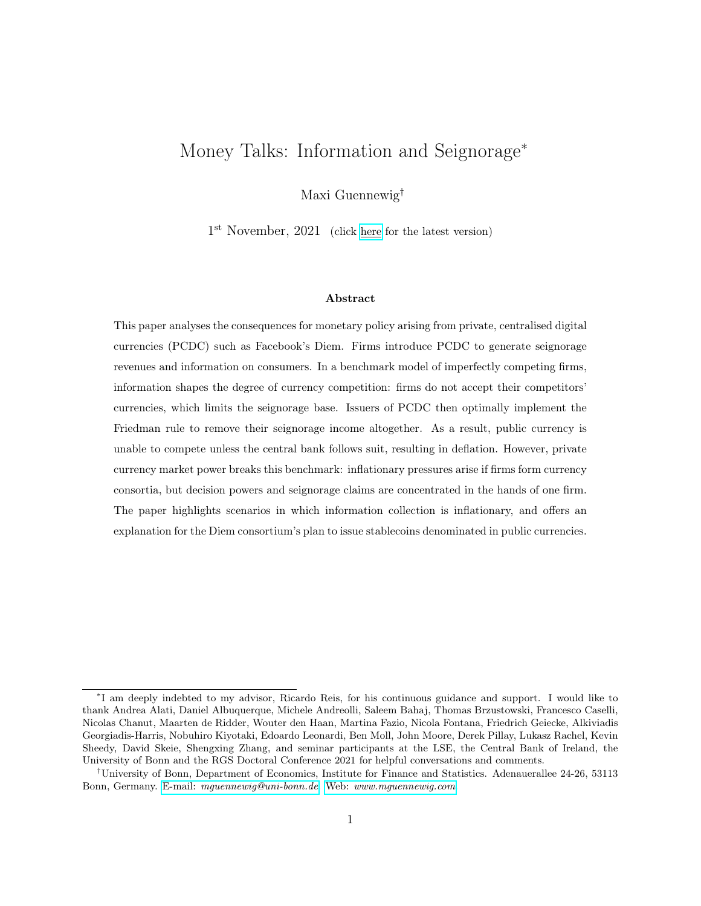# Money Talks: Information and Seignorage*

Maxi Guennewig†

1st November, 2021 (click here for the latest version)

### Abstract

This paper analyses the consequences for monetary policy arising from private, centralised digital currencies (PCDC) such as Facebook's Diem. Firms introduce PCDC to generate seignorage revenues and information on consumers. In a benchmark model of imperfectly competing firms, information shapes the degree of currency competition: firms do not accept their competitors' currencies, which limits the seignorage base. Issuers of PCDC then optimally implement the Friedman rule to remove their seignorage income altogether. As a result, public currency is unable to compete unless the central bank follows suit, resulting in deflation. However, private currency market power breaks this benchmark: inflationary pressures arise if firms form currency consortia, but decision powers and seignorage claims are concentrated in the hands of one firm. The paper highlights scenarios in which information collection is inflationary, and offers an explanation for the Diem consortium's plan to issue stablecoins denominated in public currencies.

---

*I am deeply indebted to my advisor, Ricardo Reis, for his continuous guidance and support. I would like to thank Andrea Alati, Daniel Albuquerque, Michele Andreolli, Saleem Bahaj, Thomas Brzustowski, Francesco Caselli, Nicolas Chanut, Maarten de Ridder, Wouter den Haan, Martina Fazio, Nicola Fontana, Friedrich Geiecke, Alkiviadis Georgiadis-Harris, Nobuhiro Kiyotaki, Edoardo Leonardi, Ben Moll, John Moore, Derek Pillay, Lukasz Rachel, Kevin Sheedy, David Skeie, Shengxing Zhang, and seminar participants at the LSE, the Central Bank of Ireland, the University of Bonn and the RGS Doctoral Conference 2021 for helpful conversations and comments.

†University of Bonn, Department of Economics, Institute for Finance and Statistics. Adenauerallee 24-26, 53113 Bonn, Germany. E-mail: *mguennewig@uni-bonn.de* Web: *www.mguennewig.com*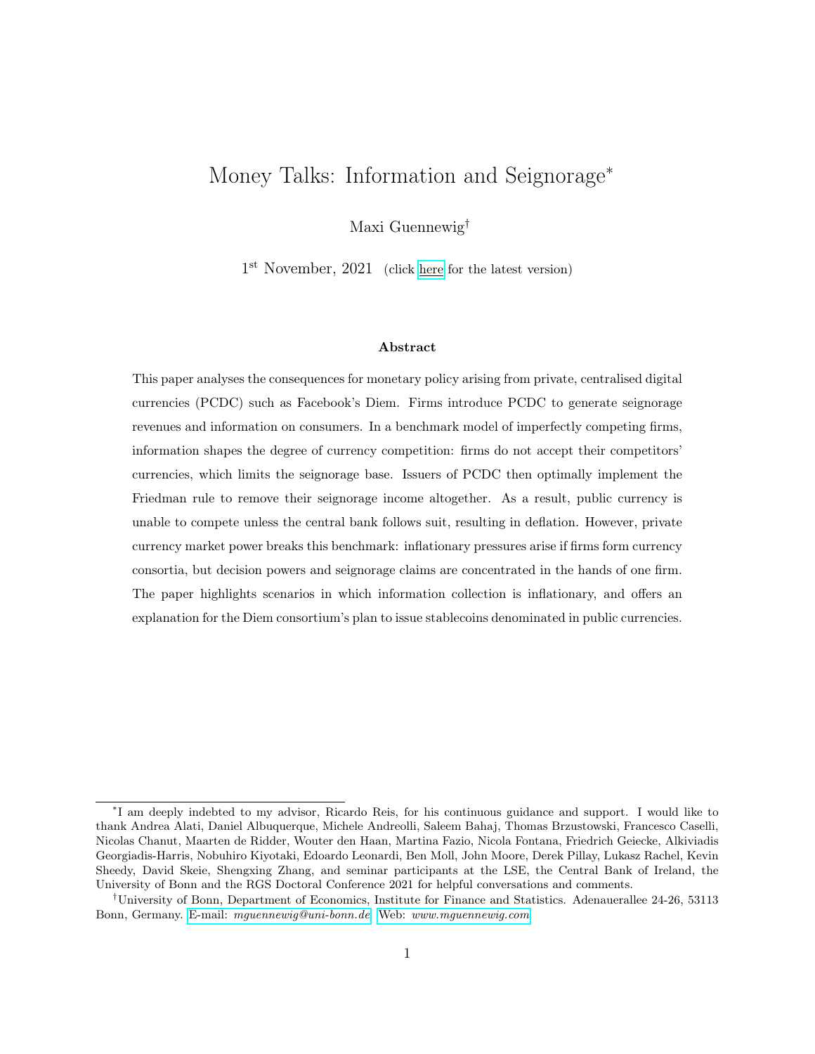# Money Talks: Information and Seignorage[*]

Maxi Guennewig[†]

1[st] November, 2021 (click here for the latest version)

### Abstract

This paper analyses the consequences for monetary policy arising from private, centralised digital currencies (PCDC) such as Facebook's Diem. Firms introduce PCDC to generate seignorage revenues and information on consumers. In a benchmark model of imperfectly competing firms, information shapes the degree of currency competition: firms do not accept their competitors' currencies, which limits the seignorage base. Issuers of PCDC then optimally implement the Friedman rule to remove their seignorage income altogether. As a result, public currency is unable to compete unless the central bank follows suit, resulting in deflation. However, private currency market power breaks this benchmark: inflationary pressures arise if firms form currency consortia, but decision powers and seignorage claims are concentrated in the hands of one firm. The paper highlights scenarios in which information collection is inflationary, and offers an explanation for the Diem consortium's plan to issue stablecoins denominated in public currencies.

---

[*] I am deeply indebted to my advisor, Ricardo Reis, for his continuous guidance and support. I would like to thank Andrea Alati, Daniel Albuquerque, Michele Andreolli, Saleem Bahaj, Thomas Brzustowski, Francesco Caselli, Nicolas Chanut, Maarten de Ridder, Wouter den Haan, Martina Fazio, Nicola Fontana, Friedrich Geiecke, Alkiviadis Georgiadis-Harris, Nobuhiro Kiyotaki, Edoardo Leonardi, Ben Moll, John Moore, Derek Pillay, Lukasz Rachel, Kevin Sheedy, David Skeie, Shengxing Zhang, and seminar participants at the LSE, the Central Bank of Ireland, the University of Bonn and the RGS Doctoral Conference 2021 for helpful conversations and comments.

[†] University of Bonn, Department of Economics, Institute for Finance and Statistics. Adenauerallee 24-26, 53113 Bonn, Germany. E-mail: *mguennewig@uni-bonn.de* Web: *www.mguennewig.com*